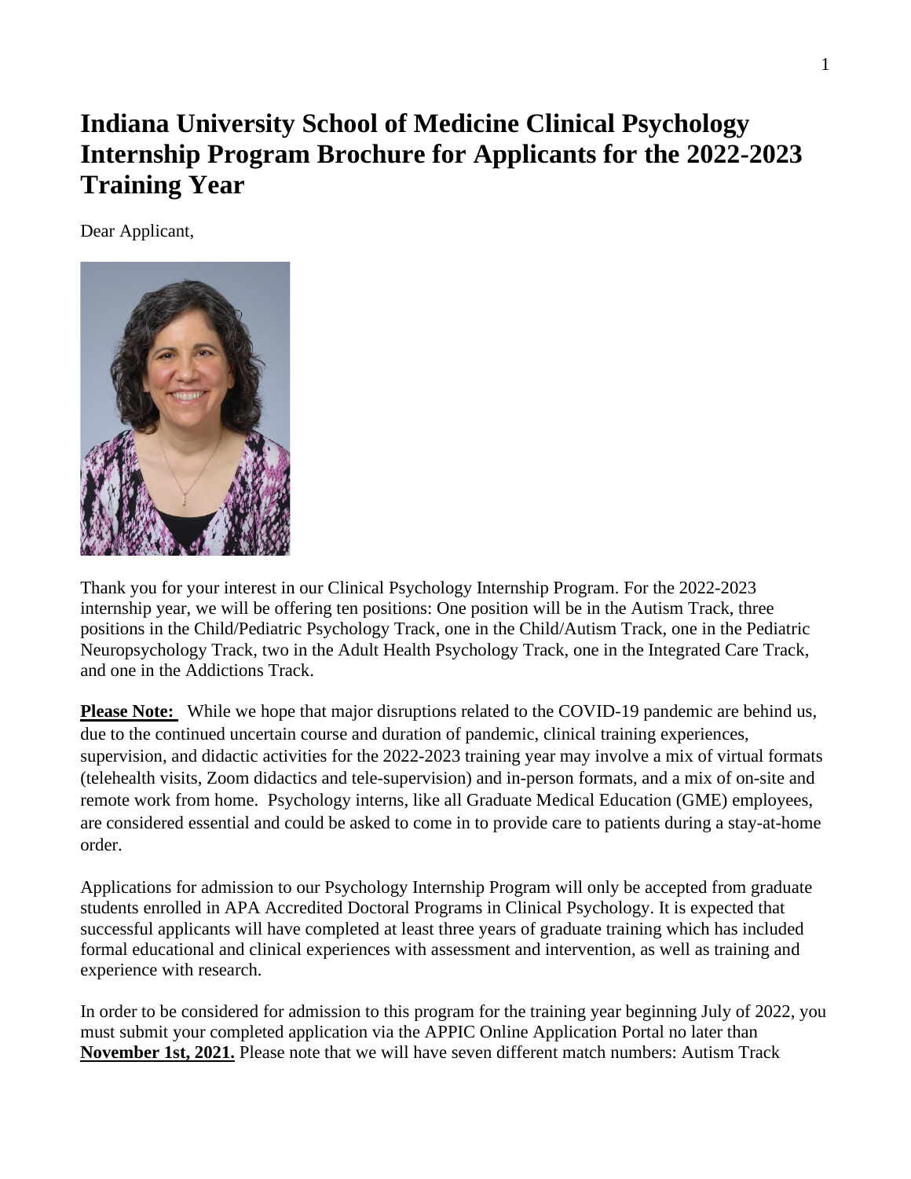# Indiana University School of Medicine Clinical Psychology Internship Program Brochure for Applicants for the 2022-2023 Training Year

Dear Applicant,

Thank you for your interest in our Clinical Psychology Internship Program. For the 2022-2023 internship year, we will be offering ten positions: One position will be in the Autism Track, three positions in the Child/Pediatric Psychology Track, one in the Child/Autism Track, one in the Pediatric Neuropsychology Track, two in the Adult Health Psychology Track, one in the Integrated Care Track, and one in the Addictions Track.

**Please Note:** While we hope that major disruptions related to the COVID-19 pandemic are behind us, due to the continued uncertain course and duration of pandemic, clinical training experiences, supervision, and didactic activities for the 2022-2023 training year may involve a mix of virtual formats (telehealth visits, Zoom didactics and tele-supervision) and in-person formats, and a mix of on-site and remote work from home. Psychology interns, like all Graduate Medical Education (GME) employees, are considered essential and could be asked to come in to provide care to patients during a stay-at-home order.

Applications for admission to our Psychology Internship Program will only be accepted from graduate students enrolled in APA Accredited Doctoral Programs in Clinical Psychology. It is expected that successful applicants will have completed at least three years of graduate training which has included formal educational and clinical experiences with assessment and intervention, as well as training and experience with research.

In order to be considered for admission to this program for the training year beginning July of 2022, you must submit your completed application via the APPIC Online Application Portal no later than **November 1st, 2021.** Please note that we will have seven different match numbers: Autism Track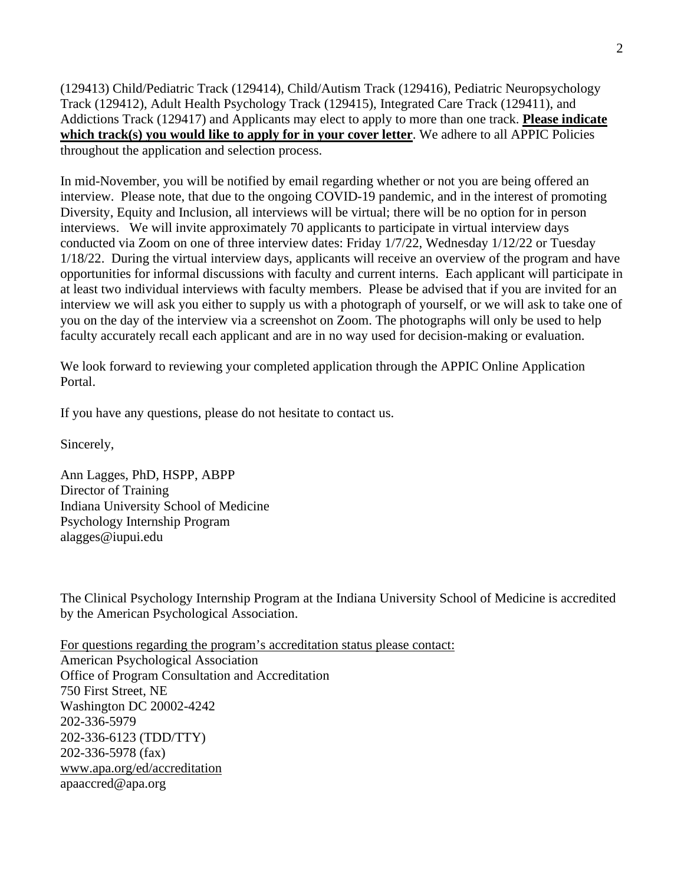(129413) Child/Pediatric Track (129414), Child/Autism Track (129416), Pediatric Neuropsychology Track (129412), Adult Health Psychology Track (129415), Integrated Care Track (129411), and Addictions Track (129417) and Applicants may elect to apply to more than one track. **Please indicate which track(s) you would like to apply for in your cover letter**. We adhere to all APPIC Policies throughout the application and selection process.

In mid-November, you will be notified by email regarding whether or not you are being offered an interview. Please note, that due to the ongoing COVID-19 pandemic, and in the interest of promoting Diversity, Equity and Inclusion, all interviews will be virtual; there will be no option for in person interviews. We will invite approximately 70 applicants to participate in virtual interview days conducted via Zoom on one of three interview dates: Friday 1/7/22, Wednesday 1/12/22 or Tuesday 1/18/22. During the virtual interview days, applicants will receive an overview of the program and have opportunities for informal discussions with faculty and current interns. Each applicant will participate in at least two individual interviews with faculty members. Please be advised that if you are invited for an interview we will ask you either to supply us with a photograph of yourself, or we will ask to take one of you on the day of the interview via a screenshot on Zoom. The photographs will only be used to help faculty accurately recall each applicant and are in no way used for decision-making or evaluation.

We look forward to reviewing your completed application through the APPIC Online Application Portal.

If you have any questions, please do not hesitate to contact us.

Sincerely,

Ann Lagges, PhD, HSPP, ABPP
Director of Training
Indiana University School of Medicine
Psychology Internship Program
alagges@iupui.edu

The Clinical Psychology Internship Program at the Indiana University School of Medicine is accredited by the American Psychological Association.

For questions regarding the program's accreditation status please contact:
American Psychological Association
Office of Program Consultation and Accreditation
750 First Street, NE
Washington DC 20002-4242
202-336-5979
202-336-6123 (TDD/TTY)
202-336-5978 (fax)
www.apa.org/ed/accreditation
apaaccred@apa.org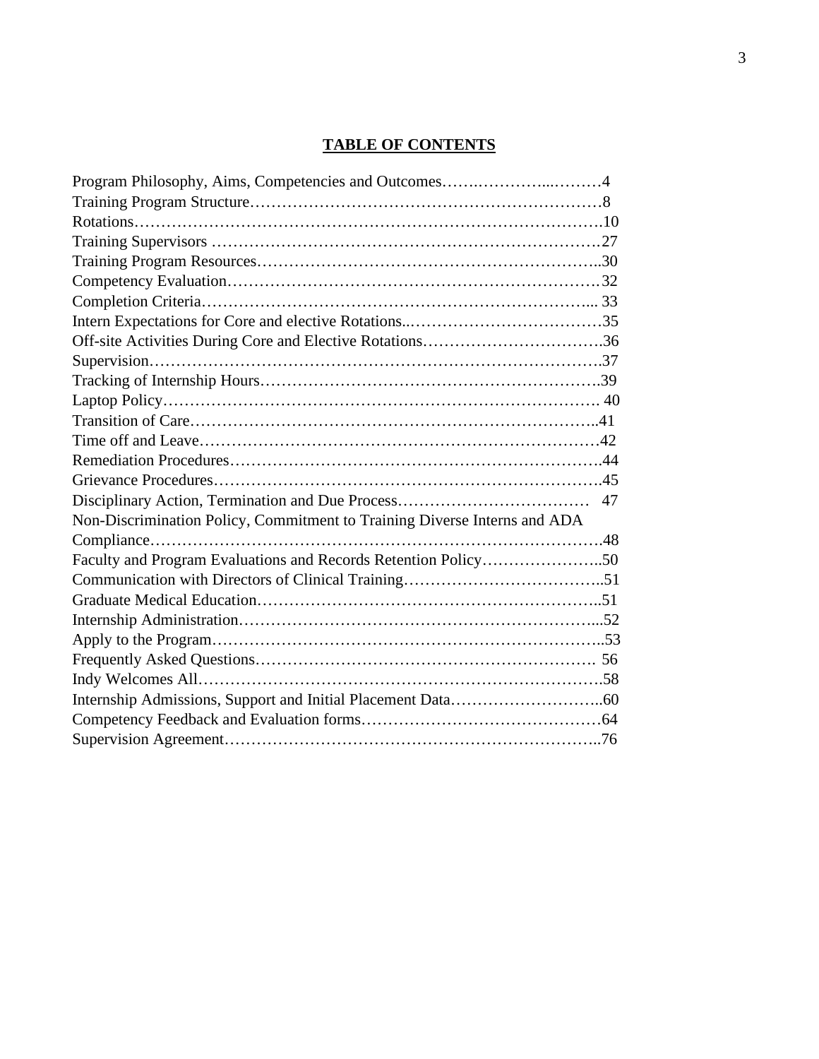**TABLE OF CONTENTS**

Program Philosophy, Aims, Competencies and Outcomes…….…………...………4
Training Program Structure…………………………………………………………8
Rotations……………………………………………………………………………….10
Training Supervisors ………………………………………………………………….27
Training Program Resources……………………………………………………..30
Competency Evaluation…………………………………………………………….32
Completion Criteria……………………………………………………………….... 33
Intern Expectations for Core and elective Rotations..…………………………………35
Off-site Activities During Core and Elective Rotations…………………………….36
Supervision……………………………………………………………………………….37
Tracking of Internship Hours……………………………………………………….39
Laptop Policy……………………………………………………………………. 40
Transition of Care…………………………………………………………………..41
Time off and Leave……………………………………………………………………42
Remediation Procedures………………………………………………………….44
Grievance Procedures……………………………………………………………….45
Disciplinary Action, Termination and Due Process……………………………… 47
Non-Discrimination Policy, Commitment to Training Diverse Interns and ADA Compliance…………………………………………………………………………….48
Faculty and Program Evaluations and Records Retention Policy…………………..50
Communication with Directors of Clinical Training………………………………..51
Graduate Medical Education…………………………………………………………..51
Internship Administration……………………………………………………...52
Apply to the Program…………………………………………………………………..53
Frequently Asked Questions……………………………………………………… 56
Indy Welcomes All……………………………………………………………………….58
Internship Admissions, Support and Initial Placement Data………………………..60
Competency Feedback and Evaluation forms………………………………………64
Supervision Agreement………………………………………………………………..76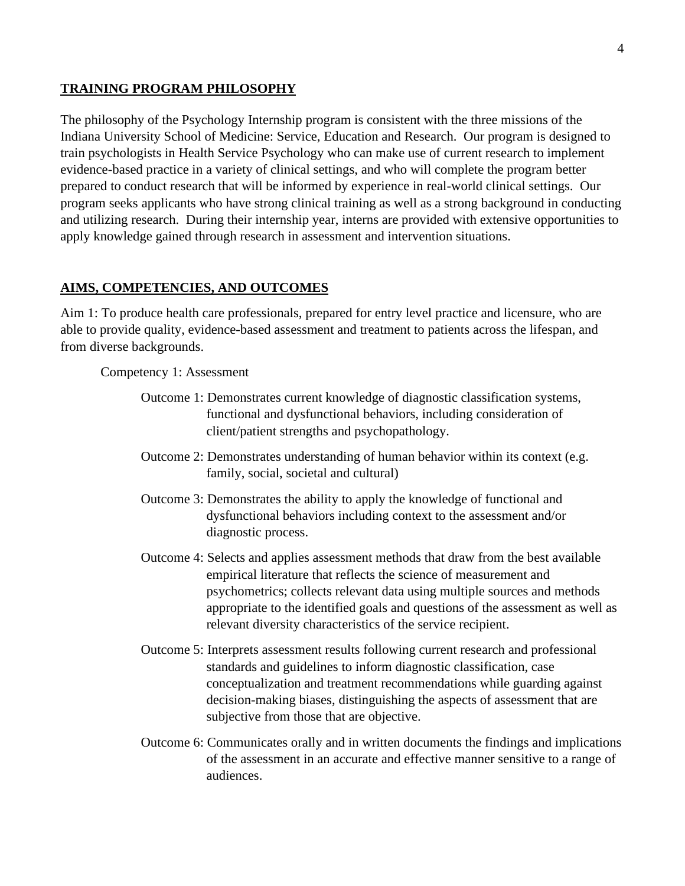## TRAINING PROGRAM PHILOSOPHY

The philosophy of the Psychology Internship program is consistent with the three missions of the Indiana University School of Medicine: Service, Education and Research. Our program is designed to train psychologists in Health Service Psychology who can make use of current research to implement evidence-based practice in a variety of clinical settings, and who will complete the program better prepared to conduct research that will be informed by experience in real-world clinical settings. Our program seeks applicants who have strong clinical training as well as a strong background in conducting and utilizing research. During their internship year, interns are provided with extensive opportunities to apply knowledge gained through research in assessment and intervention situations.

## AIMS, COMPETENCIES, AND OUTCOMES

Aim 1: To produce health care professionals, prepared for entry level practice and licensure, who are able to provide quality, evidence-based assessment and treatment to patients across the lifespan, and from diverse backgrounds.

Competency 1: Assessment

- Outcome 1: Demonstrates current knowledge of diagnostic classification systems, functional and dysfunctional behaviors, including consideration of client/patient strengths and psychopathology.
- Outcome 2: Demonstrates understanding of human behavior within its context (e.g. family, social, societal and cultural)
- Outcome 3: Demonstrates the ability to apply the knowledge of functional and dysfunctional behaviors including context to the assessment and/or diagnostic process.
- Outcome 4: Selects and applies assessment methods that draw from the best available empirical literature that reflects the science of measurement and psychometrics; collects relevant data using multiple sources and methods appropriate to the identified goals and questions of the assessment as well as relevant diversity characteristics of the service recipient.
- Outcome 5: Interprets assessment results following current research and professional standards and guidelines to inform diagnostic classification, case conceptualization and treatment recommendations while guarding against decision-making biases, distinguishing the aspects of assessment that are subjective from those that are objective.
- Outcome 6: Communicates orally and in written documents the findings and implications of the assessment in an accurate and effective manner sensitive to a range of audiences.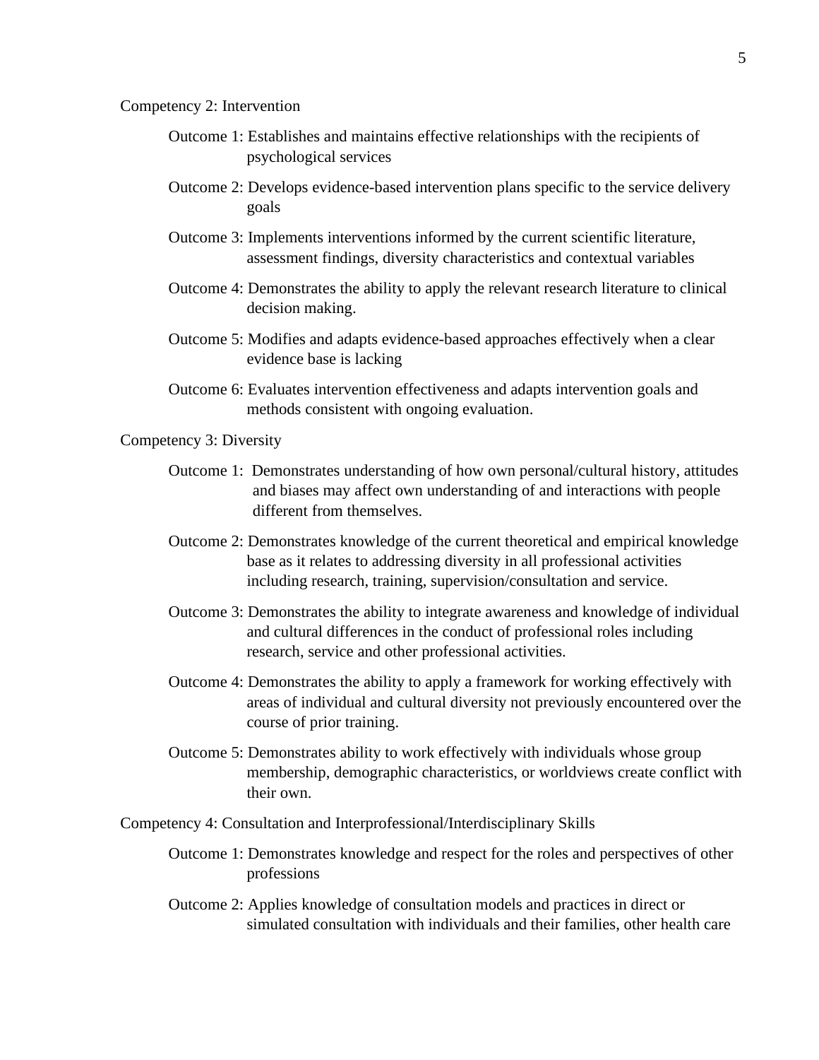Competency 2: Intervention

- Outcome 1: Establishes and maintains effective relationships with the recipients of psychological services
- Outcome 2: Develops evidence-based intervention plans specific to the service delivery goals
- Outcome 3: Implements interventions informed by the current scientific literature, assessment findings, diversity characteristics and contextual variables
- Outcome 4: Demonstrates the ability to apply the relevant research literature to clinical decision making.
- Outcome 5: Modifies and adapts evidence-based approaches effectively when a clear evidence base is lacking
- Outcome 6: Evaluates intervention effectiveness and adapts intervention goals and methods consistent with ongoing evaluation.

Competency 3: Diversity

- Outcome 1: Demonstrates understanding of how own personal/cultural history, attitudes and biases may affect own understanding of and interactions with people different from themselves.
- Outcome 2: Demonstrates knowledge of the current theoretical and empirical knowledge base as it relates to addressing diversity in all professional activities including research, training, supervision/consultation and service.
- Outcome 3: Demonstrates the ability to integrate awareness and knowledge of individual and cultural differences in the conduct of professional roles including research, service and other professional activities.
- Outcome 4: Demonstrates the ability to apply a framework for working effectively with areas of individual and cultural diversity not previously encountered over the course of prior training.
- Outcome 5: Demonstrates ability to work effectively with individuals whose group membership, demographic characteristics, or worldviews create conflict with their own.

Competency 4: Consultation and Interprofessional/Interdisciplinary Skills

- Outcome 1: Demonstrates knowledge and respect for the roles and perspectives of other professions
- Outcome 2: Applies knowledge of consultation models and practices in direct or simulated consultation with individuals and their families, other health care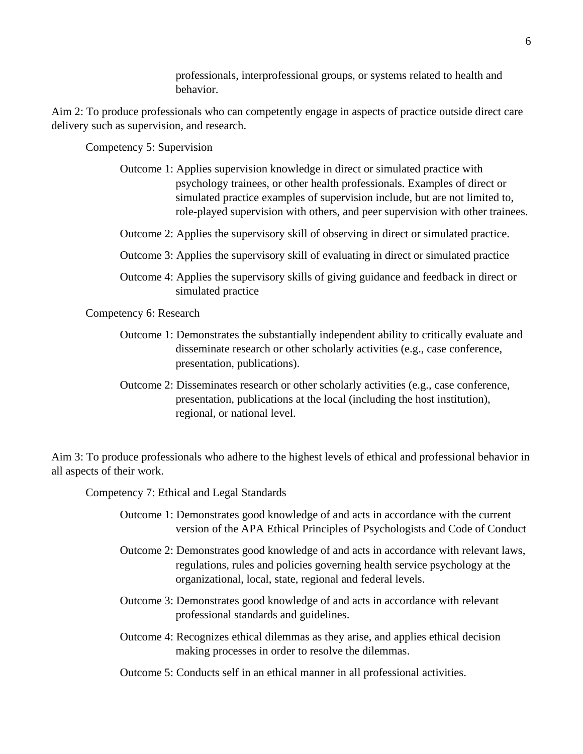professionals, interprofessional groups, or systems related to health and behavior.

Aim 2: To produce professionals who can competently engage in aspects of practice outside direct care delivery such as supervision, and research.

Competency 5: Supervision

Outcome 1: Applies supervision knowledge in direct or simulated practice with psychology trainees, or other health professionals. Examples of direct or simulated practice examples of supervision include, but are not limited to, role-played supervision with others, and peer supervision with other trainees.

Outcome 2: Applies the supervisory skill of observing in direct or simulated practice.

Outcome 3: Applies the supervisory skill of evaluating in direct or simulated practice

Outcome 4: Applies the supervisory skills of giving guidance and feedback in direct or simulated practice

Competency 6: Research

Outcome 1: Demonstrates the substantially independent ability to critically evaluate and disseminate research or other scholarly activities (e.g., case conference, presentation, publications).

Outcome 2: Disseminates research or other scholarly activities (e.g., case conference, presentation, publications at the local (including the host institution), regional, or national level.

Aim 3: To produce professionals who adhere to the highest levels of ethical and professional behavior in all aspects of their work.

Competency 7: Ethical and Legal Standards

Outcome 1: Demonstrates good knowledge of and acts in accordance with the current version of the APA Ethical Principles of Psychologists and Code of Conduct

Outcome 2: Demonstrates good knowledge of and acts in accordance with relevant laws, regulations, rules and policies governing health service psychology at the organizational, local, state, regional and federal levels.

Outcome 3: Demonstrates good knowledge of and acts in accordance with relevant professional standards and guidelines.

Outcome 4: Recognizes ethical dilemmas as they arise, and applies ethical decision making processes in order to resolve the dilemmas.

Outcome 5: Conducts self in an ethical manner in all professional activities.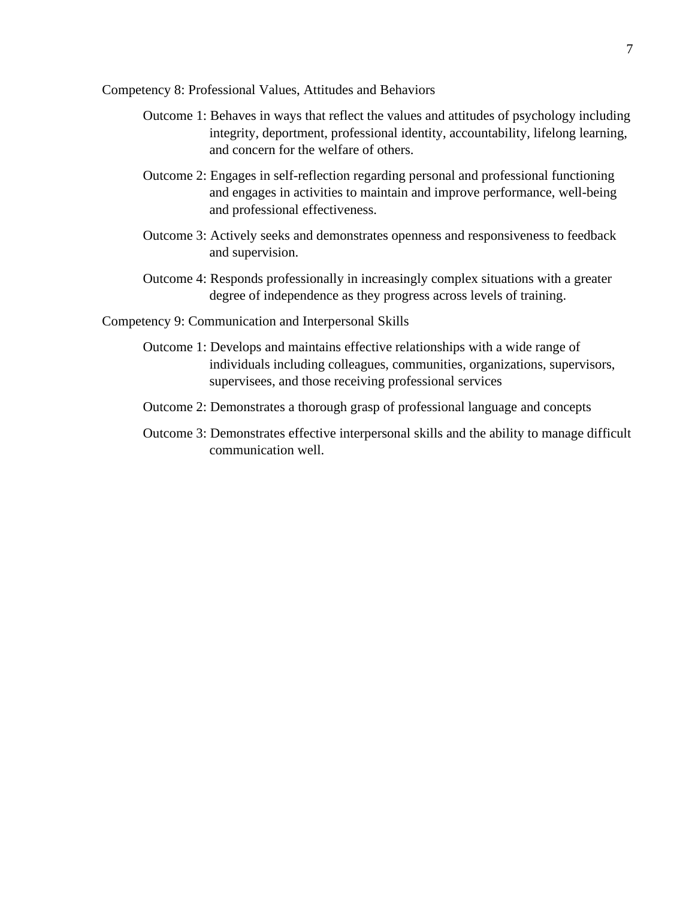Competency 8: Professional Values, Attitudes and Behaviors

Outcome 1: Behaves in ways that reflect the values and attitudes of psychology including integrity, deportment, professional identity, accountability, lifelong learning, and concern for the welfare of others.

Outcome 2: Engages in self-reflection regarding personal and professional functioning and engages in activities to maintain and improve performance, well-being and professional effectiveness.

Outcome 3: Actively seeks and demonstrates openness and responsiveness to feedback and supervision.

Outcome 4: Responds professionally in increasingly complex situations with a greater degree of independence as they progress across levels of training.

Competency 9: Communication and Interpersonal Skills

Outcome 1: Develops and maintains effective relationships with a wide range of individuals including colleagues, communities, organizations, supervisors, supervisees, and those receiving professional services

Outcome 2: Demonstrates a thorough grasp of professional language and concepts

Outcome 3: Demonstrates effective interpersonal skills and the ability to manage difficult communication well.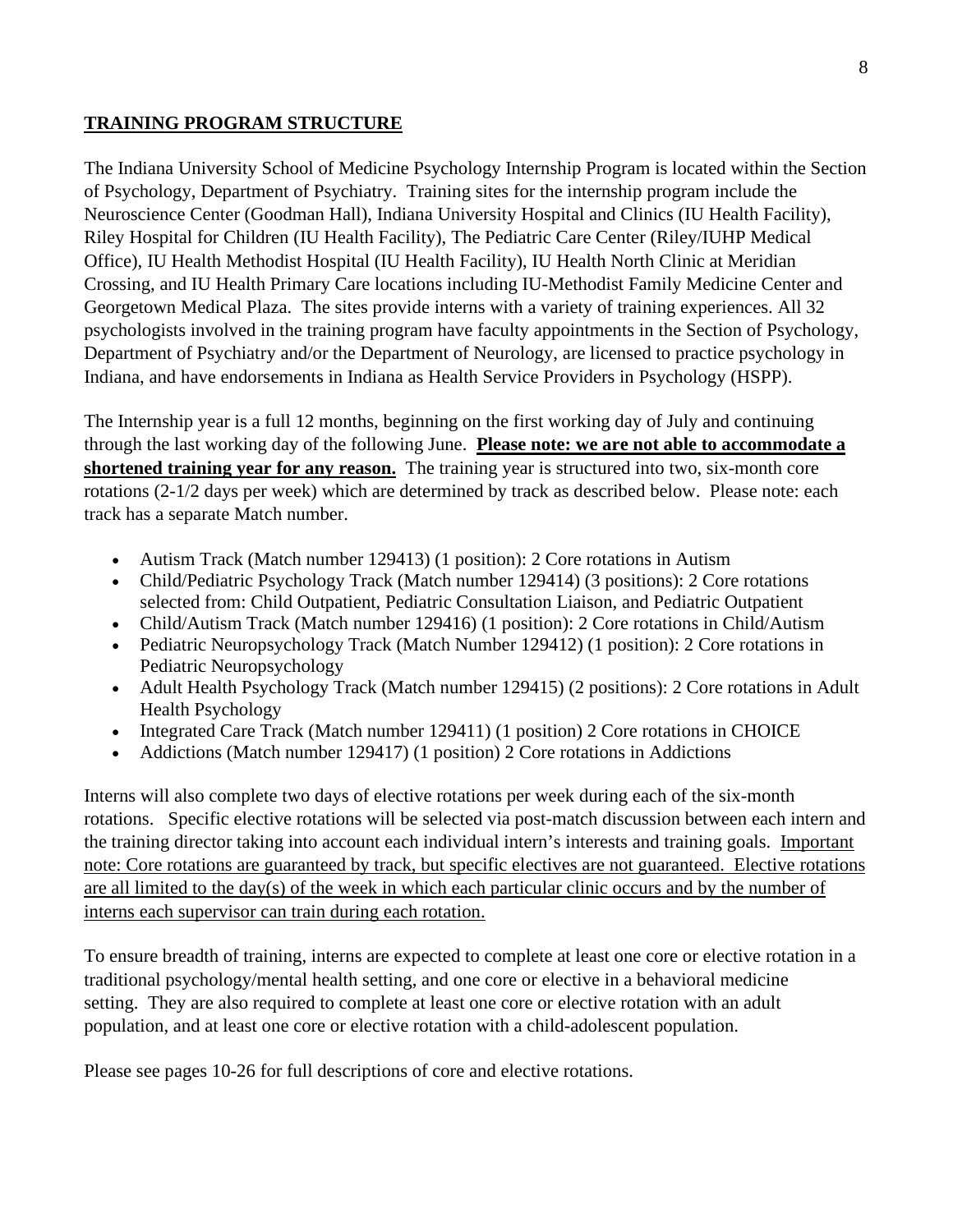## TRAINING PROGRAM STRUCTURE

The Indiana University School of Medicine Psychology Internship Program is located within the Section of Psychology, Department of Psychiatry. Training sites for the internship program include the Neuroscience Center (Goodman Hall), Indiana University Hospital and Clinics (IU Health Facility), Riley Hospital for Children (IU Health Facility), The Pediatric Care Center (Riley/IUHP Medical Office), IU Health Methodist Hospital (IU Health Facility), IU Health North Clinic at Meridian Crossing, and IU Health Primary Care locations including IU-Methodist Family Medicine Center and Georgetown Medical Plaza. The sites provide interns with a variety of training experiences. All 32 psychologists involved in the training program have faculty appointments in the Section of Psychology, Department of Psychiatry and/or the Department of Neurology, are licensed to practice psychology in Indiana, and have endorsements in Indiana as Health Service Providers in Psychology (HSPP).

The Internship year is a full 12 months, beginning on the first working day of July and continuing through the last working day of the following June. **Please note: we are not able to accommodate a shortened training year for any reason.** The training year is structured into two, six-month core rotations (2-1/2 days per week) which are determined by track as described below. Please note: each track has a separate Match number.

- Autism Track (Match number 129413) (1 position): 2 Core rotations in Autism
- Child/Pediatric Psychology Track (Match number 129414) (3 positions): 2 Core rotations selected from: Child Outpatient, Pediatric Consultation Liaison, and Pediatric Outpatient
- Child/Autism Track (Match number 129416) (1 position): 2 Core rotations in Child/Autism
- Pediatric Neuropsychology Track (Match Number 129412) (1 position): 2 Core rotations in Pediatric Neuropsychology
- Adult Health Psychology Track (Match number 129415) (2 positions): 2 Core rotations in Adult Health Psychology
- Integrated Care Track (Match number 129411) (1 position) 2 Core rotations in CHOICE
- Addictions (Match number 129417) (1 position) 2 Core rotations in Addictions

Interns will also complete two days of elective rotations per week during each of the six-month rotations. Specific elective rotations will be selected via post-match discussion between each intern and the training director taking into account each individual intern's interests and training goals. Important note: Core rotations are guaranteed by track, but specific electives are not guaranteed. Elective rotations are all limited to the day(s) of the week in which each particular clinic occurs and by the number of interns each supervisor can train during each rotation.

To ensure breadth of training, interns are expected to complete at least one core or elective rotation in a traditional psychology/mental health setting, and one core or elective in a behavioral medicine setting. They are also required to complete at least one core or elective rotation with an adult population, and at least one core or elective rotation with a child-adolescent population.

Please see pages 10-26 for full descriptions of core and elective rotations.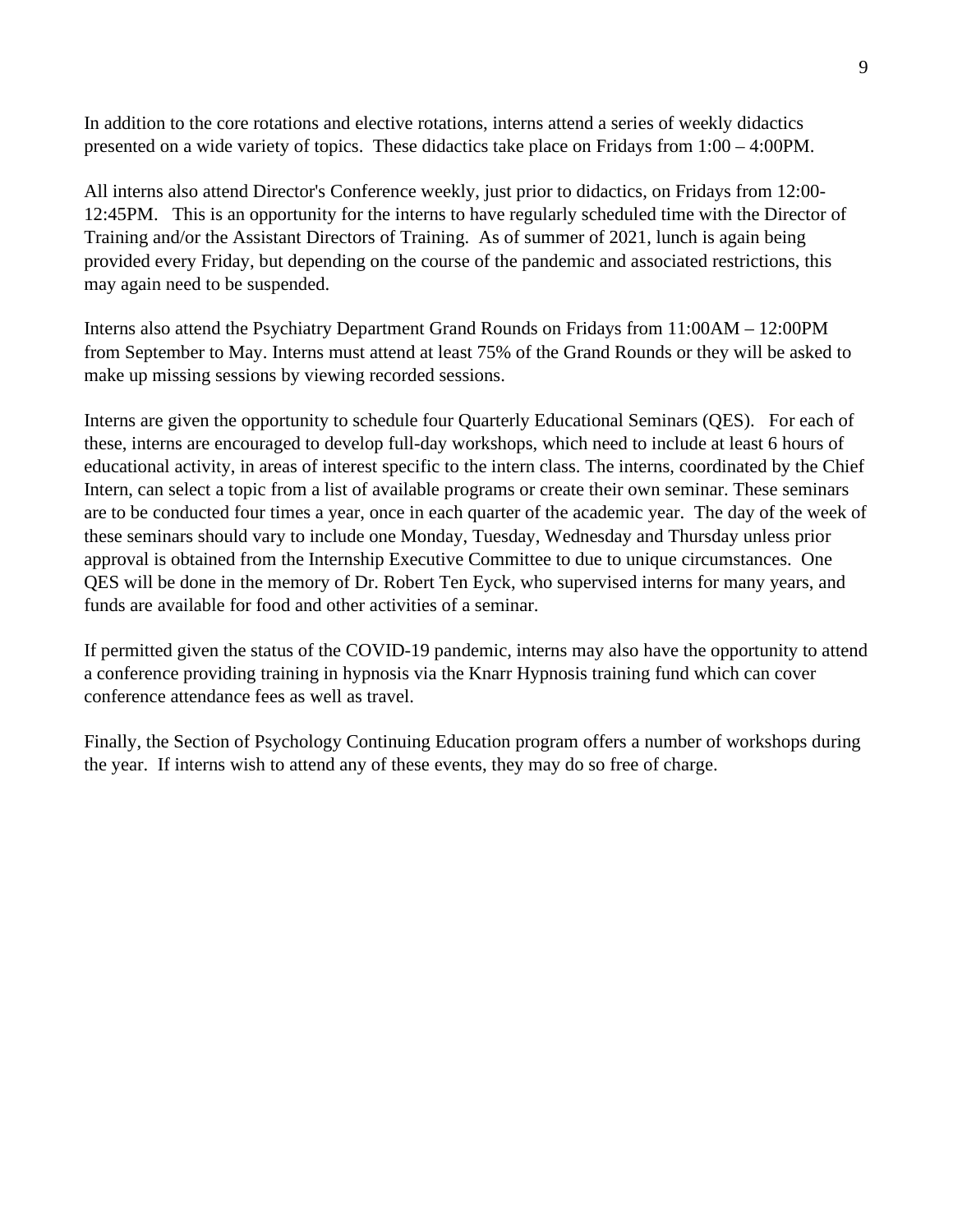In addition to the core rotations and elective rotations, interns attend a series of weekly didactics presented on a wide variety of topics. These didactics take place on Fridays from 1:00 – 4:00PM.

All interns also attend Director's Conference weekly, just prior to didactics, on Fridays from 12:00-12:45PM. This is an opportunity for the interns to have regularly scheduled time with the Director of Training and/or the Assistant Directors of Training. As of summer of 2021, lunch is again being provided every Friday, but depending on the course of the pandemic and associated restrictions, this may again need to be suspended.

Interns also attend the Psychiatry Department Grand Rounds on Fridays from 11:00AM – 12:00PM from September to May. Interns must attend at least 75% of the Grand Rounds or they will be asked to make up missing sessions by viewing recorded sessions.

Interns are given the opportunity to schedule four Quarterly Educational Seminars (QES). For each of these, interns are encouraged to develop full-day workshops, which need to include at least 6 hours of educational activity, in areas of interest specific to the intern class. The interns, coordinated by the Chief Intern, can select a topic from a list of available programs or create their own seminar. These seminars are to be conducted four times a year, once in each quarter of the academic year. The day of the week of these seminars should vary to include one Monday, Tuesday, Wednesday and Thursday unless prior approval is obtained from the Internship Executive Committee to due to unique circumstances. One QES will be done in the memory of Dr. Robert Ten Eyck, who supervised interns for many years, and funds are available for food and other activities of a seminar.

If permitted given the status of the COVID-19 pandemic, interns may also have the opportunity to attend a conference providing training in hypnosis via the Knarr Hypnosis training fund which can cover conference attendance fees as well as travel.

Finally, the Section of Psychology Continuing Education program offers a number of workshops during the year. If interns wish to attend any of these events, they may do so free of charge.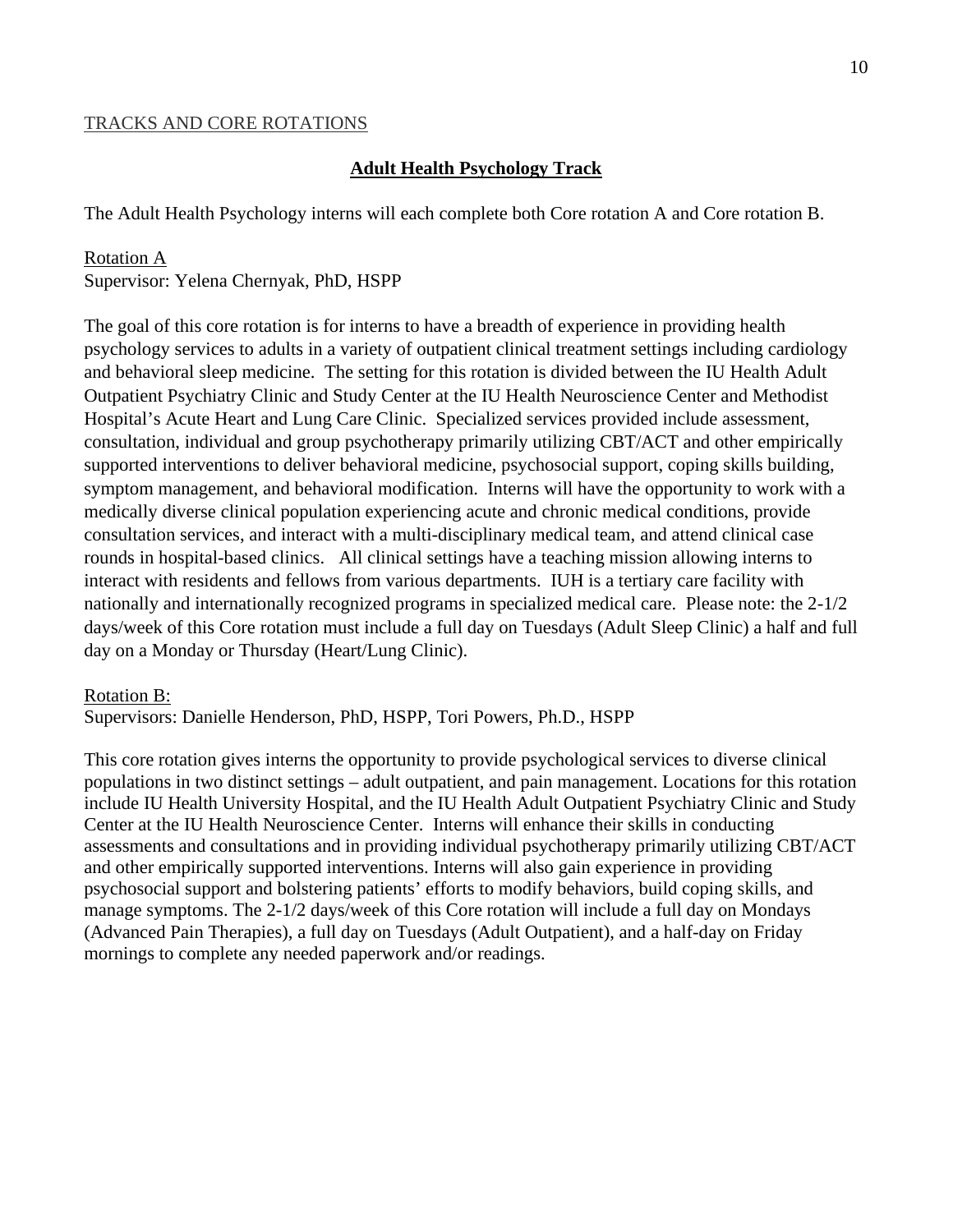TRACKS AND CORE ROTATIONS

## Adult Health Psychology Track

The Adult Health Psychology interns will each complete both Core rotation A and Core rotation B.

Rotation A
Supervisor: Yelena Chernyak, PhD, HSPP

The goal of this core rotation is for interns to have a breadth of experience in providing health psychology services to adults in a variety of outpatient clinical treatment settings including cardiology and behavioral sleep medicine. The setting for this rotation is divided between the IU Health Adult Outpatient Psychiatry Clinic and Study Center at the IU Health Neuroscience Center and Methodist Hospital's Acute Heart and Lung Care Clinic. Specialized services provided include assessment, consultation, individual and group psychotherapy primarily utilizing CBT/ACT and other empirically supported interventions to deliver behavioral medicine, psychosocial support, coping skills building, symptom management, and behavioral modification. Interns will have the opportunity to work with a medically diverse clinical population experiencing acute and chronic medical conditions, provide consultation services, and interact with a multi-disciplinary medical team, and attend clinical case rounds in hospital-based clinics. All clinical settings have a teaching mission allowing interns to interact with residents and fellows from various departments. IUH is a tertiary care facility with nationally and internationally recognized programs in specialized medical care. Please note: the 2-1/2 days/week of this Core rotation must include a full day on Tuesdays (Adult Sleep Clinic) a half and full day on a Monday or Thursday (Heart/Lung Clinic).

Rotation B:
Supervisors: Danielle Henderson, PhD, HSPP, Tori Powers, Ph.D., HSPP

This core rotation gives interns the opportunity to provide psychological services to diverse clinical populations in two distinct settings – adult outpatient, and pain management. Locations for this rotation include IU Health University Hospital, and the IU Health Adult Outpatient Psychiatry Clinic and Study Center at the IU Health Neuroscience Center. Interns will enhance their skills in conducting assessments and consultations and in providing individual psychotherapy primarily utilizing CBT/ACT and other empirically supported interventions. Interns will also gain experience in providing psychosocial support and bolstering patients' efforts to modify behaviors, build coping skills, and manage symptoms. The 2-1/2 days/week of this Core rotation will include a full day on Mondays (Advanced Pain Therapies), a full day on Tuesdays (Adult Outpatient), and a half-day on Friday mornings to complete any needed paperwork and/or readings.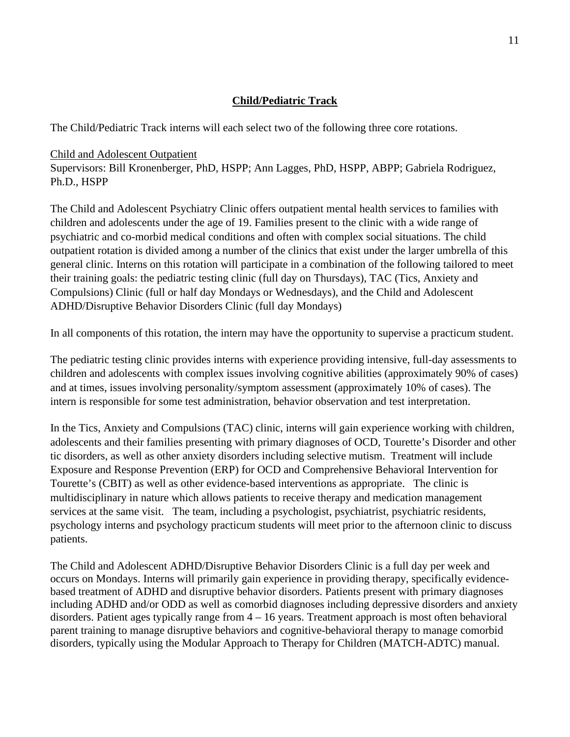## Child/Pediatric Track

The Child/Pediatric Track interns will each select two of the following three core rotations.

### Child and Adolescent Outpatient

Supervisors: Bill Kronenberger, PhD, HSPP; Ann Lagges, PhD, HSPP, ABPP; Gabriela Rodriguez, Ph.D., HSPP

The Child and Adolescent Psychiatry Clinic offers outpatient mental health services to families with children and adolescents under the age of 19. Families present to the clinic with a wide range of psychiatric and co-morbid medical conditions and often with complex social situations. The child outpatient rotation is divided among a number of the clinics that exist under the larger umbrella of this general clinic. Interns on this rotation will participate in a combination of the following tailored to meet their training goals: the pediatric testing clinic (full day on Thursdays), TAC (Tics, Anxiety and Compulsions) Clinic (full or half day Mondays or Wednesdays), and the Child and Adolescent ADHD/Disruptive Behavior Disorders Clinic (full day Mondays)

In all components of this rotation, the intern may have the opportunity to supervise a practicum student.

The pediatric testing clinic provides interns with experience providing intensive, full-day assessments to children and adolescents with complex issues involving cognitive abilities (approximately 90% of cases) and at times, issues involving personality/symptom assessment (approximately 10% of cases). The intern is responsible for some test administration, behavior observation and test interpretation.

In the Tics, Anxiety and Compulsions (TAC) clinic, interns will gain experience working with children, adolescents and their families presenting with primary diagnoses of OCD, Tourette's Disorder and other tic disorders, as well as other anxiety disorders including selective mutism. Treatment will include Exposure and Response Prevention (ERP) for OCD and Comprehensive Behavioral Intervention for Tourette's (CBIT) as well as other evidence-based interventions as appropriate. The clinic is multidisciplinary in nature which allows patients to receive therapy and medication management services at the same visit. The team, including a psychologist, psychiatrist, psychiatric residents, psychology interns and psychology practicum students will meet prior to the afternoon clinic to discuss patients.

The Child and Adolescent ADHD/Disruptive Behavior Disorders Clinic is a full day per week and occurs on Mondays. Interns will primarily gain experience in providing therapy, specifically evidence-based treatment of ADHD and disruptive behavior disorders. Patients present with primary diagnoses including ADHD and/or ODD as well as comorbid diagnoses including depressive disorders and anxiety disorders. Patient ages typically range from 4 – 16 years. Treatment approach is most often behavioral parent training to manage disruptive behaviors and cognitive-behavioral therapy to manage comorbid disorders, typically using the Modular Approach to Therapy for Children (MATCH-ADTC) manual.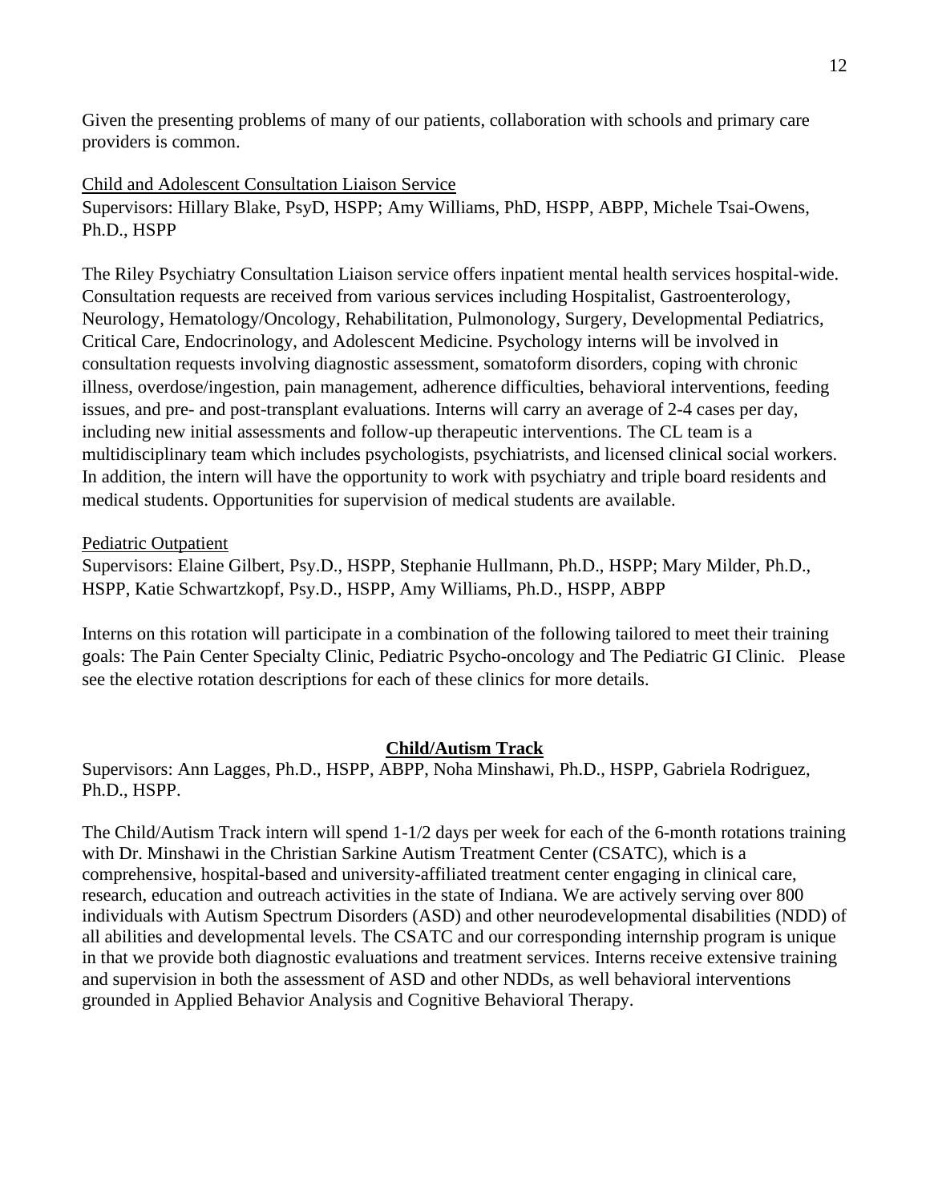Given the presenting problems of many of our patients, collaboration with schools and primary care providers is common.

Child and Adolescent Consultation Liaison Service

Supervisors: Hillary Blake, PsyD, HSPP; Amy Williams, PhD, HSPP, ABPP, Michele Tsai-Owens, Ph.D., HSPP

The Riley Psychiatry Consultation Liaison service offers inpatient mental health services hospital-wide. Consultation requests are received from various services including Hospitalist, Gastroenterology, Neurology, Hematology/Oncology, Rehabilitation, Pulmonology, Surgery, Developmental Pediatrics, Critical Care, Endocrinology, and Adolescent Medicine. Psychology interns will be involved in consultation requests involving diagnostic assessment, somatoform disorders, coping with chronic illness, overdose/ingestion, pain management, adherence difficulties, behavioral interventions, feeding issues, and pre- and post-transplant evaluations. Interns will carry an average of 2-4 cases per day, including new initial assessments and follow-up therapeutic interventions. The CL team is a multidisciplinary team which includes psychologists, psychiatrists, and licensed clinical social workers. In addition, the intern will have the opportunity to work with psychiatry and triple board residents and medical students. Opportunities for supervision of medical students are available.

Pediatric Outpatient

Supervisors: Elaine Gilbert, Psy.D., HSPP, Stephanie Hullmann, Ph.D., HSPP; Mary Milder, Ph.D., HSPP, Katie Schwartzkopf, Psy.D., HSPP, Amy Williams, Ph.D., HSPP, ABPP

Interns on this rotation will participate in a combination of the following tailored to meet their training goals: The Pain Center Specialty Clinic, Pediatric Psycho-oncology and The Pediatric GI Clinic. Please see the elective rotation descriptions for each of these clinics for more details.

## Child/Autism Track

Supervisors: Ann Lagges, Ph.D., HSPP, ABPP, Noha Minshawi, Ph.D., HSPP, Gabriela Rodriguez, Ph.D., HSPP.

The Child/Autism Track intern will spend 1-1/2 days per week for each of the 6-month rotations training with Dr. Minshawi in the Christian Sarkine Autism Treatment Center (CSATC), which is a comprehensive, hospital-based and university-affiliated treatment center engaging in clinical care, research, education and outreach activities in the state of Indiana. We are actively serving over 800 individuals with Autism Spectrum Disorders (ASD) and other neurodevelopmental disabilities (NDD) of all abilities and developmental levels. The CSATC and our corresponding internship program is unique in that we provide both diagnostic evaluations and treatment services. Interns receive extensive training and supervision in both the assessment of ASD and other NDDs, as well behavioral interventions grounded in Applied Behavior Analysis and Cognitive Behavioral Therapy.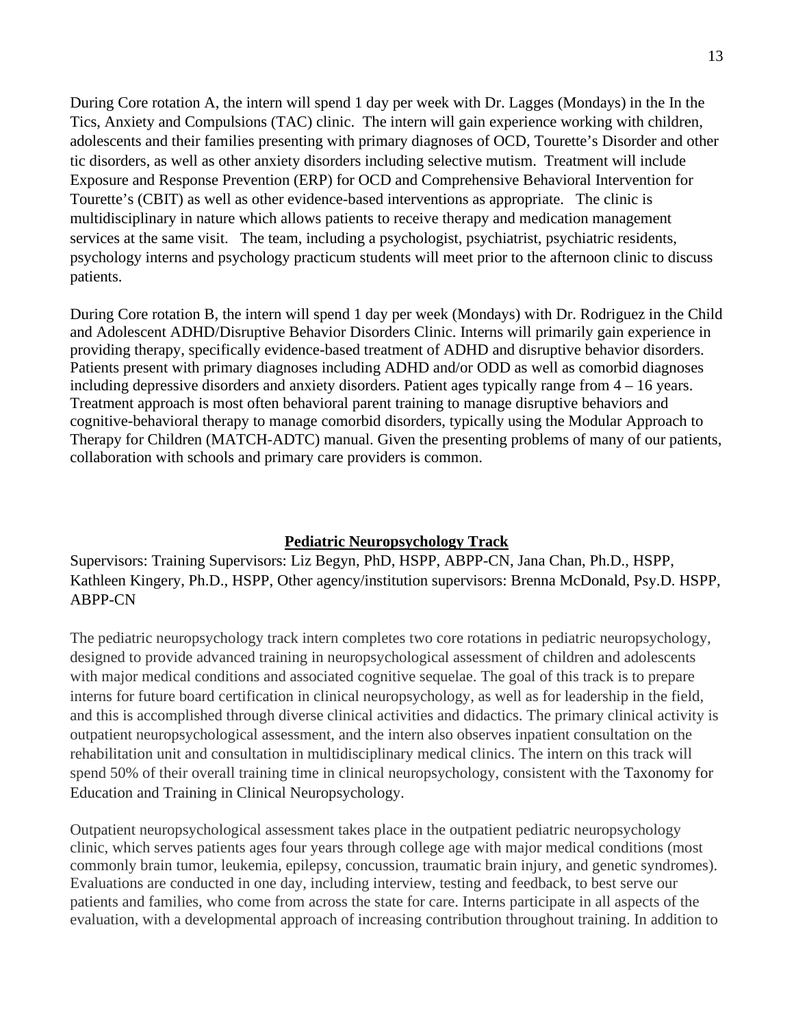During Core rotation A, the intern will spend 1 day per week with Dr. Lagges (Mondays) in the In the Tics, Anxiety and Compulsions (TAC) clinic. The intern will gain experience working with children, adolescents and their families presenting with primary diagnoses of OCD, Tourette's Disorder and other tic disorders, as well as other anxiety disorders including selective mutism. Treatment will include Exposure and Response Prevention (ERP) for OCD and Comprehensive Behavioral Intervention for Tourette's (CBIT) as well as other evidence-based interventions as appropriate. The clinic is multidisciplinary in nature which allows patients to receive therapy and medication management services at the same visit. The team, including a psychologist, psychiatrist, psychiatric residents, psychology interns and psychology practicum students will meet prior to the afternoon clinic to discuss patients.

During Core rotation B, the intern will spend 1 day per week (Mondays) with Dr. Rodriguez in the Child and Adolescent ADHD/Disruptive Behavior Disorders Clinic. Interns will primarily gain experience in providing therapy, specifically evidence-based treatment of ADHD and disruptive behavior disorders. Patients present with primary diagnoses including ADHD and/or ODD as well as comorbid diagnoses including depressive disorders and anxiety disorders. Patient ages typically range from 4 – 16 years. Treatment approach is most often behavioral parent training to manage disruptive behaviors and cognitive-behavioral therapy to manage comorbid disorders, typically using the Modular Approach to Therapy for Children (MATCH-ADTC) manual. Given the presenting problems of many of our patients, collaboration with schools and primary care providers is common.

## Pediatric Neuropsychology Track

Supervisors: Training Supervisors: Liz Begyn, PhD, HSPP, ABPP-CN, Jana Chan, Ph.D., HSPP, Kathleen Kingery, Ph.D., HSPP, Other agency/institution supervisors: Brenna McDonald, Psy.D. HSPP, ABPP-CN

The pediatric neuropsychology track intern completes two core rotations in pediatric neuropsychology, designed to provide advanced training in neuropsychological assessment of children and adolescents with major medical conditions and associated cognitive sequelae. The goal of this track is to prepare interns for future board certification in clinical neuropsychology, as well as for leadership in the field, and this is accomplished through diverse clinical activities and didactics. The primary clinical activity is outpatient neuropsychological assessment, and the intern also observes inpatient consultation on the rehabilitation unit and consultation in multidisciplinary medical clinics. The intern on this track will spend 50% of their overall training time in clinical neuropsychology, consistent with the Taxonomy for Education and Training in Clinical Neuropsychology.

Outpatient neuropsychological assessment takes place in the outpatient pediatric neuropsychology clinic, which serves patients ages four years through college age with major medical conditions (most commonly brain tumor, leukemia, epilepsy, concussion, traumatic brain injury, and genetic syndromes). Evaluations are conducted in one day, including interview, testing and feedback, to best serve our patients and families, who come from across the state for care. Interns participate in all aspects of the evaluation, with a developmental approach of increasing contribution throughout training. In addition to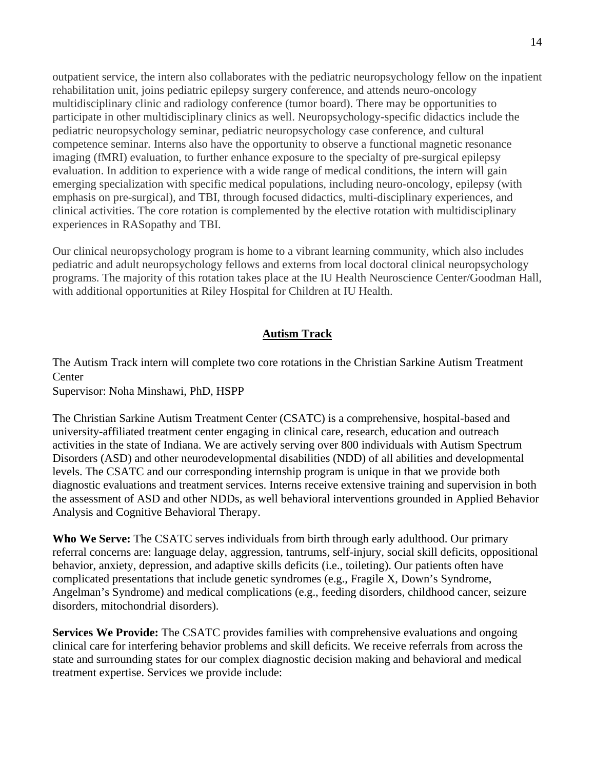outpatient service, the intern also collaborates with the pediatric neuropsychology fellow on the inpatient rehabilitation unit, joins pediatric epilepsy surgery conference, and attends neuro-oncology multidisciplinary clinic and radiology conference (tumor board). There may be opportunities to participate in other multidisciplinary clinics as well. Neuropsychology-specific didactics include the pediatric neuropsychology seminar, pediatric neuropsychology case conference, and cultural competence seminar. Interns also have the opportunity to observe a functional magnetic resonance imaging (fMRI) evaluation, to further enhance exposure to the specialty of pre-surgical epilepsy evaluation. In addition to experience with a wide range of medical conditions, the intern will gain emerging specialization with specific medical populations, including neuro-oncology, epilepsy (with emphasis on pre-surgical), and TBI, through focused didactics, multi-disciplinary experiences, and clinical activities. The core rotation is complemented by the elective rotation with multidisciplinary experiences in RASopathy and TBI.

Our clinical neuropsychology program is home to a vibrant learning community, which also includes pediatric and adult neuropsychology fellows and externs from local doctoral clinical neuropsychology programs. The majority of this rotation takes place at the IU Health Neuroscience Center/Goodman Hall, with additional opportunities at Riley Hospital for Children at IU Health.

## Autism Track

The Autism Track intern will complete two core rotations in the Christian Sarkine Autism Treatment Center
Supervisor: Noha Minshawi, PhD, HSPP

The Christian Sarkine Autism Treatment Center (CSATC) is a comprehensive, hospital-based and university-affiliated treatment center engaging in clinical care, research, education and outreach activities in the state of Indiana. We are actively serving over 800 individuals with Autism Spectrum Disorders (ASD) and other neurodevelopmental disabilities (NDD) of all abilities and developmental levels. The CSATC and our corresponding internship program is unique in that we provide both diagnostic evaluations and treatment services. Interns receive extensive training and supervision in both the assessment of ASD and other NDDs, as well behavioral interventions grounded in Applied Behavior Analysis and Cognitive Behavioral Therapy.

**Who We Serve:** The CSATC serves individuals from birth through early adulthood. Our primary referral concerns are: language delay, aggression, tantrums, self-injury, social skill deficits, oppositional behavior, anxiety, depression, and adaptive skills deficits (i.e., toileting). Our patients often have complicated presentations that include genetic syndromes (e.g., Fragile X, Down's Syndrome, Angelman's Syndrome) and medical complications (e.g., feeding disorders, childhood cancer, seizure disorders, mitochondrial disorders).

**Services We Provide:** The CSATC provides families with comprehensive evaluations and ongoing clinical care for interfering behavior problems and skill deficits. We receive referrals from across the state and surrounding states for our complex diagnostic decision making and behavioral and medical treatment expertise. Services we provide include: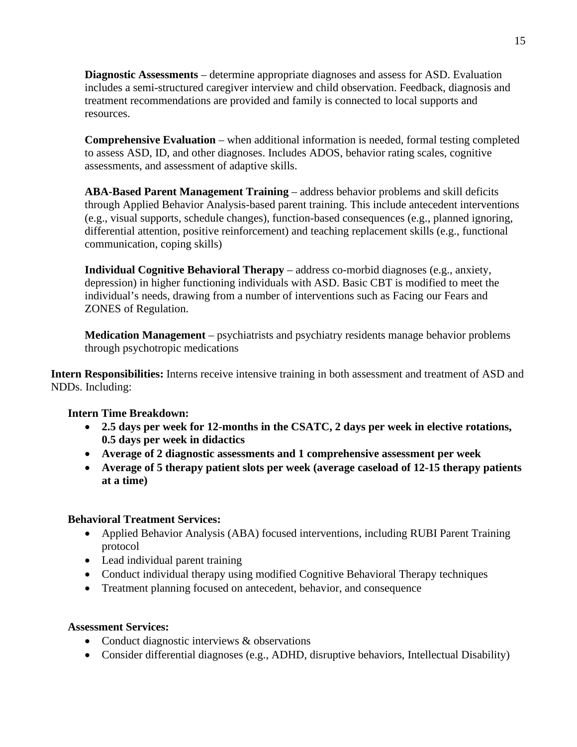**Diagnostic Assessments** – determine appropriate diagnoses and assess for ASD. Evaluation includes a semi-structured caregiver interview and child observation. Feedback, diagnosis and treatment recommendations are provided and family is connected to local supports and resources.

**Comprehensive Evaluation** – when additional information is needed, formal testing completed to assess ASD, ID, and other diagnoses. Includes ADOS, behavior rating scales, cognitive assessments, and assessment of adaptive skills.

**ABA-Based Parent Management Training** – address behavior problems and skill deficits through Applied Behavior Analysis-based parent training. This include antecedent interventions (e.g., visual supports, schedule changes), function-based consequences (e.g., planned ignoring, differential attention, positive reinforcement) and teaching replacement skills (e.g., functional communication, coping skills)

**Individual Cognitive Behavioral Therapy** – address co-morbid diagnoses (e.g., anxiety, depression) in higher functioning individuals with ASD. Basic CBT is modified to meet the individual's needs, drawing from a number of interventions such as Facing our Fears and ZONES of Regulation.

**Medication Management** – psychiatrists and psychiatry residents manage behavior problems through psychotropic medications

**Intern Responsibilities:** Interns receive intensive training in both assessment and treatment of ASD and NDDs. Including:

**Intern Time Breakdown:**

- **2.5 days per week for 12-months in the CSATC, 2 days per week in elective rotations, 0.5 days per week in didactics**
- **Average of 2 diagnostic assessments and 1 comprehensive assessment per week**
- **Average of 5 therapy patient slots per week (average caseload of 12-15 therapy patients at a time)**

**Behavioral Treatment Services:**

- Applied Behavior Analysis (ABA) focused interventions, including RUBI Parent Training protocol
- Lead individual parent training
- Conduct individual therapy using modified Cognitive Behavioral Therapy techniques
- Treatment planning focused on antecedent, behavior, and consequence

**Assessment Services:**

- Conduct diagnostic interviews & observations
- Consider differential diagnoses (e.g., ADHD, disruptive behaviors, Intellectual Disability)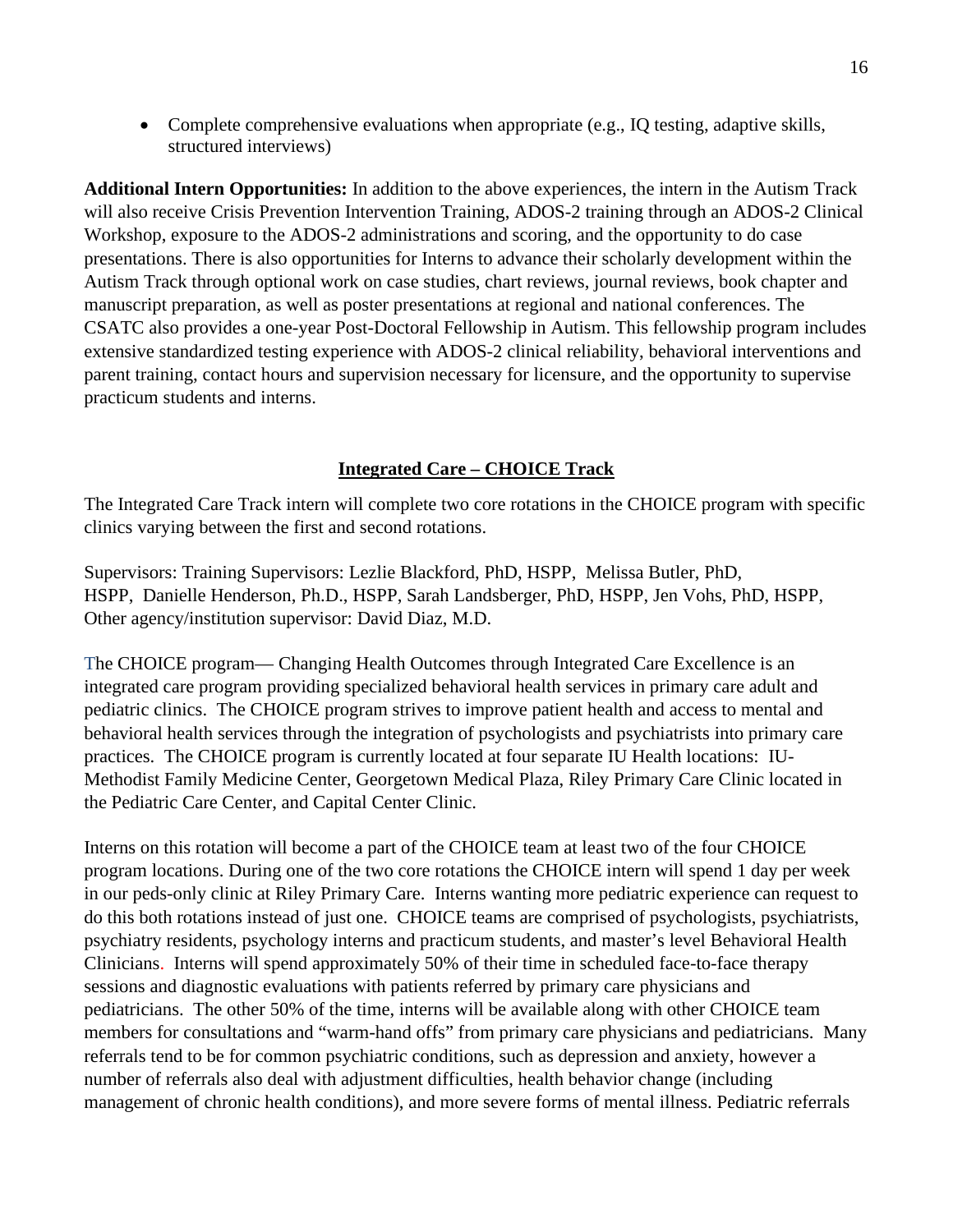- Complete comprehensive evaluations when appropriate (e.g., IQ testing, adaptive skills, structured interviews)

**Additional Intern Opportunities:** In addition to the above experiences, the intern in the Autism Track will also receive Crisis Prevention Intervention Training, ADOS-2 training through an ADOS-2 Clinical Workshop, exposure to the ADOS-2 administrations and scoring, and the opportunity to do case presentations. There is also opportunities for Interns to advance their scholarly development within the Autism Track through optional work on case studies, chart reviews, journal reviews, book chapter and manuscript preparation, as well as poster presentations at regional and national conferences. The CSATC also provides a one-year Post-Doctoral Fellowship in Autism. This fellowship program includes extensive standardized testing experience with ADOS-2 clinical reliability, behavioral interventions and parent training, contact hours and supervision necessary for licensure, and the opportunity to supervise practicum students and interns.

## Integrated Care – CHOICE Track

The Integrated Care Track intern will complete two core rotations in the CHOICE program with specific clinics varying between the first and second rotations.

Supervisors: Training Supervisors: Lezlie Blackford, PhD, HSPP, Melissa Butler, PhD, HSPP, Danielle Henderson, Ph.D., HSPP, Sarah Landsberger, PhD, HSPP, Jen Vohs, PhD, HSPP, Other agency/institution supervisor: David Diaz, M.D.

The CHOICE program— Changing Health Outcomes through Integrated Care Excellence is an integrated care program providing specialized behavioral health services in primary care adult and pediatric clinics. The CHOICE program strives to improve patient health and access to mental and behavioral health services through the integration of psychologists and psychiatrists into primary care practices. The CHOICE program is currently located at four separate IU Health locations: IU-Methodist Family Medicine Center, Georgetown Medical Plaza, Riley Primary Care Clinic located in the Pediatric Care Center, and Capital Center Clinic.

Interns on this rotation will become a part of the CHOICE team at least two of the four CHOICE program locations. During one of the two core rotations the CHOICE intern will spend 1 day per week in our peds-only clinic at Riley Primary Care. Interns wanting more pediatric experience can request to do this both rotations instead of just one. CHOICE teams are comprised of psychologists, psychiatrists, psychiatry residents, psychology interns and practicum students, and master's level Behavioral Health Clinicians. Interns will spend approximately 50% of their time in scheduled face-to-face therapy sessions and diagnostic evaluations with patients referred by primary care physicians and pediatricians. The other 50% of the time, interns will be available along with other CHOICE team members for consultations and "warm-hand offs" from primary care physicians and pediatricians. Many referrals tend to be for common psychiatric conditions, such as depression and anxiety, however a number of referrals also deal with adjustment difficulties, health behavior change (including management of chronic health conditions), and more severe forms of mental illness. Pediatric referrals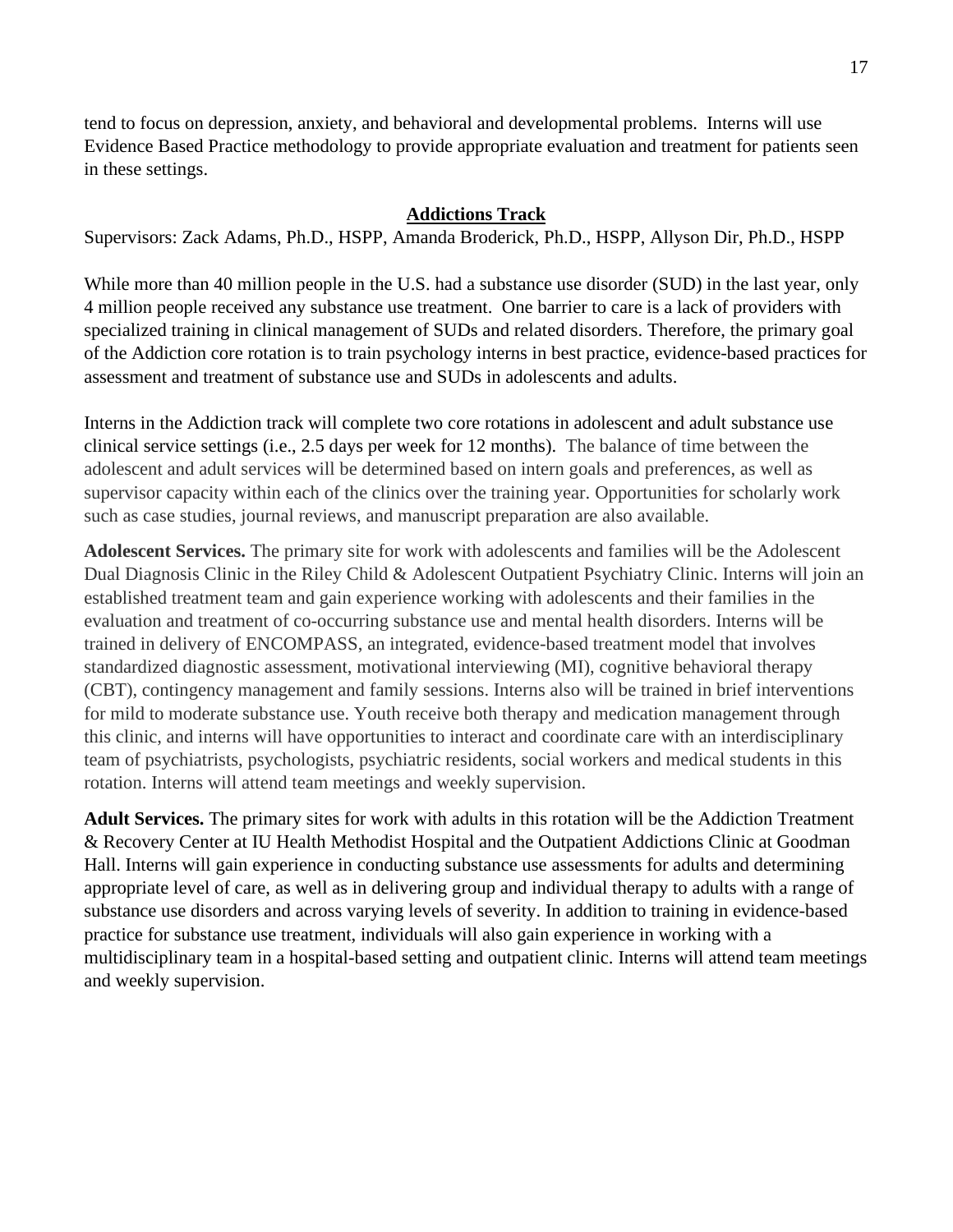tend to focus on depression, anxiety, and behavioral and developmental problems. Interns will use Evidence Based Practice methodology to provide appropriate evaluation and treatment for patients seen in these settings.

## Addictions Track

Supervisors: Zack Adams, Ph.D., HSPP, Amanda Broderick, Ph.D., HSPP, Allyson Dir, Ph.D., HSPP

While more than 40 million people in the U.S. had a substance use disorder (SUD) in the last year, only 4 million people received any substance use treatment. One barrier to care is a lack of providers with specialized training in clinical management of SUDs and related disorders. Therefore, the primary goal of the Addiction core rotation is to train psychology interns in best practice, evidence-based practices for assessment and treatment of substance use and SUDs in adolescents and adults.

Interns in the Addiction track will complete two core rotations in adolescent and adult substance use clinical service settings (i.e., 2.5 days per week for 12 months). The balance of time between the adolescent and adult services will be determined based on intern goals and preferences, as well as supervisor capacity within each of the clinics over the training year. Opportunities for scholarly work such as case studies, journal reviews, and manuscript preparation are also available.

**Adolescent Services.** The primary site for work with adolescents and families will be the Adolescent Dual Diagnosis Clinic in the Riley Child & Adolescent Outpatient Psychiatry Clinic. Interns will join an established treatment team and gain experience working with adolescents and their families in the evaluation and treatment of co-occurring substance use and mental health disorders. Interns will be trained in delivery of ENCOMPASS, an integrated, evidence-based treatment model that involves standardized diagnostic assessment, motivational interviewing (MI), cognitive behavioral therapy (CBT), contingency management and family sessions. Interns also will be trained in brief interventions for mild to moderate substance use. Youth receive both therapy and medication management through this clinic, and interns will have opportunities to interact and coordinate care with an interdisciplinary team of psychiatrists, psychologists, psychiatric residents, social workers and medical students in this rotation. Interns will attend team meetings and weekly supervision.

**Adult Services.** The primary sites for work with adults in this rotation will be the Addiction Treatment & Recovery Center at IU Health Methodist Hospital and the Outpatient Addictions Clinic at Goodman Hall. Interns will gain experience in conducting substance use assessments for adults and determining appropriate level of care, as well as in delivering group and individual therapy to adults with a range of substance use disorders and across varying levels of severity. In addition to training in evidence-based practice for substance use treatment, individuals will also gain experience in working with a multidisciplinary team in a hospital-based setting and outpatient clinic. Interns will attend team meetings and weekly supervision.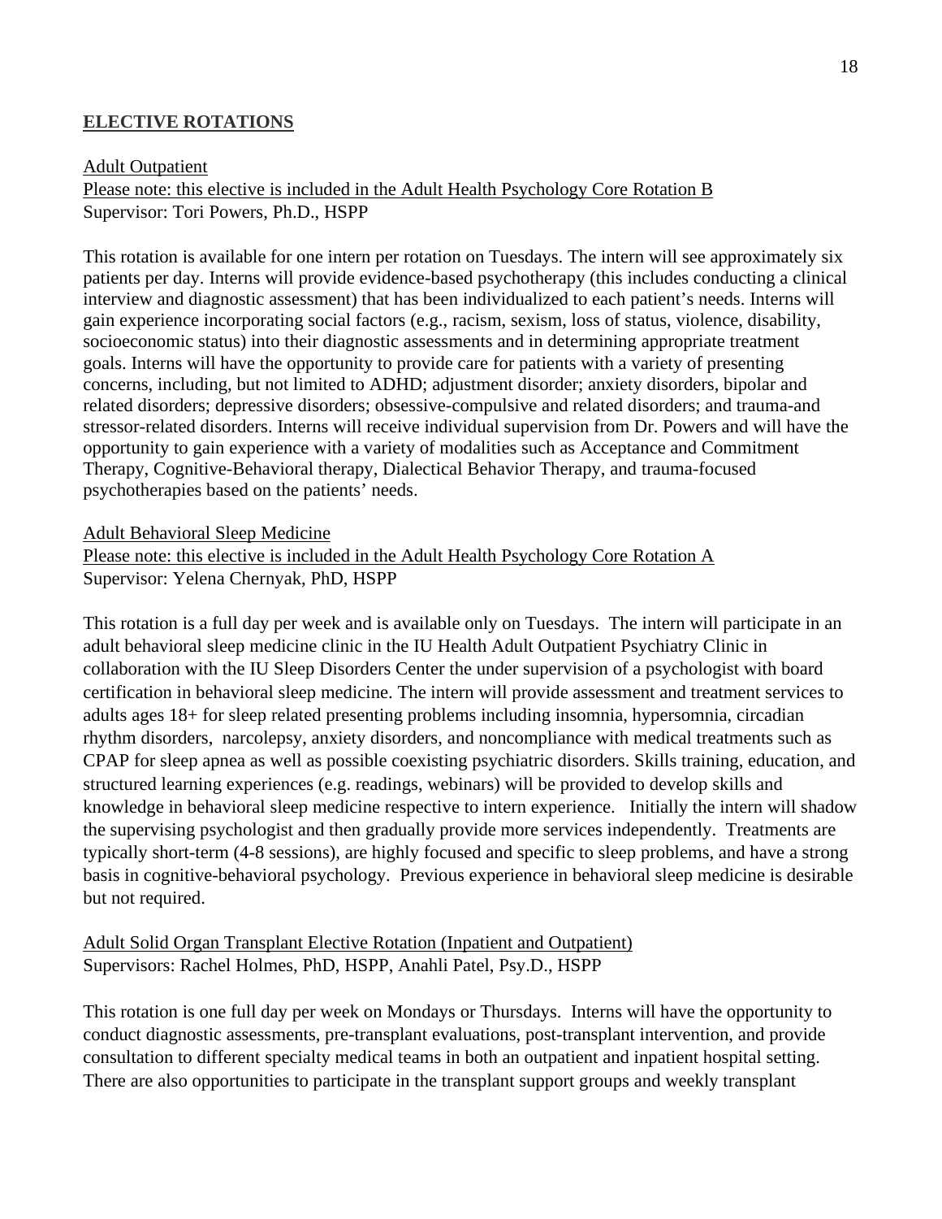## ELECTIVE ROTATIONS

Adult Outpatient

Please note: this elective is included in the Adult Health Psychology Core Rotation B

Supervisor: Tori Powers, Ph.D., HSPP

This rotation is available for one intern per rotation on Tuesdays. The intern will see approximately six patients per day. Interns will provide evidence-based psychotherapy (this includes conducting a clinical interview and diagnostic assessment) that has been individualized to each patient's needs. Interns will gain experience incorporating social factors (e.g., racism, sexism, loss of status, violence, disability, socioeconomic status) into their diagnostic assessments and in determining appropriate treatment goals. Interns will have the opportunity to provide care for patients with a variety of presenting concerns, including, but not limited to ADHD; adjustment disorder; anxiety disorders, bipolar and related disorders; depressive disorders; obsessive-compulsive and related disorders; and trauma-and stressor-related disorders. Interns will receive individual supervision from Dr. Powers and will have the opportunity to gain experience with a variety of modalities such as Acceptance and Commitment Therapy, Cognitive-Behavioral therapy, Dialectical Behavior Therapy, and trauma-focused psychotherapies based on the patients' needs.

Adult Behavioral Sleep Medicine

Please note: this elective is included in the Adult Health Psychology Core Rotation A

Supervisor: Yelena Chernyak, PhD, HSPP

This rotation is a full day per week and is available only on Tuesdays. The intern will participate in an adult behavioral sleep medicine clinic in the IU Health Adult Outpatient Psychiatry Clinic in collaboration with the IU Sleep Disorders Center the under supervision of a psychologist with board certification in behavioral sleep medicine. The intern will provide assessment and treatment services to adults ages 18+ for sleep related presenting problems including insomnia, hypersomnia, circadian rhythm disorders, narcolepsy, anxiety disorders, and noncompliance with medical treatments such as CPAP for sleep apnea as well as possible coexisting psychiatric disorders. Skills training, education, and structured learning experiences (e.g. readings, webinars) will be provided to develop skills and knowledge in behavioral sleep medicine respective to intern experience. Initially the intern will shadow the supervising psychologist and then gradually provide more services independently. Treatments are typically short-term (4-8 sessions), are highly focused and specific to sleep problems, and have a strong basis in cognitive-behavioral psychology. Previous experience in behavioral sleep medicine is desirable but not required.

Adult Solid Organ Transplant Elective Rotation (Inpatient and Outpatient)

Supervisors: Rachel Holmes, PhD, HSPP, Anahli Patel, Psy.D., HSPP

This rotation is one full day per week on Mondays or Thursdays. Interns will have the opportunity to conduct diagnostic assessments, pre-transplant evaluations, post-transplant intervention, and provide consultation to different specialty medical teams in both an outpatient and inpatient hospital setting. There are also opportunities to participate in the transplant support groups and weekly transplant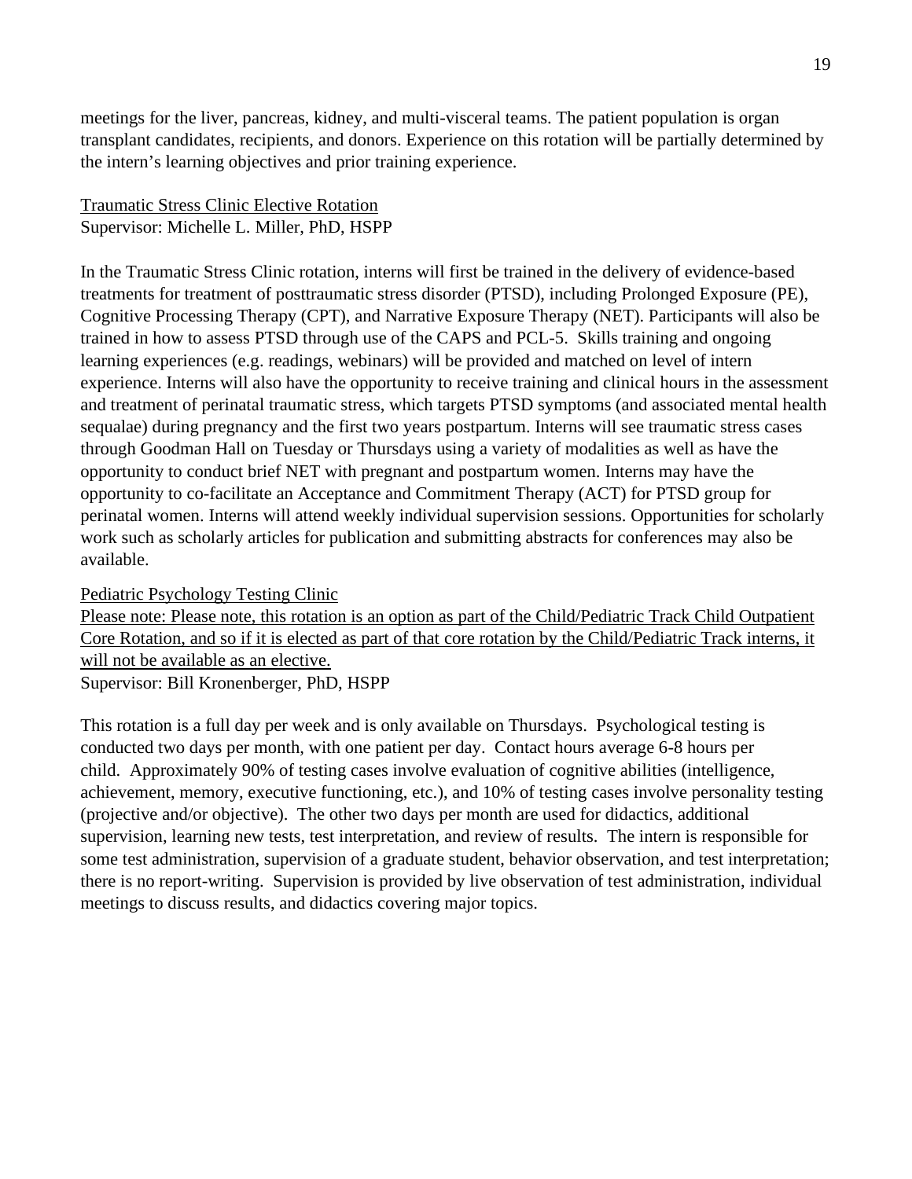meetings for the liver, pancreas, kidney, and multi-visceral teams. The patient population is organ transplant candidates, recipients, and donors. Experience on this rotation will be partially determined by the intern's learning objectives and prior training experience.

<u>Traumatic Stress Clinic Elective Rotation</u>
Supervisor: Michelle L. Miller, PhD, HSPP

In the Traumatic Stress Clinic rotation, interns will first be trained in the delivery of evidence-based treatments for treatment of posttraumatic stress disorder (PTSD), including Prolonged Exposure (PE), Cognitive Processing Therapy (CPT), and Narrative Exposure Therapy (NET). Participants will also be trained in how to assess PTSD through use of the CAPS and PCL-5. Skills training and ongoing learning experiences (e.g. readings, webinars) will be provided and matched on level of intern experience. Interns will also have the opportunity to receive training and clinical hours in the assessment and treatment of perinatal traumatic stress, which targets PTSD symptoms (and associated mental health sequalae) during pregnancy and the first two years postpartum. Interns will see traumatic stress cases through Goodman Hall on Tuesday or Thursdays using a variety of modalities as well as have the opportunity to conduct brief NET with pregnant and postpartum women. Interns may have the opportunity to co-facilitate an Acceptance and Commitment Therapy (ACT) for PTSD group for perinatal women. Interns will attend weekly individual supervision sessions. Opportunities for scholarly work such as scholarly articles for publication and submitting abstracts for conferences may also be available.

<u>Pediatric Psychology Testing Clinic</u>
<u>Please note: Please note, this rotation is an option as part of the Child/Pediatric Track Child Outpatient Core Rotation, and so if it is elected as part of that core rotation by the Child/Pediatric Track interns, it will not be available as an elective.</u>
Supervisor: Bill Kronenberger, PhD, HSPP

This rotation is a full day per week and is only available on Thursdays. Psychological testing is conducted two days per month, with one patient per day. Contact hours average 6-8 hours per child. Approximately 90% of testing cases involve evaluation of cognitive abilities (intelligence, achievement, memory, executive functioning, etc.), and 10% of testing cases involve personality testing (projective and/or objective). The other two days per month are used for didactics, additional supervision, learning new tests, test interpretation, and review of results. The intern is responsible for some test administration, supervision of a graduate student, behavior observation, and test interpretation; there is no report-writing. Supervision is provided by live observation of test administration, individual meetings to discuss results, and didactics covering major topics.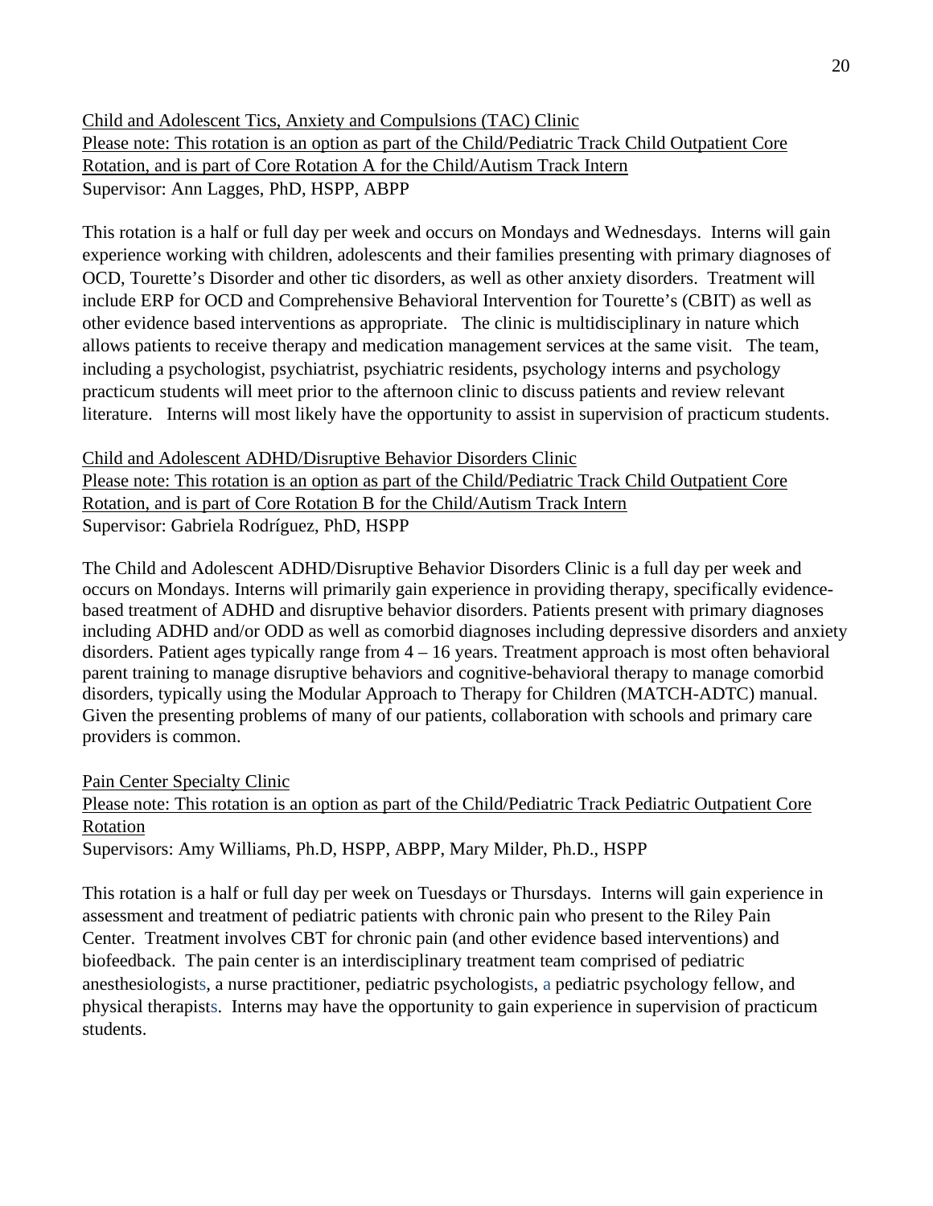<u>Child and Adolescent Tics, Anxiety and Compulsions (TAC) Clinic</u>
<u>Please note: This rotation is an option as part of the Child/Pediatric Track Child Outpatient Core Rotation, and is part of Core Rotation A for the Child/Autism Track Intern</u>
Supervisor: Ann Lagges, PhD, HSPP, ABPP

This rotation is a half or full day per week and occurs on Mondays and Wednesdays. Interns will gain experience working with children, adolescents and their families presenting with primary diagnoses of OCD, Tourette's Disorder and other tic disorders, as well as other anxiety disorders. Treatment will include ERP for OCD and Comprehensive Behavioral Intervention for Tourette's (CBIT) as well as other evidence based interventions as appropriate. The clinic is multidisciplinary in nature which allows patients to receive therapy and medication management services at the same visit. The team, including a psychologist, psychiatrist, psychiatric residents, psychology interns and psychology practicum students will meet prior to the afternoon clinic to discuss patients and review relevant literature. Interns will most likely have the opportunity to assist in supervision of practicum students.

<u>Child and Adolescent ADHD/Disruptive Behavior Disorders Clinic</u>
<u>Please note: This rotation is an option as part of the Child/Pediatric Track Child Outpatient Core Rotation, and is part of Core Rotation B for the Child/Autism Track Intern</u>
Supervisor: Gabriela Rodríguez, PhD, HSPP

The Child and Adolescent ADHD/Disruptive Behavior Disorders Clinic is a full day per week and occurs on Mondays. Interns will primarily gain experience in providing therapy, specifically evidence-based treatment of ADHD and disruptive behavior disorders. Patients present with primary diagnoses including ADHD and/or ODD as well as comorbid diagnoses including depressive disorders and anxiety disorders. Patient ages typically range from 4 – 16 years. Treatment approach is most often behavioral parent training to manage disruptive behaviors and cognitive-behavioral therapy to manage comorbid disorders, typically using the Modular Approach to Therapy for Children (MATCH-ADTC) manual. Given the presenting problems of many of our patients, collaboration with schools and primary care providers is common.

<u>Pain Center Specialty Clinic</u>
<u>Please note: This rotation is an option as part of the Child/Pediatric Track Pediatric Outpatient Core Rotation</u>
Supervisors: Amy Williams, Ph.D, HSPP, ABPP, Mary Milder, Ph.D., HSPP

This rotation is a half or full day per week on Tuesdays or Thursdays. Interns will gain experience in assessment and treatment of pediatric patients with chronic pain who present to the Riley Pain Center. Treatment involves CBT for chronic pain (and other evidence based interventions) and biofeedback. The pain center is an interdisciplinary treatment team comprised of pediatric anesthesiologists, a nurse practitioner, pediatric psychologists, a pediatric psychology fellow, and physical therapists. Interns may have the opportunity to gain experience in supervision of practicum students.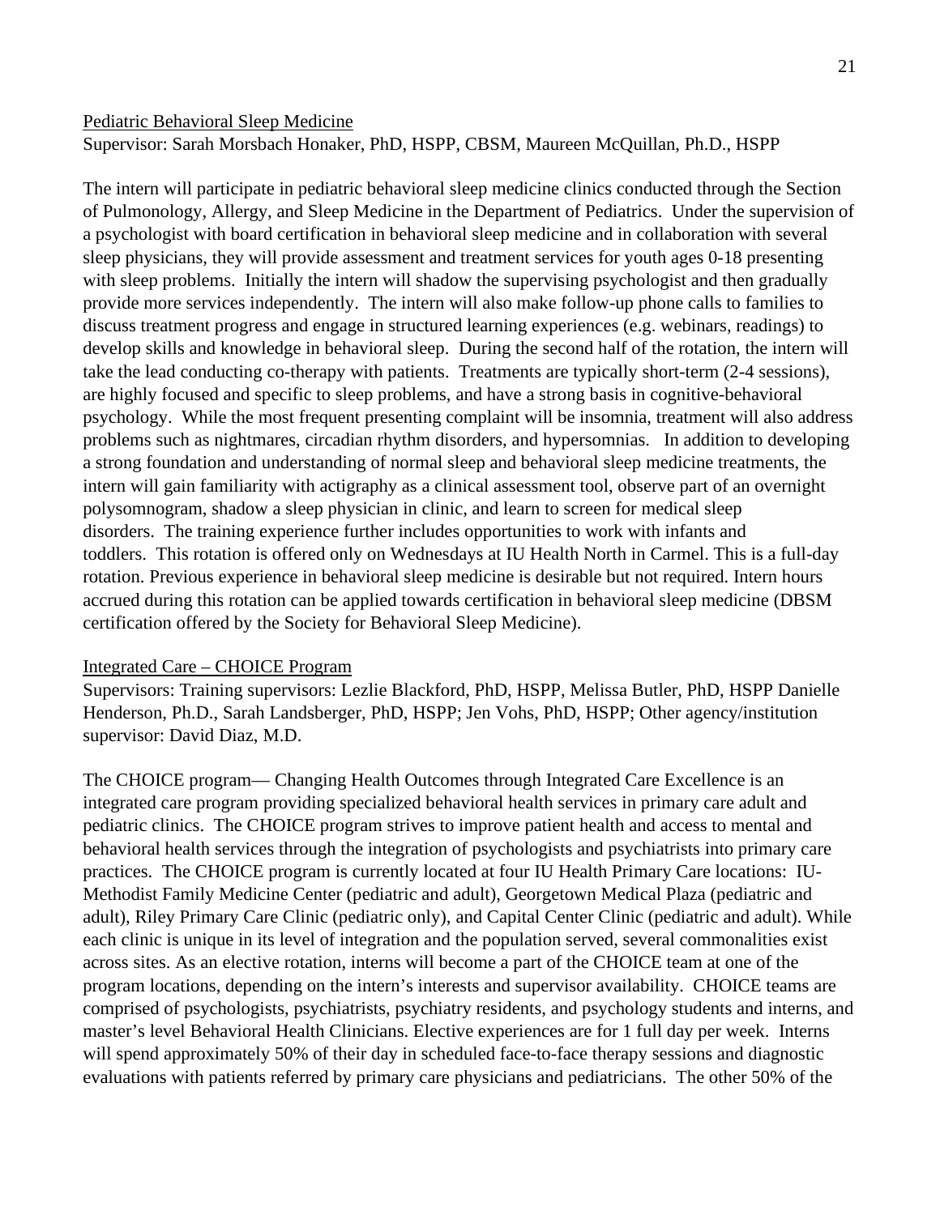<u>Pediatric Behavioral Sleep Medicine</u>
Supervisor: Sarah Morsbach Honaker, PhD, HSPP, CBSM, Maureen McQuillan, Ph.D., HSPP

The intern will participate in pediatric behavioral sleep medicine clinics conducted through the Section of Pulmonology, Allergy, and Sleep Medicine in the Department of Pediatrics. Under the supervision of a psychologist with board certification in behavioral sleep medicine and in collaboration with several sleep physicians, they will provide assessment and treatment services for youth ages 0-18 presenting with sleep problems. Initially the intern will shadow the supervising psychologist and then gradually provide more services independently. The intern will also make follow-up phone calls to families to discuss treatment progress and engage in structured learning experiences (e.g. webinars, readings) to develop skills and knowledge in behavioral sleep. During the second half of the rotation, the intern will take the lead conducting co-therapy with patients. Treatments are typically short-term (2-4 sessions), are highly focused and specific to sleep problems, and have a strong basis in cognitive-behavioral psychology. While the most frequent presenting complaint will be insomnia, treatment will also address problems such as nightmares, circadian rhythm disorders, and hypersomnias. In addition to developing a strong foundation and understanding of normal sleep and behavioral sleep medicine treatments, the intern will gain familiarity with actigraphy as a clinical assessment tool, observe part of an overnight polysomnogram, shadow a sleep physician in clinic, and learn to screen for medical sleep disorders. The training experience further includes opportunities to work with infants and toddlers. This rotation is offered only on Wednesdays at IU Health North in Carmel. This is a full-day rotation. Previous experience in behavioral sleep medicine is desirable but not required. Intern hours accrued during this rotation can be applied towards certification in behavioral sleep medicine (DBSM certification offered by the Society for Behavioral Sleep Medicine).

<u>Integrated Care – CHOICE Program</u>
Supervisors: Training supervisors: Lezlie Blackford, PhD, HSPP, Melissa Butler, PhD, HSPP Danielle Henderson, Ph.D., Sarah Landsberger, PhD, HSPP; Jen Vohs, PhD, HSPP; Other agency/institution supervisor: David Diaz, M.D.

The CHOICE program— Changing Health Outcomes through Integrated Care Excellence is an integrated care program providing specialized behavioral health services in primary care adult and pediatric clinics. The CHOICE program strives to improve patient health and access to mental and behavioral health services through the integration of psychologists and psychiatrists into primary care practices. The CHOICE program is currently located at four IU Health Primary Care locations: IU-Methodist Family Medicine Center (pediatric and adult), Georgetown Medical Plaza (pediatric and adult), Riley Primary Care Clinic (pediatric only), and Capital Center Clinic (pediatric and adult). While each clinic is unique in its level of integration and the population served, several commonalities exist across sites. As an elective rotation, interns will become a part of the CHOICE team at one of the program locations, depending on the intern's interests and supervisor availability. CHOICE teams are comprised of psychologists, psychiatrists, psychiatry residents, and psychology students and interns, and master's level Behavioral Health Clinicians. Elective experiences are for 1 full day per week. Interns will spend approximately 50% of their day in scheduled face-to-face therapy sessions and diagnostic evaluations with patients referred by primary care physicians and pediatricians. The other 50% of the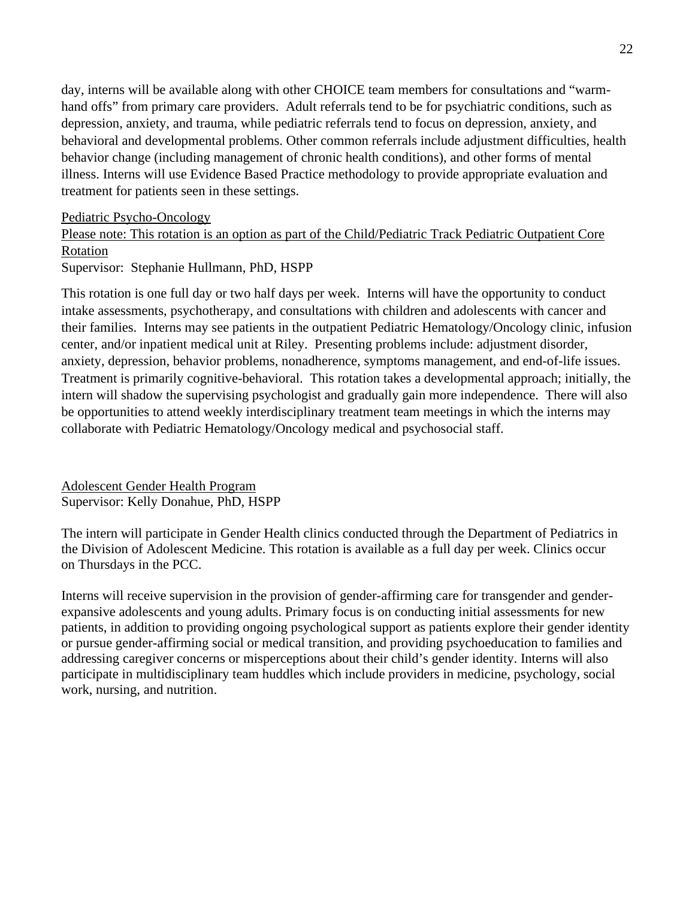day, interns will be available along with other CHOICE team members for consultations and "warm-hand offs" from primary care providers. Adult referrals tend to be for psychiatric conditions, such as depression, anxiety, and trauma, while pediatric referrals tend to focus on depression, anxiety, and behavioral and developmental problems. Other common referrals include adjustment difficulties, health behavior change (including management of chronic health conditions), and other forms of mental illness. Interns will use Evidence Based Practice methodology to provide appropriate evaluation and treatment for patients seen in these settings.

Pediatric Psycho-Oncology

Please note: This rotation is an option as part of the Child/Pediatric Track Pediatric Outpatient Core Rotation

Supervisor: Stephanie Hullmann, PhD, HSPP

This rotation is one full day or two half days per week. Interns will have the opportunity to conduct intake assessments, psychotherapy, and consultations with children and adolescents with cancer and their families. Interns may see patients in the outpatient Pediatric Hematology/Oncology clinic, infusion center, and/or inpatient medical unit at Riley. Presenting problems include: adjustment disorder, anxiety, depression, behavior problems, nonadherence, symptoms management, and end-of-life issues. Treatment is primarily cognitive-behavioral. This rotation takes a developmental approach; initially, the intern will shadow the supervising psychologist and gradually gain more independence. There will also be opportunities to attend weekly interdisciplinary treatment team meetings in which the interns may collaborate with Pediatric Hematology/Oncology medical and psychosocial staff.

Adolescent Gender Health Program

Supervisor: Kelly Donahue, PhD, HSPP

The intern will participate in Gender Health clinics conducted through the Department of Pediatrics in the Division of Adolescent Medicine. This rotation is available as a full day per week. Clinics occur on Thursdays in the PCC.

Interns will receive supervision in the provision of gender-affirming care for transgender and gender-expansive adolescents and young adults. Primary focus is on conducting initial assessments for new patients, in addition to providing ongoing psychological support as patients explore their gender identity or pursue gender-affirming social or medical transition, and providing psychoeducation to families and addressing caregiver concerns or misperceptions about their child's gender identity. Interns will also participate in multidisciplinary team huddles which include providers in medicine, psychology, social work, nursing, and nutrition.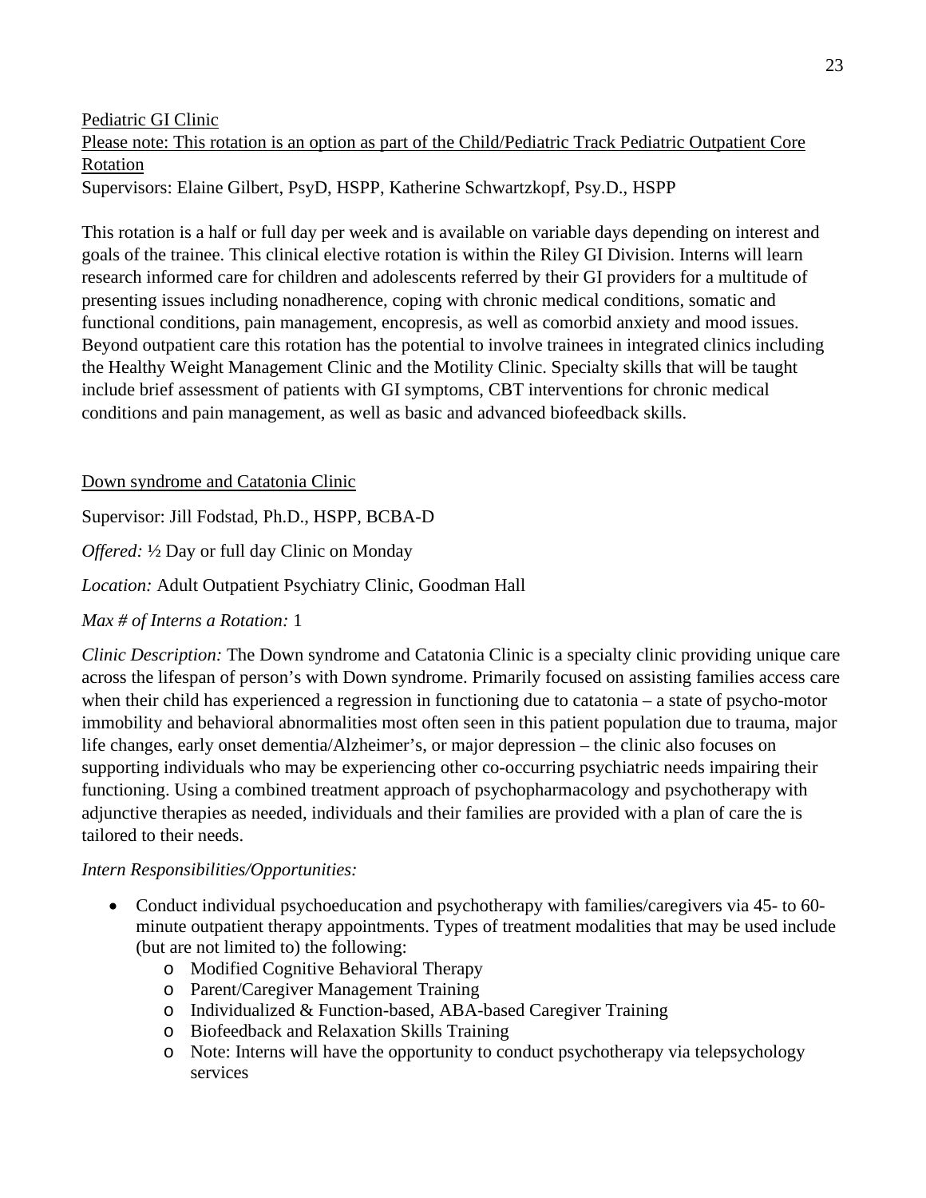Pediatric GI Clinic

Please note: This rotation is an option as part of the Child/Pediatric Track Pediatric Outpatient Core Rotation

Supervisors: Elaine Gilbert, PsyD, HSPP, Katherine Schwartzkopf, Psy.D., HSPP

This rotation is a half or full day per week and is available on variable days depending on interest and goals of the trainee. This clinical elective rotation is within the Riley GI Division. Interns will learn research informed care for children and adolescents referred by their GI providers for a multitude of presenting issues including nonadherence, coping with chronic medical conditions, somatic and functional conditions, pain management, encopresis, as well as comorbid anxiety and mood issues. Beyond outpatient care this rotation has the potential to involve trainees in integrated clinics including the Healthy Weight Management Clinic and the Motility Clinic. Specialty skills that will be taught include brief assessment of patients with GI symptoms, CBT interventions for chronic medical conditions and pain management, as well as basic and advanced biofeedback skills.

Down syndrome and Catatonia Clinic

Supervisor: Jill Fodstad, Ph.D., HSPP, BCBA-D

*Offered:* ½ Day or full day Clinic on Monday

*Location:* Adult Outpatient Psychiatry Clinic, Goodman Hall

*Max # of Interns a Rotation:* 1

*Clinic Description:* The Down syndrome and Catatonia Clinic is a specialty clinic providing unique care across the lifespan of person's with Down syndrome. Primarily focused on assisting families access care when their child has experienced a regression in functioning due to catatonia – a state of psycho-motor immobility and behavioral abnormalities most often seen in this patient population due to trauma, major life changes, early onset dementia/Alzheimer's, or major depression – the clinic also focuses on supporting individuals who may be experiencing other co-occurring psychiatric needs impairing their functioning. Using a combined treatment approach of psychopharmacology and psychotherapy with adjunctive therapies as needed, individuals and their families are provided with a plan of care the is tailored to their needs.

*Intern Responsibilities/Opportunities:*

- Conduct individual psychoeducation and psychotherapy with families/caregivers via 45- to 60-minute outpatient therapy appointments. Types of treatment modalities that may be used include (but are not limited to) the following:
  - Modified Cognitive Behavioral Therapy
  - Parent/Caregiver Management Training
  - Individualized & Function-based, ABA-based Caregiver Training
  - Biofeedback and Relaxation Skills Training
  - Note: Interns will have the opportunity to conduct psychotherapy via telepsychology services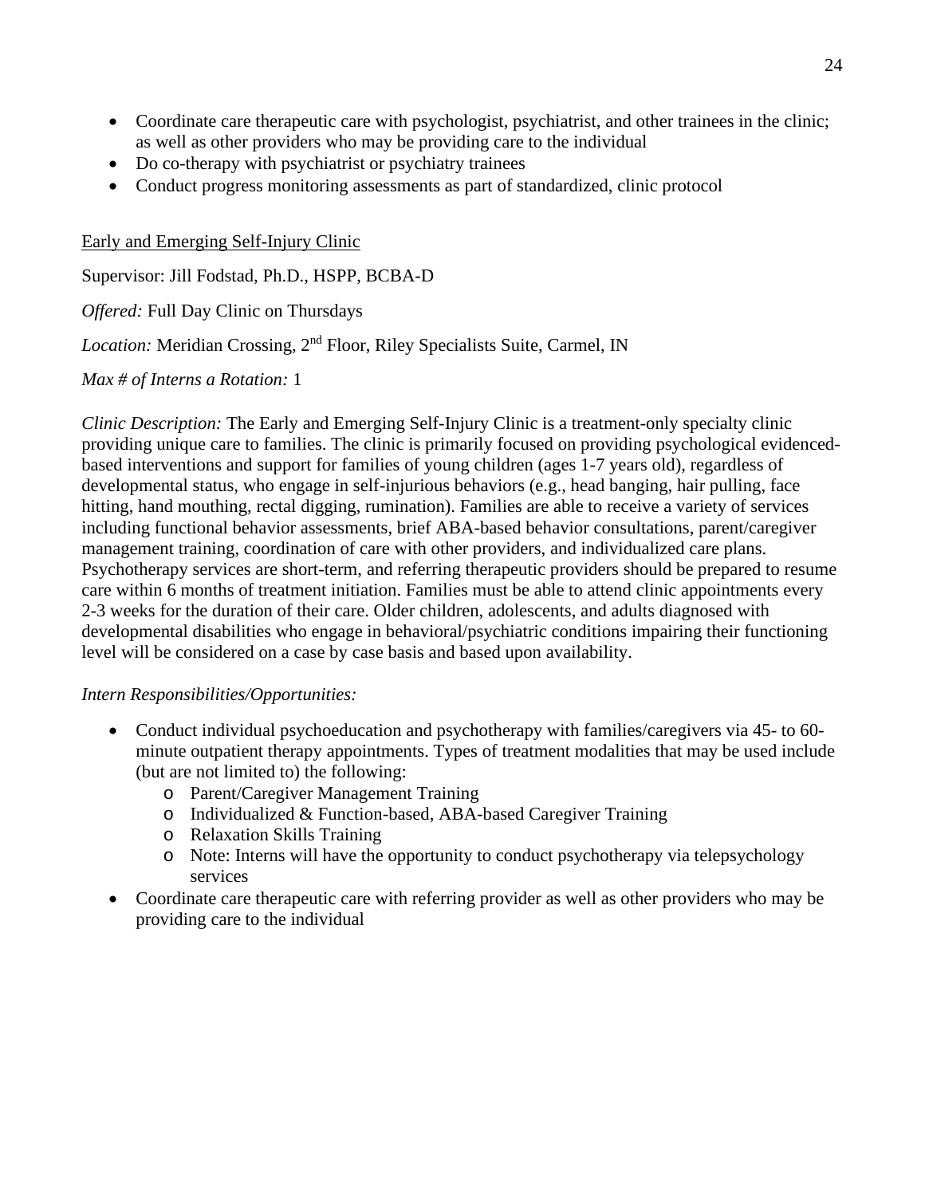- Coordinate care therapeutic care with psychologist, psychiatrist, and other trainees in the clinic; as well as other providers who may be providing care to the individual
- Do co-therapy with psychiatrist or psychiatry trainees
- Conduct progress monitoring assessments as part of standardized, clinic protocol

<u>Early and Emerging Self-Injury Clinic</u>

Supervisor: Jill Fodstad, Ph.D., HSPP, BCBA-D

*Offered:* Full Day Clinic on Thursdays

*Location:* Meridian Crossing, 2nd Floor, Riley Specialists Suite, Carmel, IN

*Max # of Interns a Rotation:* 1

*Clinic Description:* The Early and Emerging Self-Injury Clinic is a treatment-only specialty clinic providing unique care to families. The clinic is primarily focused on providing psychological evidenced-based interventions and support for families of young children (ages 1-7 years old), regardless of developmental status, who engage in self-injurious behaviors (e.g., head banging, hair pulling, face hitting, hand mouthing, rectal digging, rumination). Families are able to receive a variety of services including functional behavior assessments, brief ABA-based behavior consultations, parent/caregiver management training, coordination of care with other providers, and individualized care plans. Psychotherapy services are short-term, and referring therapeutic providers should be prepared to resume care within 6 months of treatment initiation. Families must be able to attend clinic appointments every 2-3 weeks for the duration of their care. Older children, adolescents, and adults diagnosed with developmental disabilities who engage in behavioral/psychiatric conditions impairing their functioning level will be considered on a case by case basis and based upon availability.

*Intern Responsibilities/Opportunities:*

- Conduct individual psychoeducation and psychotherapy with families/caregivers via 45- to 60-minute outpatient therapy appointments. Types of treatment modalities that may be used include (but are not limited to) the following:
    - Parent/Caregiver Management Training
    - Individualized & Function-based, ABA-based Caregiver Training
    - Relaxation Skills Training
    - Note: Interns will have the opportunity to conduct psychotherapy via telepsychology services
- Coordinate care therapeutic care with referring provider as well as other providers who may be providing care to the individual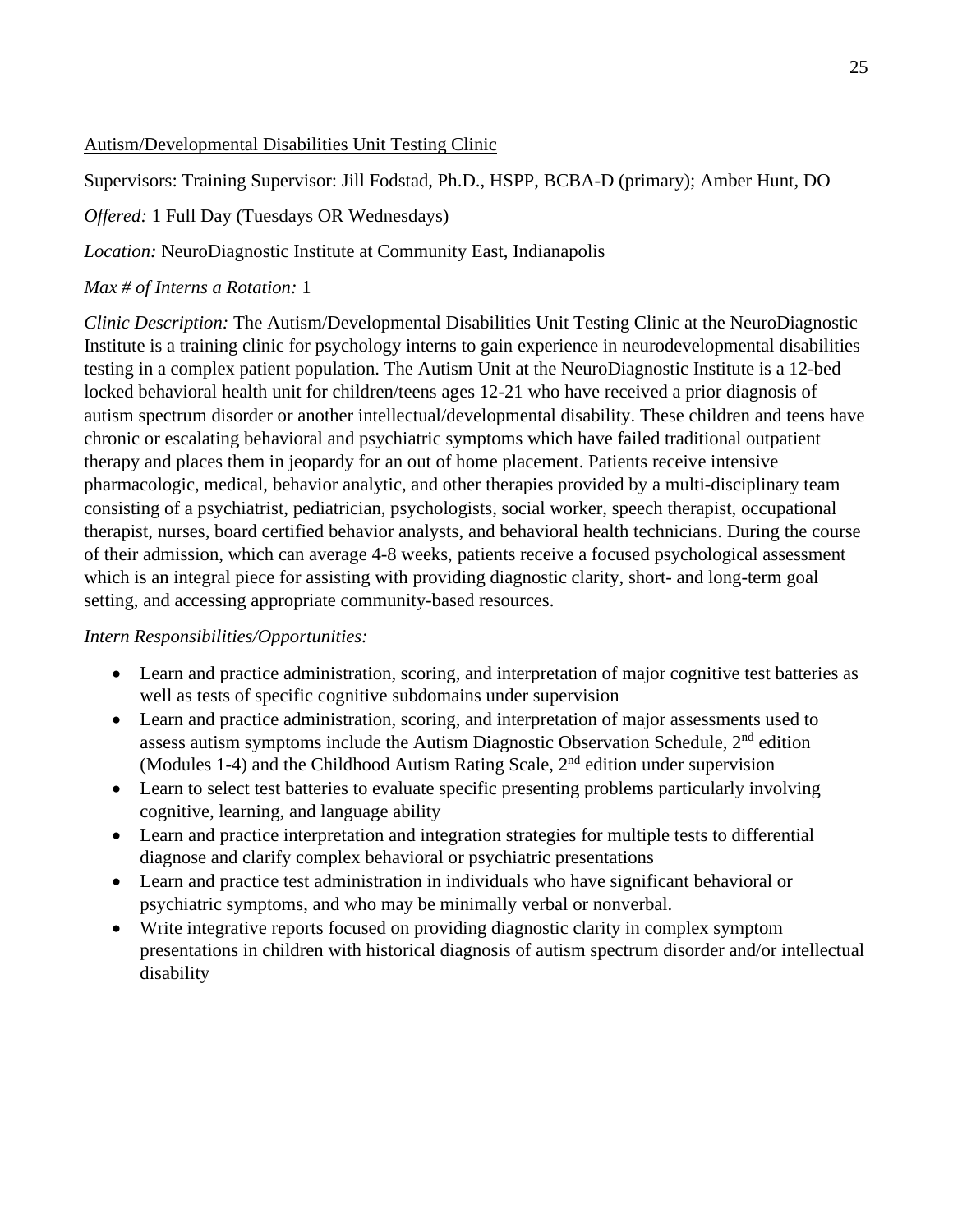<u>Autism/Developmental Disabilities Unit Testing Clinic</u>

Supervisors: Training Supervisor: Jill Fodstad, Ph.D., HSPP, BCBA-D (primary); Amber Hunt, DO

*Offered:* 1 Full Day (Tuesdays OR Wednesdays)

*Location:* NeuroDiagnostic Institute at Community East, Indianapolis

*Max # of Interns a Rotation:* 1

*Clinic Description:* The Autism/Developmental Disabilities Unit Testing Clinic at the NeuroDiagnostic Institute is a training clinic for psychology interns to gain experience in neurodevelopmental disabilities testing in a complex patient population. The Autism Unit at the NeuroDiagnostic Institute is a 12-bed locked behavioral health unit for children/teens ages 12-21 who have received a prior diagnosis of autism spectrum disorder or another intellectual/developmental disability. These children and teens have chronic or escalating behavioral and psychiatric symptoms which have failed traditional outpatient therapy and places them in jeopardy for an out of home placement. Patients receive intensive pharmacologic, medical, behavior analytic, and other therapies provided by a multi-disciplinary team consisting of a psychiatrist, pediatrician, psychologists, social worker, speech therapist, occupational therapist, nurses, board certified behavior analysts, and behavioral health technicians. During the course of their admission, which can average 4-8 weeks, patients receive a focused psychological assessment which is an integral piece for assisting with providing diagnostic clarity, short- and long-term goal setting, and accessing appropriate community-based resources.

*Intern Responsibilities/Opportunities:*

- Learn and practice administration, scoring, and interpretation of major cognitive test batteries as well as tests of specific cognitive subdomains under supervision
- Learn and practice administration, scoring, and interpretation of major assessments used to assess autism symptoms include the Autism Diagnostic Observation Schedule, 2nd edition (Modules 1-4) and the Childhood Autism Rating Scale, 2nd edition under supervision
- Learn to select test batteries to evaluate specific presenting problems particularly involving cognitive, learning, and language ability
- Learn and practice interpretation and integration strategies for multiple tests to differential diagnose and clarify complex behavioral or psychiatric presentations
- Learn and practice test administration in individuals who have significant behavioral or psychiatric symptoms, and who may be minimally verbal or nonverbal.
- Write integrative reports focused on providing diagnostic clarity in complex symptom presentations in children with historical diagnosis of autism spectrum disorder and/or intellectual disability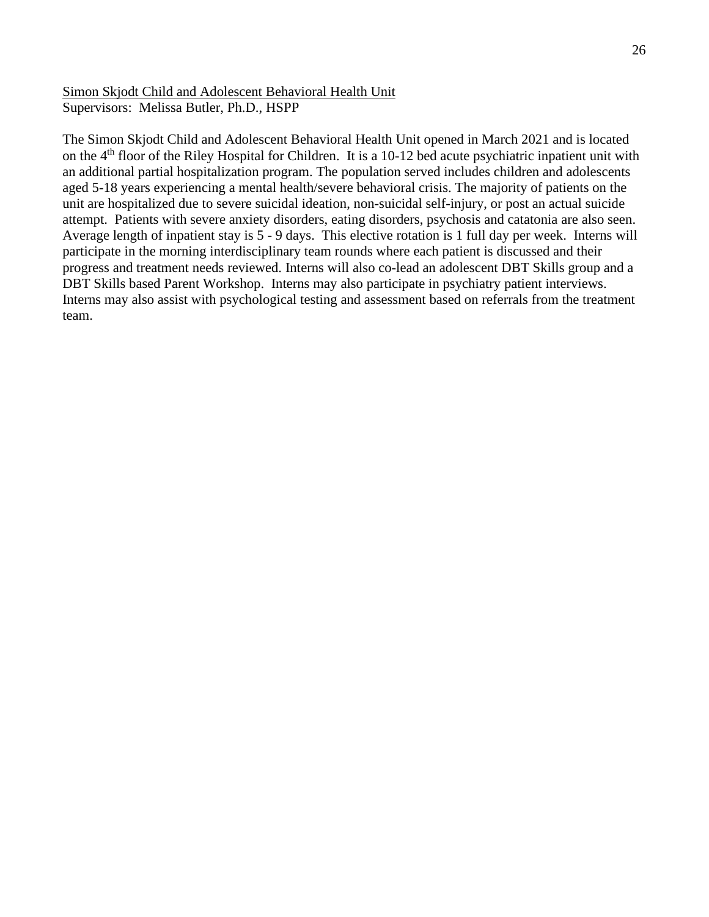<u>Simon Skjodt Child and Adolescent Behavioral Health Unit</u>
Supervisors: Melissa Butler, Ph.D., HSPP

The Simon Skjodt Child and Adolescent Behavioral Health Unit opened in March 2021 and is located on the 4th floor of the Riley Hospital for Children. It is a 10-12 bed acute psychiatric inpatient unit with an additional partial hospitalization program. The population served includes children and adolescents aged 5-18 years experiencing a mental health/severe behavioral crisis. The majority of patients on the unit are hospitalized due to severe suicidal ideation, non-suicidal self-injury, or post an actual suicide attempt. Patients with severe anxiety disorders, eating disorders, psychosis and catatonia are also seen. Average length of inpatient stay is 5 - 9 days. This elective rotation is 1 full day per week. Interns will participate in the morning interdisciplinary team rounds where each patient is discussed and their progress and treatment needs reviewed. Interns will also co-lead an adolescent DBT Skills group and a DBT Skills based Parent Workshop. Interns may also participate in psychiatry patient interviews. Interns may also assist with psychological testing and assessment based on referrals from the treatment team.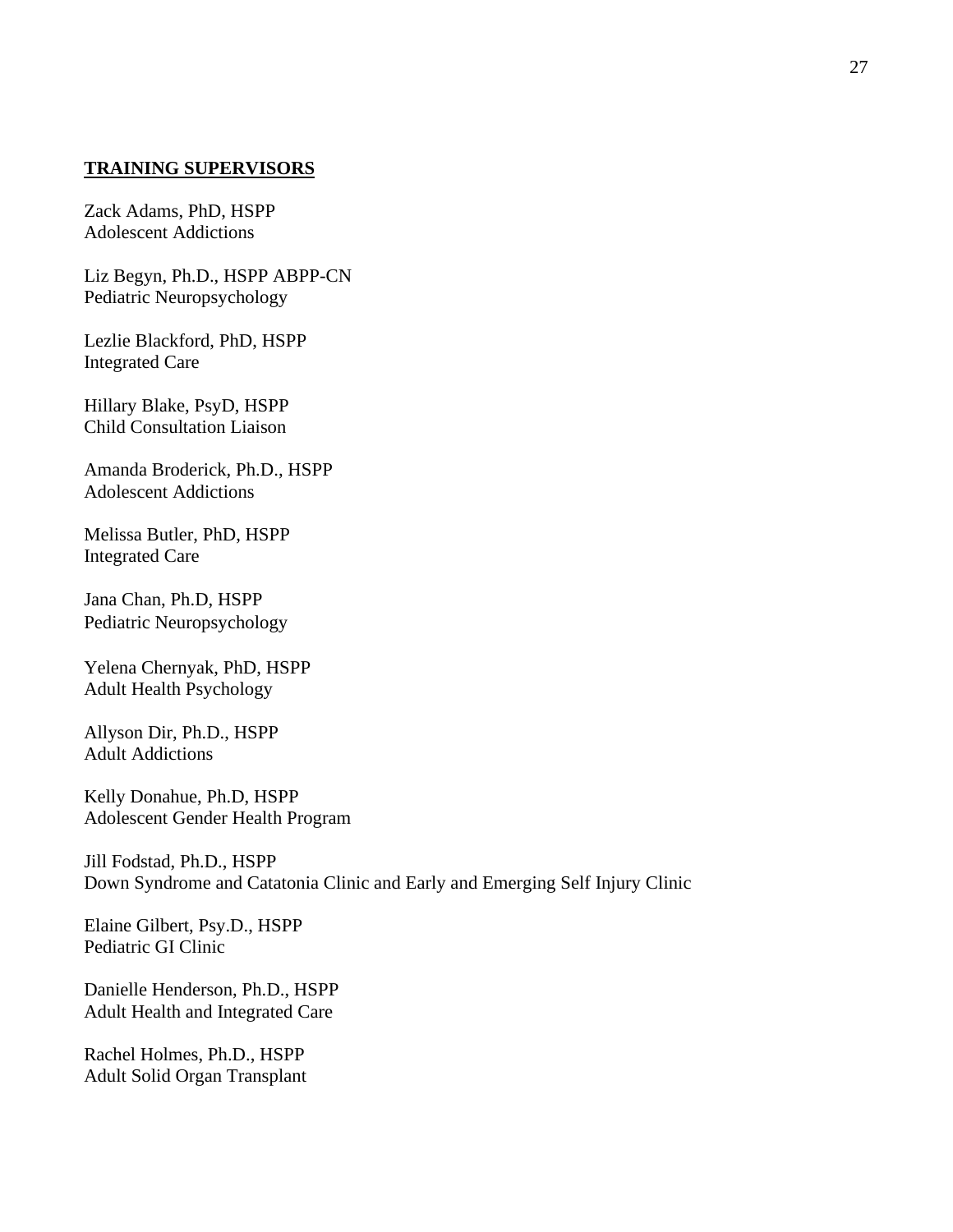**TRAINING SUPERVISORS**

Zack Adams, PhD, HSPP
Adolescent Addictions

Liz Begyn, Ph.D., HSPP ABPP-CN
Pediatric Neuropsychology

Lezlie Blackford, PhD, HSPP
Integrated Care

Hillary Blake, PsyD, HSPP
Child Consultation Liaison

Amanda Broderick, Ph.D., HSPP
Adolescent Addictions

Melissa Butler, PhD, HSPP
Integrated Care

Jana Chan, Ph.D, HSPP
Pediatric Neuropsychology

Yelena Chernyak, PhD, HSPP
Adult Health Psychology

Allyson Dir, Ph.D., HSPP
Adult Addictions

Kelly Donahue, Ph.D, HSPP
Adolescent Gender Health Program

Jill Fodstad, Ph.D., HSPP
Down Syndrome and Catatonia Clinic and Early and Emerging Self Injury Clinic

Elaine Gilbert, Psy.D., HSPP
Pediatric GI Clinic

Danielle Henderson, Ph.D., HSPP
Adult Health and Integrated Care

Rachel Holmes, Ph.D., HSPP
Adult Solid Organ Transplant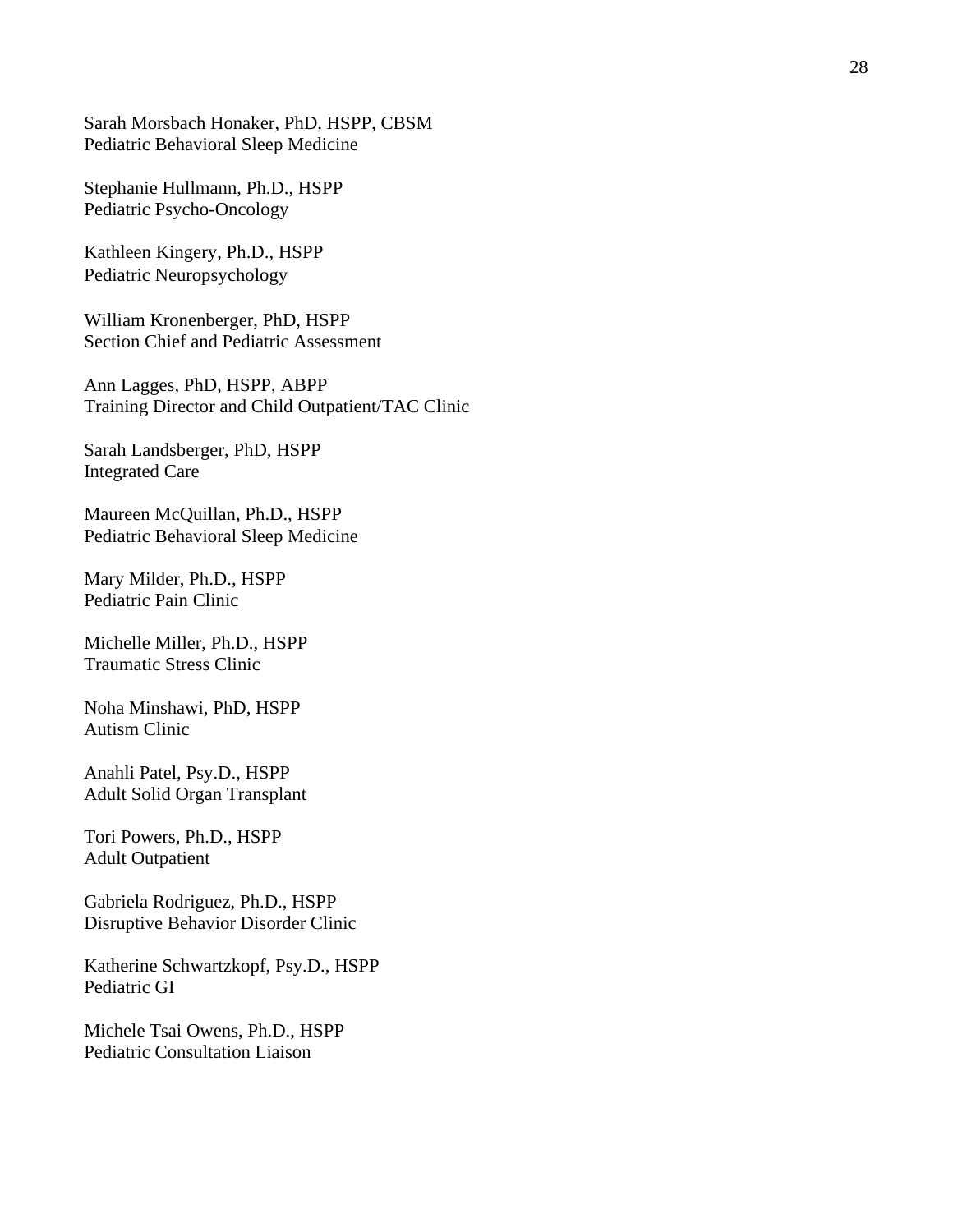Sarah Morsbach Honaker, PhD, HSPP, CBSM
Pediatric Behavioral Sleep Medicine

Stephanie Hullmann, Ph.D., HSPP
Pediatric Psycho-Oncology

Kathleen Kingery, Ph.D., HSPP
Pediatric Neuropsychology

William Kronenberger, PhD, HSPP
Section Chief and Pediatric Assessment

Ann Lagges, PhD, HSPP, ABPP
Training Director and Child Outpatient/TAC Clinic

Sarah Landsberger, PhD, HSPP
Integrated Care

Maureen McQuillan, Ph.D., HSPP
Pediatric Behavioral Sleep Medicine

Mary Milder, Ph.D., HSPP
Pediatric Pain Clinic

Michelle Miller, Ph.D., HSPP
Traumatic Stress Clinic

Noha Minshawi, PhD, HSPP
Autism Clinic

Anahli Patel, Psy.D., HSPP
Adult Solid Organ Transplant

Tori Powers, Ph.D., HSPP
Adult Outpatient

Gabriela Rodriguez, Ph.D., HSPP
Disruptive Behavior Disorder Clinic

Katherine Schwartzkopf, Psy.D., HSPP
Pediatric GI

Michele Tsai Owens, Ph.D., HSPP
Pediatric Consultation Liaison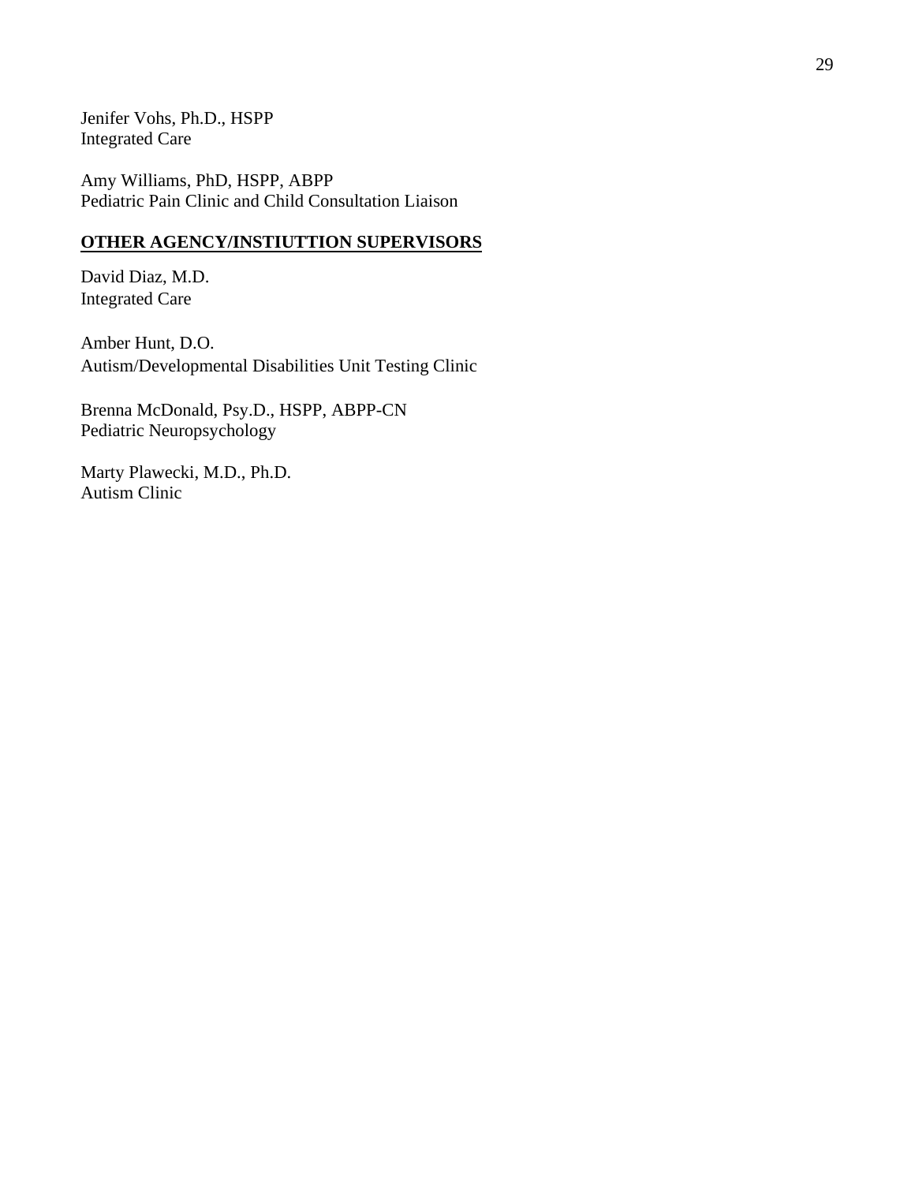Jenifer Vohs, Ph.D., HSPP
Integrated Care

Amy Williams, PhD, HSPP, ABPP
Pediatric Pain Clinic and Child Consultation Liaison

**<u>OTHER AGENCY/INSTIUTTION SUPERVISORS</u>**

David Diaz, M.D.
Integrated Care

Amber Hunt, D.O.
Autism/Developmental Disabilities Unit Testing Clinic

Brenna McDonald, Psy.D., HSPP, ABPP-CN
Pediatric Neuropsychology

Marty Plawecki, M.D., Ph.D.
Autism Clinic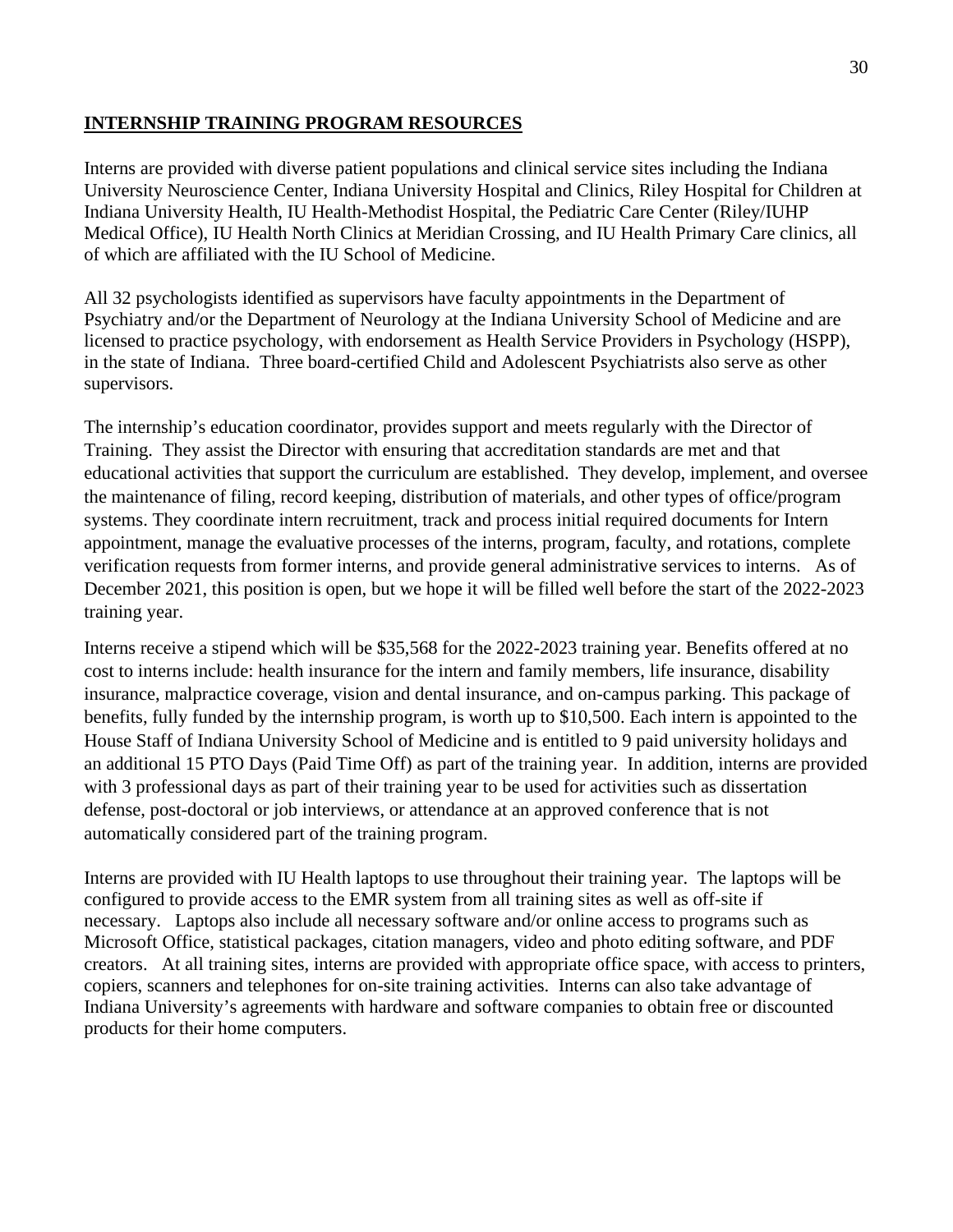## INTERNSHIP TRAINING PROGRAM RESOURCES

Interns are provided with diverse patient populations and clinical service sites including the Indiana University Neuroscience Center, Indiana University Hospital and Clinics, Riley Hospital for Children at Indiana University Health, IU Health-Methodist Hospital, the Pediatric Care Center (Riley/IUHP Medical Office), IU Health North Clinics at Meridian Crossing, and IU Health Primary Care clinics, all of which are affiliated with the IU School of Medicine.

All 32 psychologists identified as supervisors have faculty appointments in the Department of Psychiatry and/or the Department of Neurology at the Indiana University School of Medicine and are licensed to practice psychology, with endorsement as Health Service Providers in Psychology (HSPP), in the state of Indiana. Three board-certified Child and Adolescent Psychiatrists also serve as other supervisors.

The internship's education coordinator, provides support and meets regularly with the Director of Training. They assist the Director with ensuring that accreditation standards are met and that educational activities that support the curriculum are established. They develop, implement, and oversee the maintenance of filing, record keeping, distribution of materials, and other types of office/program systems. They coordinate intern recruitment, track and process initial required documents for Intern appointment, manage the evaluative processes of the interns, program, faculty, and rotations, complete verification requests from former interns, and provide general administrative services to interns. As of December 2021, this position is open, but we hope it will be filled well before the start of the 2022-2023 training year.

Interns receive a stipend which will be $35,568 for the 2022-2023 training year. Benefits offered at no cost to interns include: health insurance for the intern and family members, life insurance, disability insurance, malpractice coverage, vision and dental insurance, and on-campus parking. This package of benefits, fully funded by the internship program, is worth up to $10,500. Each intern is appointed to the House Staff of Indiana University School of Medicine and is entitled to 9 paid university holidays and an additional 15 PTO Days (Paid Time Off) as part of the training year. In addition, interns are provided with 3 professional days as part of their training year to be used for activities such as dissertation defense, post-doctoral or job interviews, or attendance at an approved conference that is not automatically considered part of the training program.

Interns are provided with IU Health laptops to use throughout their training year. The laptops will be configured to provide access to the EMR system from all training sites as well as off-site if necessary. Laptops also include all necessary software and/or online access to programs such as Microsoft Office, statistical packages, citation managers, video and photo editing software, and PDF creators. At all training sites, interns are provided with appropriate office space, with access to printers, copiers, scanners and telephones for on-site training activities. Interns can also take advantage of Indiana University's agreements with hardware and software companies to obtain free or discounted products for their home computers.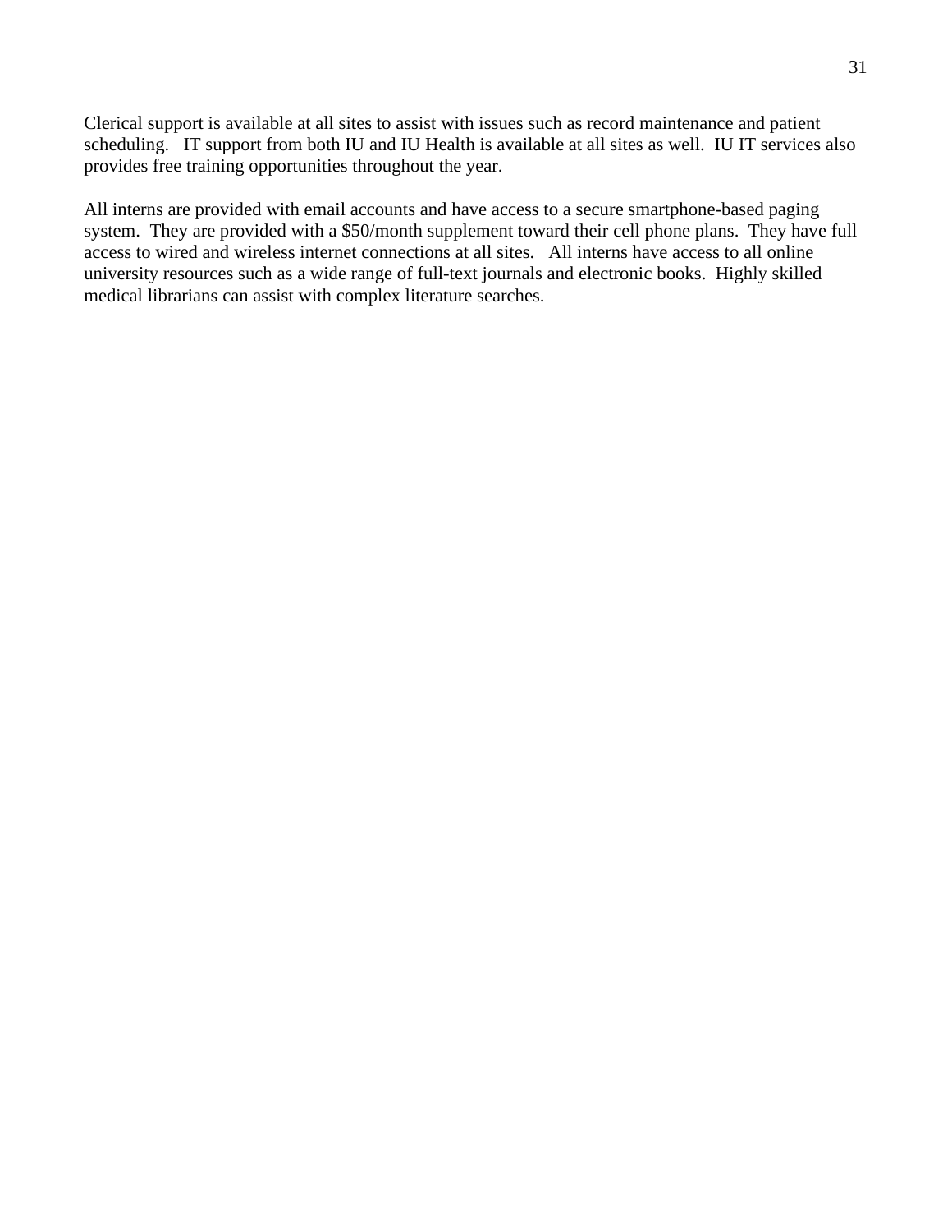Clerical support is available at all sites to assist with issues such as record maintenance and patient scheduling. IT support from both IU and IU Health is available at all sites as well. IU IT services also provides free training opportunities throughout the year.

All interns are provided with email accounts and have access to a secure smartphone-based paging system. They are provided with a $50/month supplement toward their cell phone plans. They have full access to wired and wireless internet connections at all sites. All interns have access to all online university resources such as a wide range of full-text journals and electronic books. Highly skilled medical librarians can assist with complex literature searches.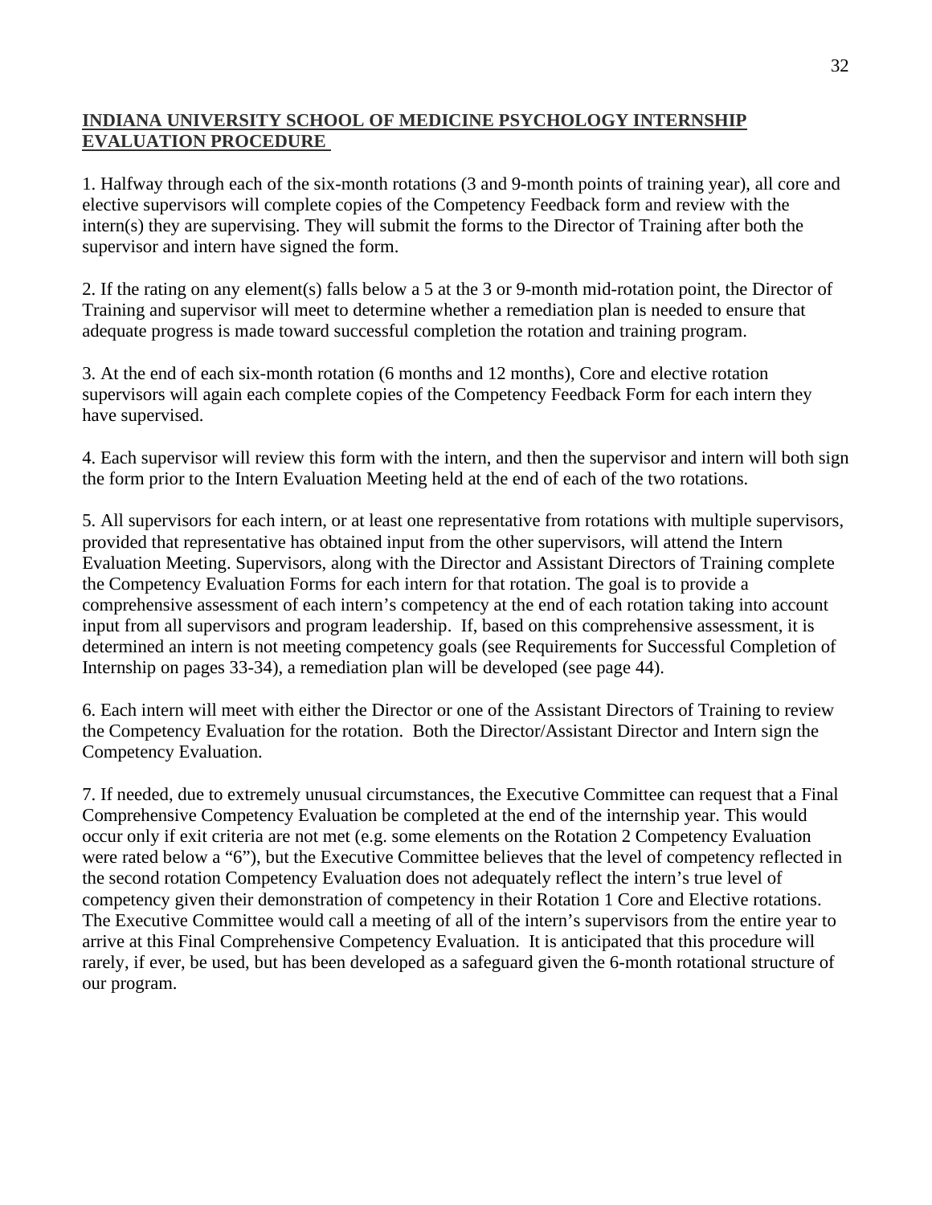## INDIANA UNIVERSITY SCHOOL OF MEDICINE PSYCHOLOGY INTERNSHIP EVALUATION PROCEDURE

1. Halfway through each of the six-month rotations (3 and 9-month points of training year), all core and elective supervisors will complete copies of the Competency Feedback form and review with the intern(s) they are supervising. They will submit the forms to the Director of Training after both the supervisor and intern have signed the form.

2. If the rating on any element(s) falls below a 5 at the 3 or 9-month mid-rotation point, the Director of Training and supervisor will meet to determine whether a remediation plan is needed to ensure that adequate progress is made toward successful completion the rotation and training program.

3. At the end of each six-month rotation (6 months and 12 months), Core and elective rotation supervisors will again each complete copies of the Competency Feedback Form for each intern they have supervised.

4. Each supervisor will review this form with the intern, and then the supervisor and intern will both sign the form prior to the Intern Evaluation Meeting held at the end of each of the two rotations.

5. All supervisors for each intern, or at least one representative from rotations with multiple supervisors, provided that representative has obtained input from the other supervisors, will attend the Intern Evaluation Meeting. Supervisors, along with the Director and Assistant Directors of Training complete the Competency Evaluation Forms for each intern for that rotation. The goal is to provide a comprehensive assessment of each intern's competency at the end of each rotation taking into account input from all supervisors and program leadership. If, based on this comprehensive assessment, it is determined an intern is not meeting competency goals (see Requirements for Successful Completion of Internship on pages 33-34), a remediation plan will be developed (see page 44).

6. Each intern will meet with either the Director or one of the Assistant Directors of Training to review the Competency Evaluation for the rotation. Both the Director/Assistant Director and Intern sign the Competency Evaluation.

7. If needed, due to extremely unusual circumstances, the Executive Committee can request that a Final Comprehensive Competency Evaluation be completed at the end of the internship year. This would occur only if exit criteria are not met (e.g. some elements on the Rotation 2 Competency Evaluation were rated below a "6"), but the Executive Committee believes that the level of competency reflected in the second rotation Competency Evaluation does not adequately reflect the intern's true level of competency given their demonstration of competency in their Rotation 1 Core and Elective rotations. The Executive Committee would call a meeting of all of the intern's supervisors from the entire year to arrive at this Final Comprehensive Competency Evaluation. It is anticipated that this procedure will rarely, if ever, be used, but has been developed as a safeguard given the 6-month rotational structure of our program.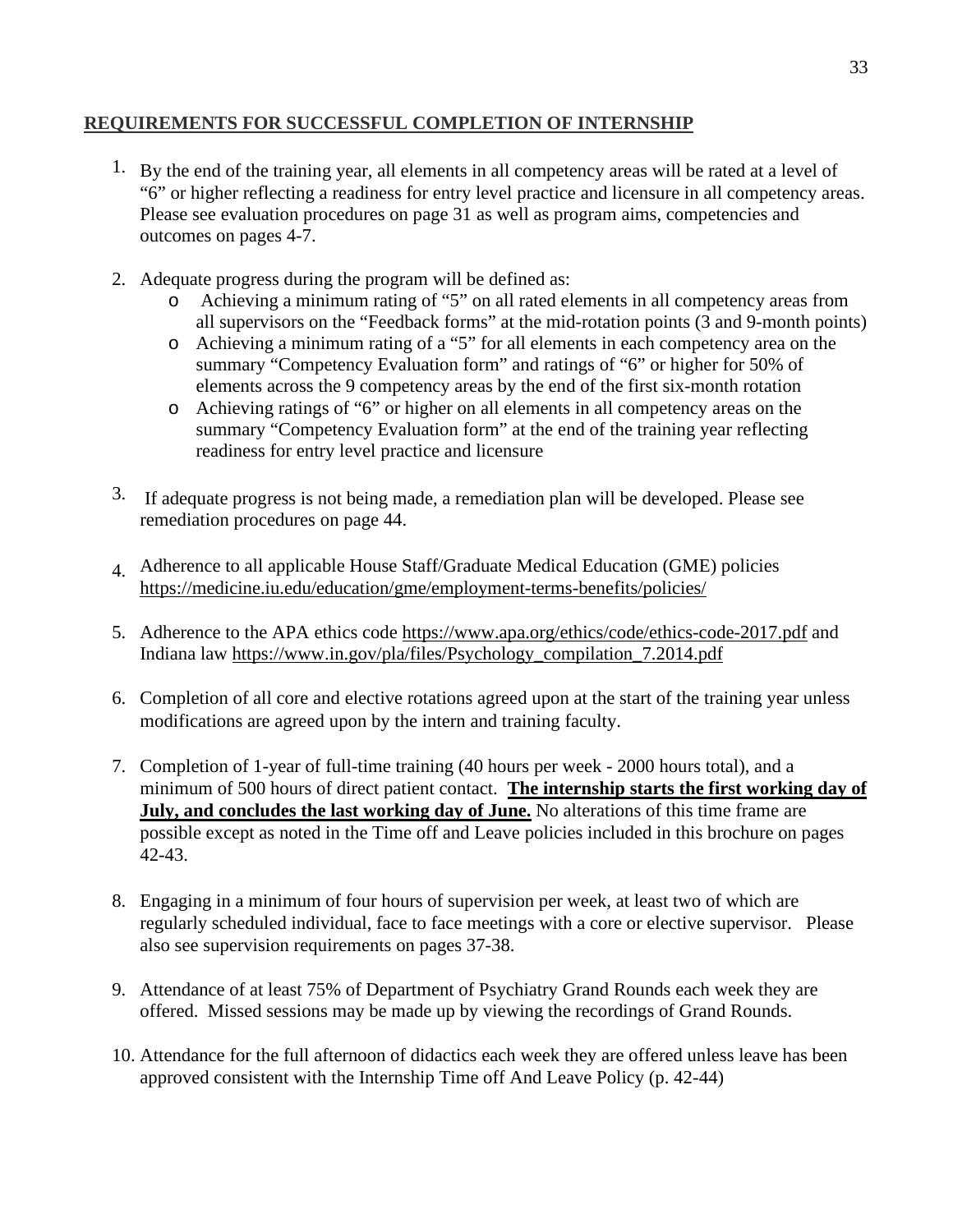## REQUIREMENTS FOR SUCCESSFUL COMPLETION OF INTERNSHIP

1. By the end of the training year, all elements in all competency areas will be rated at a level of "6" or higher reflecting a readiness for entry level practice and licensure in all competency areas. Please see evaluation procedures on page 31 as well as program aims, competencies and outcomes on pages 4-7.

2. Adequate progress during the program will be defined as:
   - Achieving a minimum rating of "5" on all rated elements in all competency areas from all supervisors on the "Feedback forms" at the mid-rotation points (3 and 9-month points)
   - Achieving a minimum rating of a "5" for all elements in each competency area on the summary "Competency Evaluation form" and ratings of "6" or higher for 50% of elements across the 9 competency areas by the end of the first six-month rotation
   - Achieving ratings of "6" or higher on all elements in all competency areas on the summary "Competency Evaluation form" at the end of the training year reflecting readiness for entry level practice and licensure

3. If adequate progress is not being made, a remediation plan will be developed. Please see remediation procedures on page 44.

4. Adherence to all applicable House Staff/Graduate Medical Education (GME) policies https://medicine.iu.edu/education/gme/employment-terms-benefits/policies/

5. Adherence to the APA ethics code https://www.apa.org/ethics/code/ethics-code-2017.pdf and Indiana law https://www.in.gov/pla/files/Psychology_compilation_7.2014.pdf

6. Completion of all core and elective rotations agreed upon at the start of the training year unless modifications are agreed upon by the intern and training faculty.

7. Completion of 1-year of full-time training (40 hours per week - 2000 hours total), and a minimum of 500 hours of direct patient contact. **The internship starts the first working day of July, and concludes the last working day of June.** No alterations of this time frame are possible except as noted in the Time off and Leave policies included in this brochure on pages 42-43.

8. Engaging in a minimum of four hours of supervision per week, at least two of which are regularly scheduled individual, face to face meetings with a core or elective supervisor. Please also see supervision requirements on pages 37-38.

9. Attendance of at least 75% of Department of Psychiatry Grand Rounds each week they are offered. Missed sessions may be made up by viewing the recordings of Grand Rounds.

10. Attendance for the full afternoon of didactics each week they are offered unless leave has been approved consistent with the Internship Time off And Leave Policy (p. 42-44)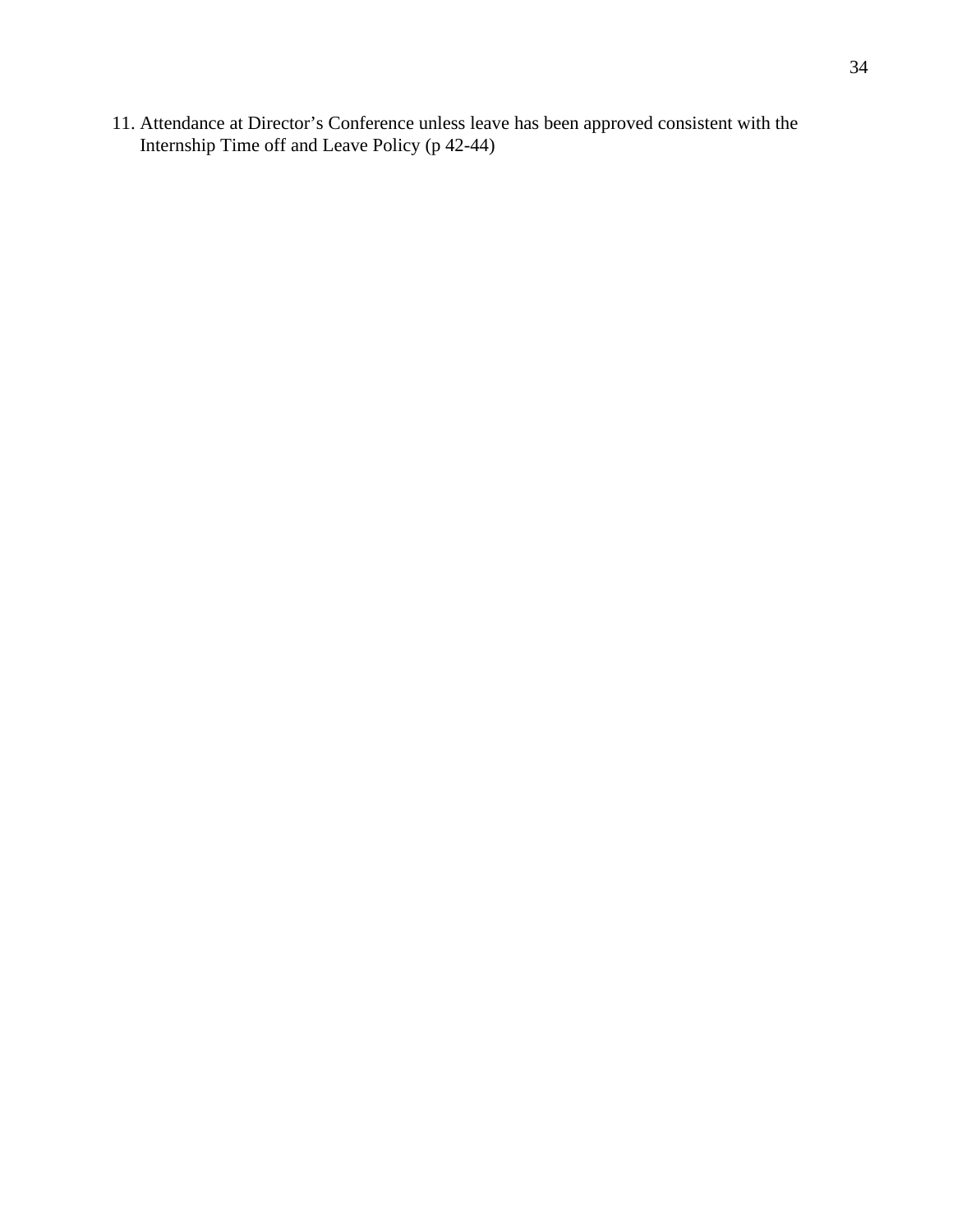11. Attendance at Director's Conference unless leave has been approved consistent with the Internship Time off and Leave Policy (p 42-44)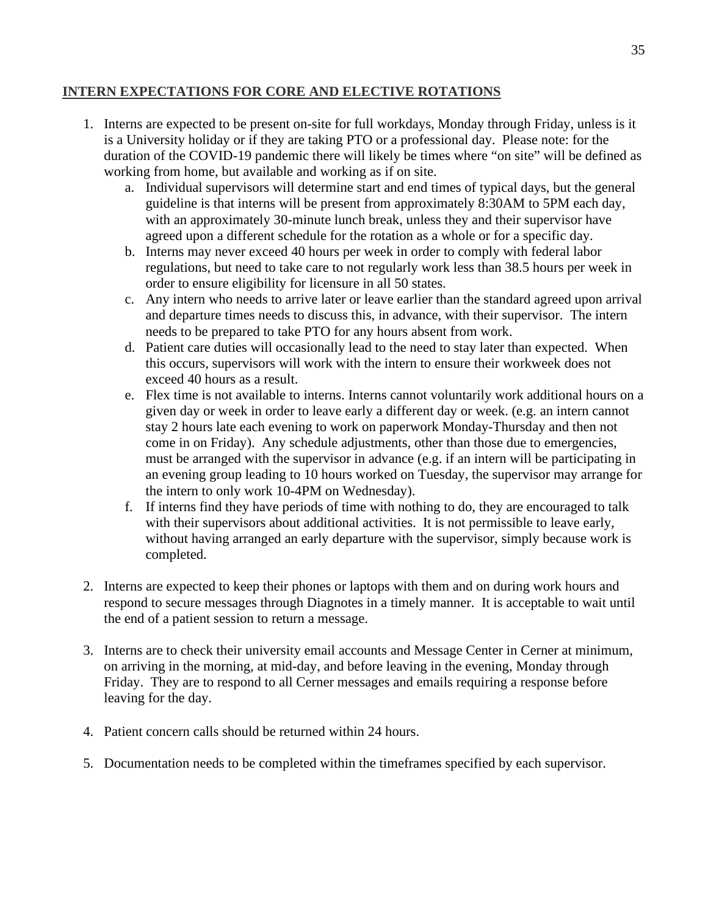**INTERN EXPECTATIONS FOR CORE AND ELECTIVE ROTATIONS**

1. Interns are expected to be present on-site for full workdays, Monday through Friday, unless is it is a University holiday or if they are taking PTO or a professional day. Please note: for the duration of the COVID-19 pandemic there will likely be times where "on site" will be defined as working from home, but available and working as if on site.
   a. Individual supervisors will determine start and end times of typical days, but the general guideline is that interns will be present from approximately 8:30AM to 5PM each day, with an approximately 30-minute lunch break, unless they and their supervisor have agreed upon a different schedule for the rotation as a whole or for a specific day.
   b. Interns may never exceed 40 hours per week in order to comply with federal labor regulations, but need to take care to not regularly work less than 38.5 hours per week in order to ensure eligibility for licensure in all 50 states.
   c. Any intern who needs to arrive later or leave earlier than the standard agreed upon arrival and departure times needs to discuss this, in advance, with their supervisor. The intern needs to be prepared to take PTO for any hours absent from work.
   d. Patient care duties will occasionally lead to the need to stay later than expected. When this occurs, supervisors will work with the intern to ensure their workweek does not exceed 40 hours as a result.
   e. Flex time is not available to interns. Interns cannot voluntarily work additional hours on a given day or week in order to leave early a different day or week. (e.g. an intern cannot stay 2 hours late each evening to work on paperwork Monday-Thursday and then not come in on Friday). Any schedule adjustments, other than those due to emergencies, must be arranged with the supervisor in advance (e.g. if an intern will be participating in an evening group leading to 10 hours worked on Tuesday, the supervisor may arrange for the intern to only work 10-4PM on Wednesday).
   f. If interns find they have periods of time with nothing to do, they are encouraged to talk with their supervisors about additional activities. It is not permissible to leave early, without having arranged an early departure with the supervisor, simply because work is completed.

2. Interns are expected to keep their phones or laptops with them and on during work hours and respond to secure messages through Diagnotes in a timely manner. It is acceptable to wait until the end of a patient session to return a message.

3. Interns are to check their university email accounts and Message Center in Cerner at minimum, on arriving in the morning, at mid-day, and before leaving in the evening, Monday through Friday. They are to respond to all Cerner messages and emails requiring a response before leaving for the day.

4. Patient concern calls should be returned within 24 hours.

5. Documentation needs to be completed within the timeframes specified by each supervisor.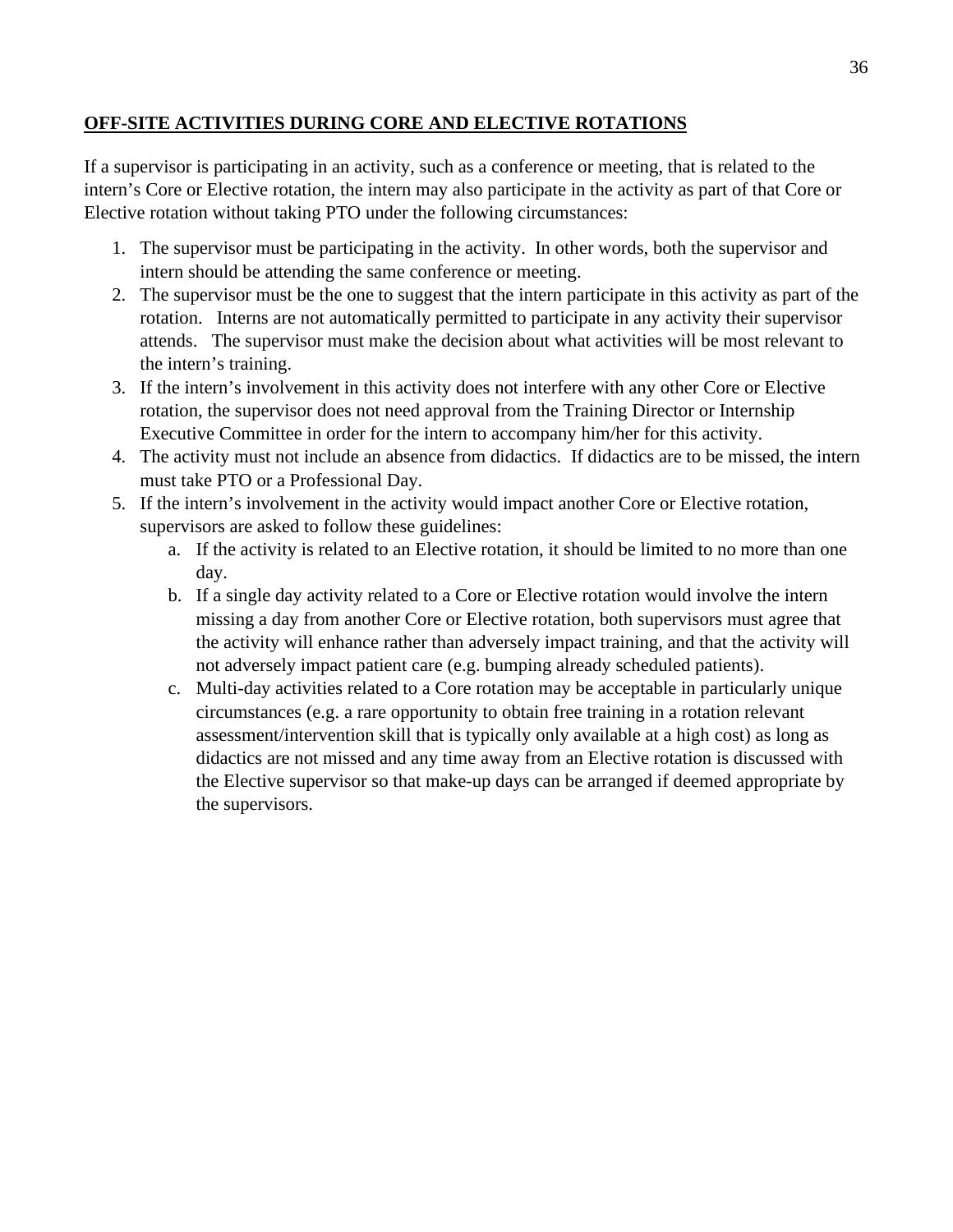## OFF-SITE ACTIVITIES DURING CORE AND ELECTIVE ROTATIONS

If a supervisor is participating in an activity, such as a conference or meeting, that is related to the intern's Core or Elective rotation, the intern may also participate in the activity as part of that Core or Elective rotation without taking PTO under the following circumstances:

1. The supervisor must be participating in the activity. In other words, both the supervisor and intern should be attending the same conference or meeting.
2. The supervisor must be the one to suggest that the intern participate in this activity as part of the rotation. Interns are not automatically permitted to participate in any activity their supervisor attends. The supervisor must make the decision about what activities will be most relevant to the intern's training.
3. If the intern's involvement in this activity does not interfere with any other Core or Elective rotation, the supervisor does not need approval from the Training Director or Internship Executive Committee in order for the intern to accompany him/her for this activity.
4. The activity must not include an absence from didactics. If didactics are to be missed, the intern must take PTO or a Professional Day.
5. If the intern's involvement in the activity would impact another Core or Elective rotation, supervisors are asked to follow these guidelines:
    a. If the activity is related to an Elective rotation, it should be limited to no more than one day.
    b. If a single day activity related to a Core or Elective rotation would involve the intern missing a day from another Core or Elective rotation, both supervisors must agree that the activity will enhance rather than adversely impact training, and that the activity will not adversely impact patient care (e.g. bumping already scheduled patients).
    c. Multi-day activities related to a Core rotation may be acceptable in particularly unique circumstances (e.g. a rare opportunity to obtain free training in a rotation relevant assessment/intervention skill that is typically only available at a high cost) as long as didactics are not missed and any time away from an Elective rotation is discussed with the Elective supervisor so that make-up days can be arranged if deemed appropriate by the supervisors.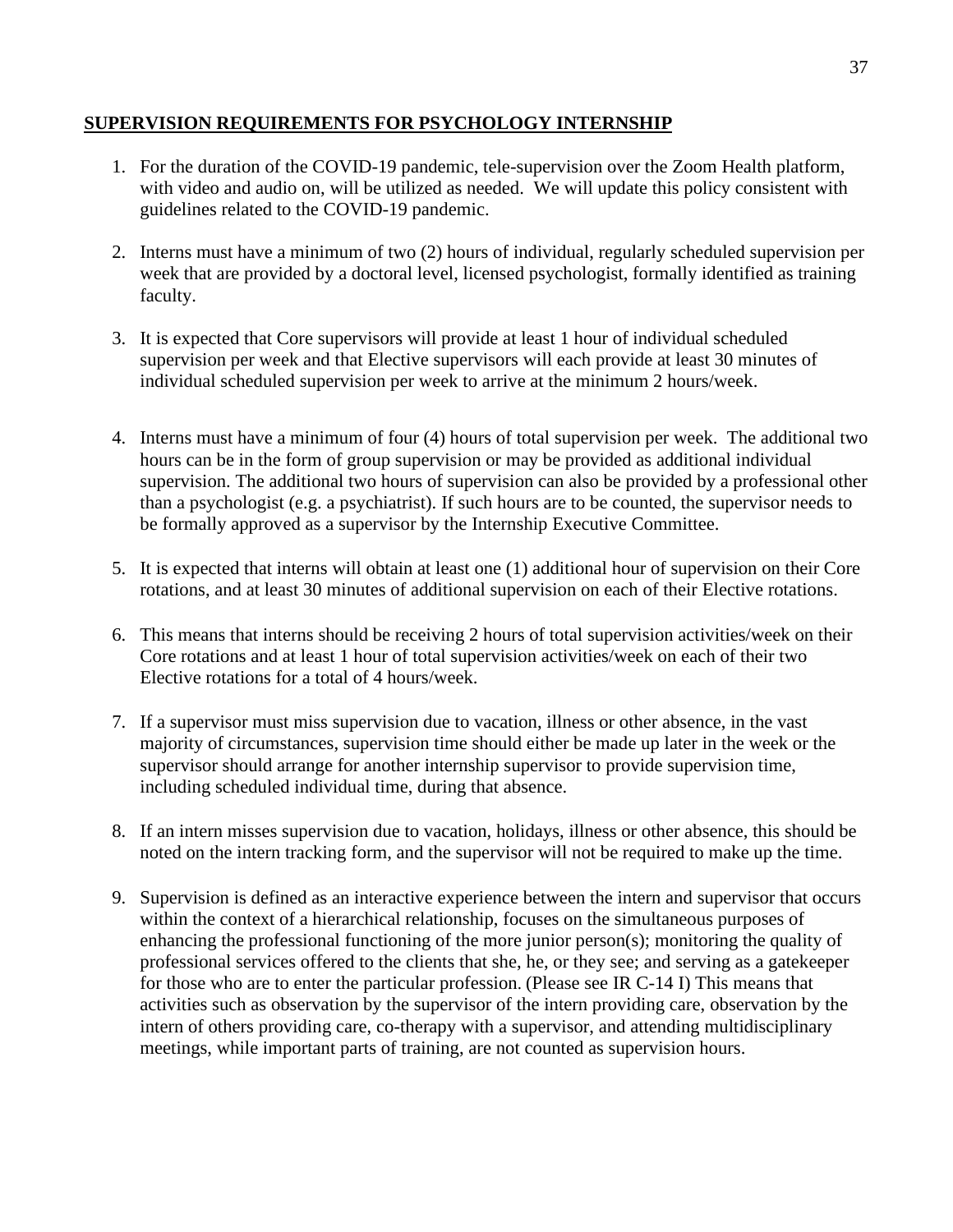## SUPERVISION REQUIREMENTS FOR PSYCHOLOGY INTERNSHIP

1. For the duration of the COVID-19 pandemic, tele-supervision over the Zoom Health platform, with video and audio on, will be utilized as needed. We will update this policy consistent with guidelines related to the COVID-19 pandemic.

2. Interns must have a minimum of two (2) hours of individual, regularly scheduled supervision per week that are provided by a doctoral level, licensed psychologist, formally identified as training faculty.

3. It is expected that Core supervisors will provide at least 1 hour of individual scheduled supervision per week and that Elective supervisors will each provide at least 30 minutes of individual scheduled supervision per week to arrive at the minimum 2 hours/week.

4. Interns must have a minimum of four (4) hours of total supervision per week. The additional two hours can be in the form of group supervision or may be provided as additional individual supervision. The additional two hours of supervision can also be provided by a professional other than a psychologist (e.g. a psychiatrist). If such hours are to be counted, the supervisor needs to be formally approved as a supervisor by the Internship Executive Committee.

5. It is expected that interns will obtain at least one (1) additional hour of supervision on their Core rotations, and at least 30 minutes of additional supervision on each of their Elective rotations.

6. This means that interns should be receiving 2 hours of total supervision activities/week on their Core rotations and at least 1 hour of total supervision activities/week on each of their two Elective rotations for a total of 4 hours/week.

7. If a supervisor must miss supervision due to vacation, illness or other absence, in the vast majority of circumstances, supervision time should either be made up later in the week or the supervisor should arrange for another internship supervisor to provide supervision time, including scheduled individual time, during that absence.

8. If an intern misses supervision due to vacation, holidays, illness or other absence, this should be noted on the intern tracking form, and the supervisor will not be required to make up the time.

9. Supervision is defined as an interactive experience between the intern and supervisor that occurs within the context of a hierarchical relationship, focuses on the simultaneous purposes of enhancing the professional functioning of the more junior person(s); monitoring the quality of professional services offered to the clients that she, he, or they see; and serving as a gatekeeper for those who are to enter the particular profession. (Please see IR C-14 I) This means that activities such as observation by the supervisor of the intern providing care, observation by the intern of others providing care, co-therapy with a supervisor, and attending multidisciplinary meetings, while important parts of training, are not counted as supervision hours.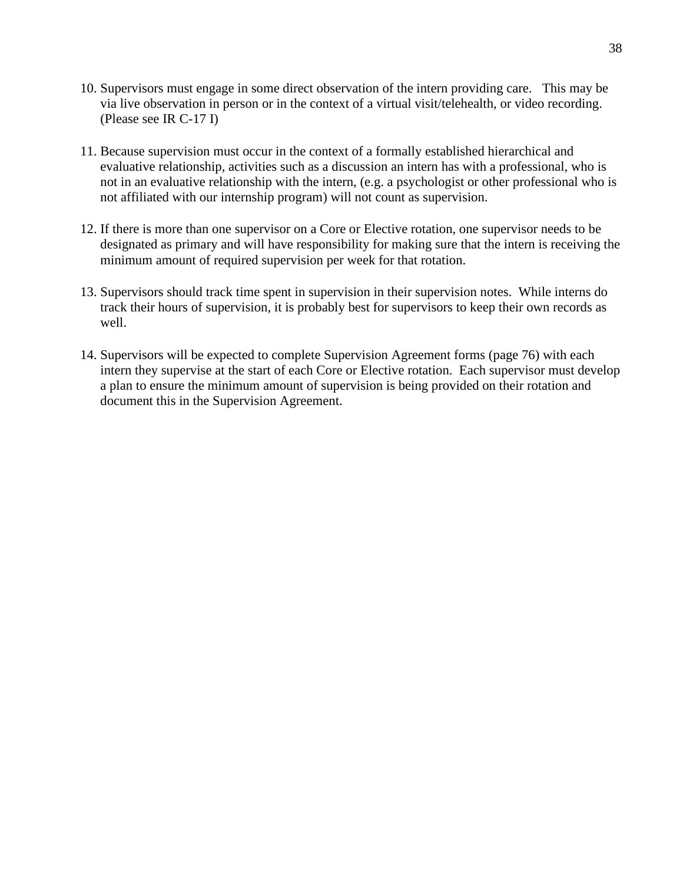10. Supervisors must engage in some direct observation of the intern providing care. This may be via live observation in person or in the context of a virtual visit/telehealth, or video recording. (Please see IR C-17 I)

11. Because supervision must occur in the context of a formally established hierarchical and evaluative relationship, activities such as a discussion an intern has with a professional, who is not in an evaluative relationship with the intern, (e.g. a psychologist or other professional who is not affiliated with our internship program) will not count as supervision.

12. If there is more than one supervisor on a Core or Elective rotation, one supervisor needs to be designated as primary and will have responsibility for making sure that the intern is receiving the minimum amount of required supervision per week for that rotation.

13. Supervisors should track time spent in supervision in their supervision notes. While interns do track their hours of supervision, it is probably best for supervisors to keep their own records as well.

14. Supervisors will be expected to complete Supervision Agreement forms (page 76) with each intern they supervise at the start of each Core or Elective rotation. Each supervisor must develop a plan to ensure the minimum amount of supervision is being provided on their rotation and document this in the Supervision Agreement.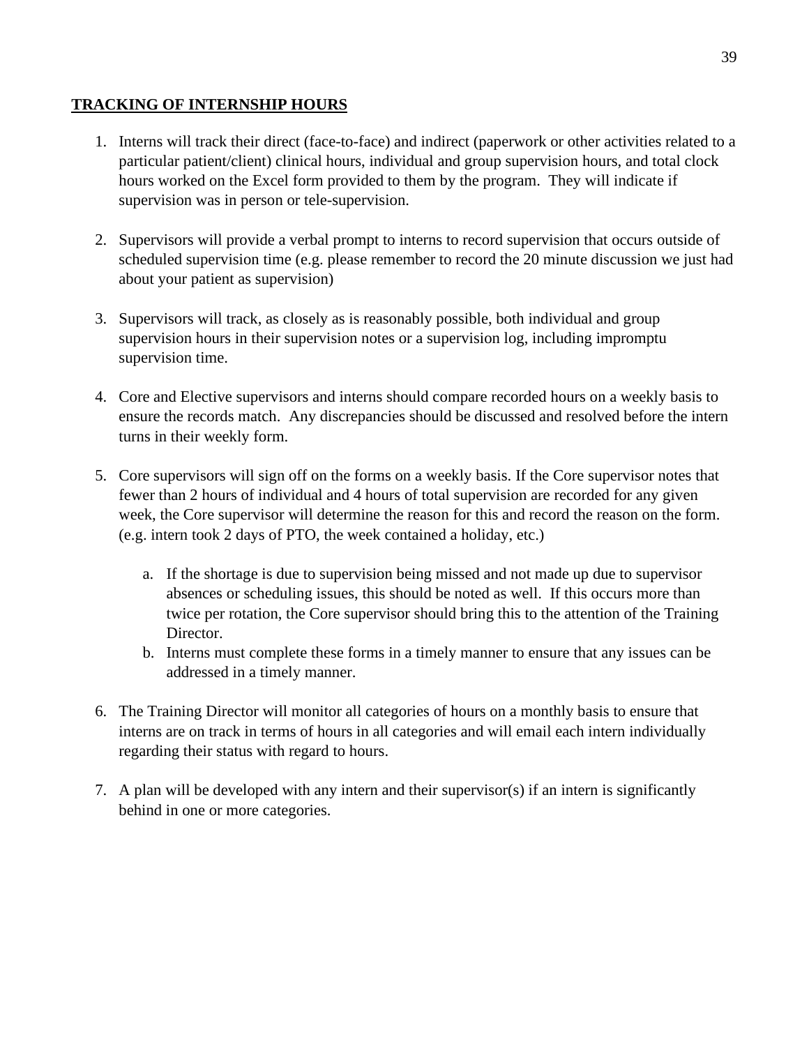## TRACKING OF INTERNSHIP HOURS

1. Interns will track their direct (face-to-face) and indirect (paperwork or other activities related to a particular patient/client) clinical hours, individual and group supervision hours, and total clock hours worked on the Excel form provided to them by the program. They will indicate if supervision was in person or tele-supervision.

2. Supervisors will provide a verbal prompt to interns to record supervision that occurs outside of scheduled supervision time (e.g. please remember to record the 20 minute discussion we just had about your patient as supervision)

3. Supervisors will track, as closely as is reasonably possible, both individual and group supervision hours in their supervision notes or a supervision log, including impromptu supervision time.

4. Core and Elective supervisors and interns should compare recorded hours on a weekly basis to ensure the records match. Any discrepancies should be discussed and resolved before the intern turns in their weekly form.

5. Core supervisors will sign off on the forms on a weekly basis. If the Core supervisor notes that fewer than 2 hours of individual and 4 hours of total supervision are recorded for any given week, the Core supervisor will determine the reason for this and record the reason on the form. (e.g. intern took 2 days of PTO, the week contained a holiday, etc.)

    a. If the shortage is due to supervision being missed and not made up due to supervisor absences or scheduling issues, this should be noted as well. If this occurs more than twice per rotation, the Core supervisor should bring this to the attention of the Training Director.

    b. Interns must complete these forms in a timely manner to ensure that any issues can be addressed in a timely manner.

6. The Training Director will monitor all categories of hours on a monthly basis to ensure that interns are on track in terms of hours in all categories and will email each intern individually regarding their status with regard to hours.

7. A plan will be developed with any intern and their supervisor(s) if an intern is significantly behind in one or more categories.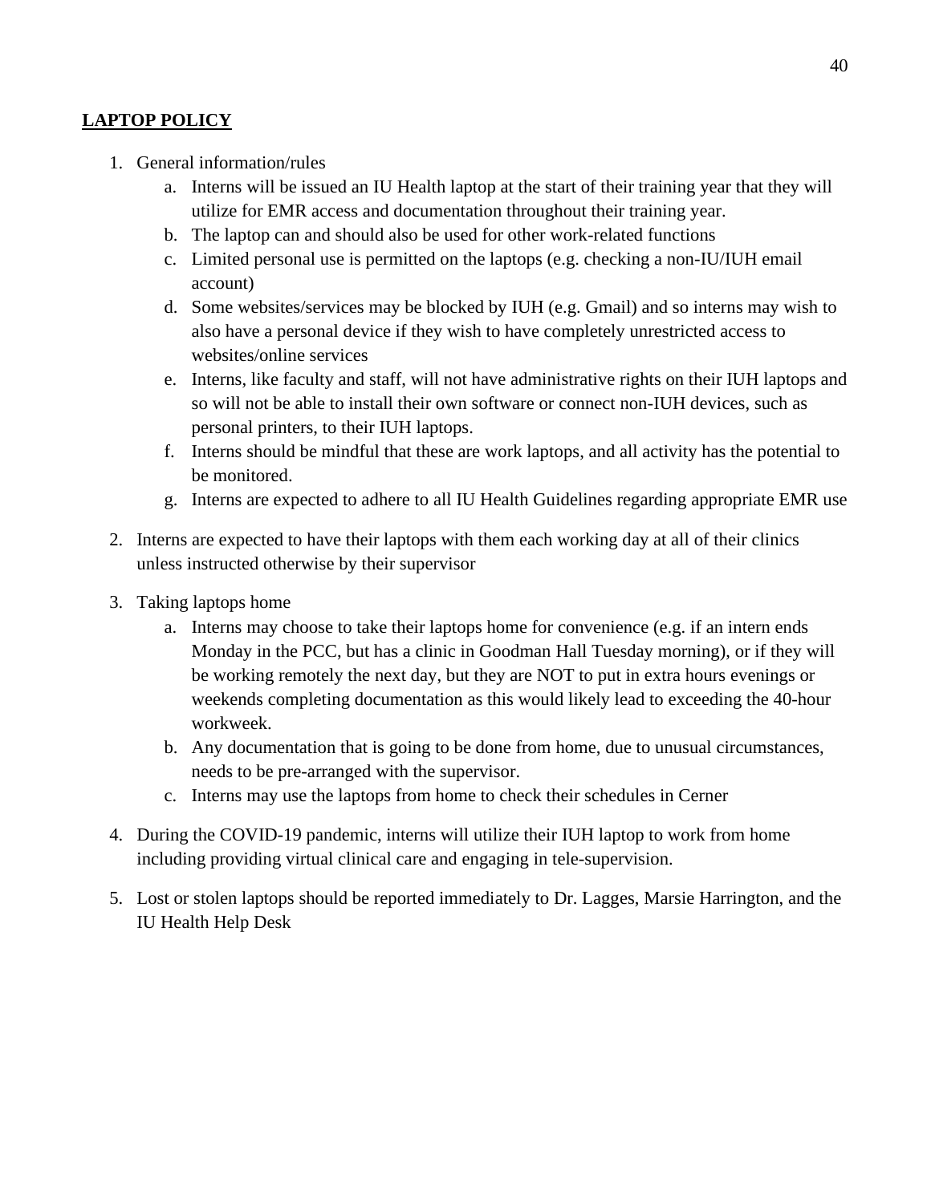## **LAPTOP POLICY**

1. General information/rules
    a. Interns will be issued an IU Health laptop at the start of their training year that they will utilize for EMR access and documentation throughout their training year.
    b. The laptop can and should also be used for other work-related functions
    c. Limited personal use is permitted on the laptops (e.g. checking a non-IU/IUH email account)
    d. Some websites/services may be blocked by IUH (e.g. Gmail) and so interns may wish to also have a personal device if they wish to have completely unrestricted access to websites/online services
    e. Interns, like faculty and staff, will not have administrative rights on their IUH laptops and so will not be able to install their own software or connect non-IUH devices, such as personal printers, to their IUH laptops.
    f. Interns should be mindful that these are work laptops, and all activity has the potential to be monitored.
    g. Interns are expected to adhere to all IU Health Guidelines regarding appropriate EMR use
2. Interns are expected to have their laptops with them each working day at all of their clinics unless instructed otherwise by their supervisor
3. Taking laptops home
    a. Interns may choose to take their laptops home for convenience (e.g. if an intern ends Monday in the PCC, but has a clinic in Goodman Hall Tuesday morning), or if they will be working remotely the next day, but they are NOT to put in extra hours evenings or weekends completing documentation as this would likely lead to exceeding the 40-hour workweek.
    b. Any documentation that is going to be done from home, due to unusual circumstances, needs to be pre-arranged with the supervisor.
    c. Interns may use the laptops from home to check their schedules in Cerner
4. During the COVID-19 pandemic, interns will utilize their IUH laptop to work from home including providing virtual clinical care and engaging in tele-supervision.
5. Lost or stolen laptops should be reported immediately to Dr. Lagges, Marsie Harrington, and the IU Health Help Desk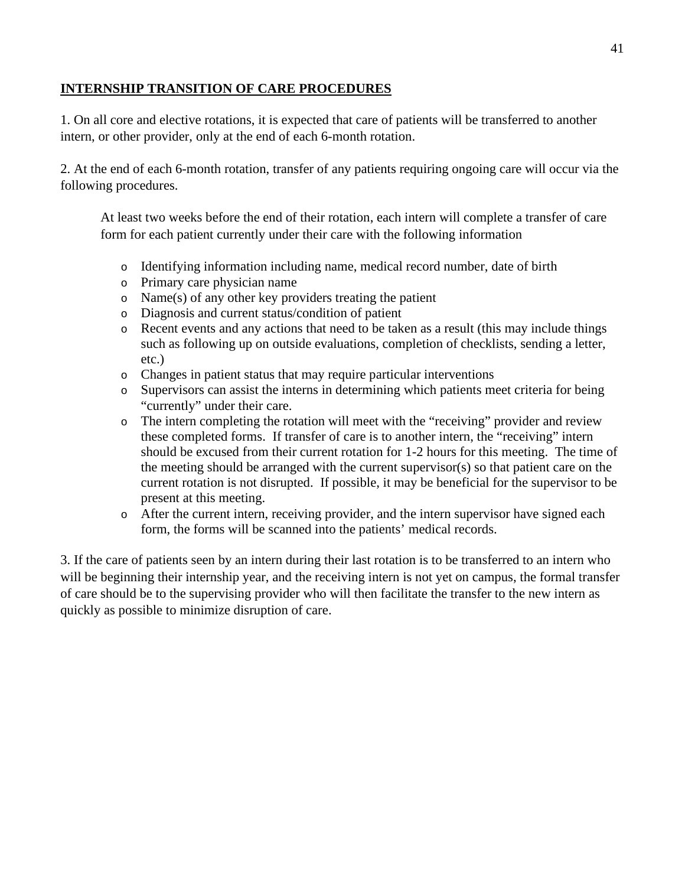## INTERNSHIP TRANSITION OF CARE PROCEDURES

1. On all core and elective rotations, it is expected that care of patients will be transferred to another intern, or other provider, only at the end of each 6-month rotation.

2. At the end of each 6-month rotation, transfer of any patients requiring ongoing care will occur via the following procedures.

   At least two weeks before the end of their rotation, each intern will complete a transfer of care form for each patient currently under their care with the following information

   - Identifying information including name, medical record number, date of birth
   - Primary care physician name
   - Name(s) of any other key providers treating the patient
   - Diagnosis and current status/condition of patient
   - Recent events and any actions that need to be taken as a result (this may include things such as following up on outside evaluations, completion of checklists, sending a letter, etc.)
   - Changes in patient status that may require particular interventions
   - Supervisors can assist the interns in determining which patients meet criteria for being "currently" under their care.
   - The intern completing the rotation will meet with the "receiving" provider and review these completed forms. If transfer of care is to another intern, the "receiving" intern should be excused from their current rotation for 1-2 hours for this meeting. The time of the meeting should be arranged with the current supervisor(s) so that patient care on the current rotation is not disrupted. If possible, it may be beneficial for the supervisor to be present at this meeting.
   - After the current intern, receiving provider, and the intern supervisor have signed each form, the forms will be scanned into the patients' medical records.

3. If the care of patients seen by an intern during their last rotation is to be transferred to an intern who will be beginning their internship year, and the receiving intern is not yet on campus, the formal transfer of care should be to the supervising provider who will then facilitate the transfer to the new intern as quickly as possible to minimize disruption of care.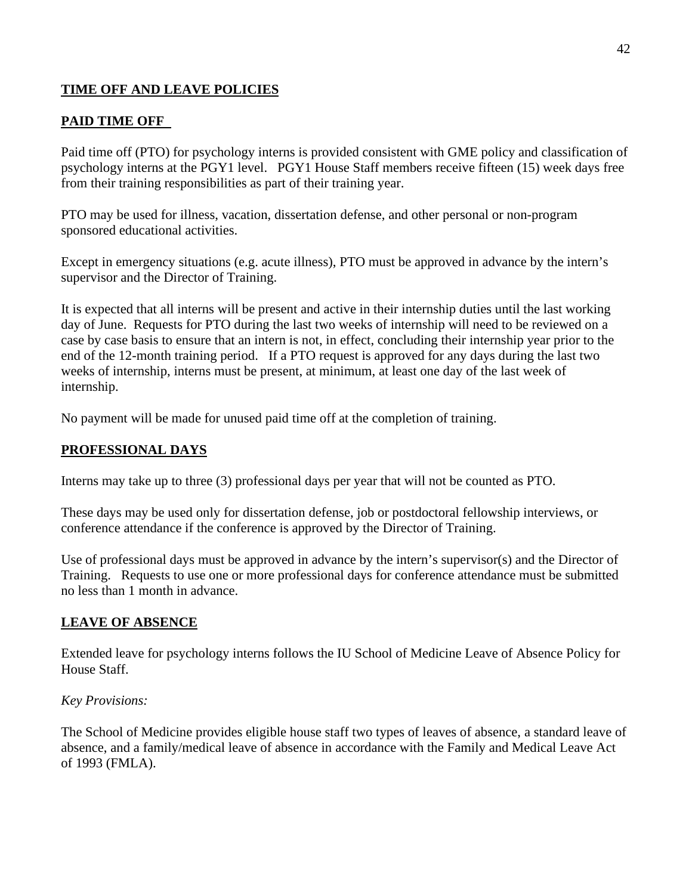## TIME OFF AND LEAVE POLICIES

### PAID TIME OFF

Paid time off (PTO) for psychology interns is provided consistent with GME policy and classification of psychology interns at the PGY1 level. PGY1 House Staff members receive fifteen (15) week days free from their training responsibilities as part of their training year.

PTO may be used for illness, vacation, dissertation defense, and other personal or non-program sponsored educational activities.

Except in emergency situations (e.g. acute illness), PTO must be approved in advance by the intern's supervisor and the Director of Training.

It is expected that all interns will be present and active in their internship duties until the last working day of June. Requests for PTO during the last two weeks of internship will need to be reviewed on a case by case basis to ensure that an intern is not, in effect, concluding their internship year prior to the end of the 12-month training period. If a PTO request is approved for any days during the last two weeks of internship, interns must be present, at minimum, at least one day of the last week of internship.

No payment will be made for unused paid time off at the completion of training.

### PROFESSIONAL DAYS

Interns may take up to three (3) professional days per year that will not be counted as PTO.

These days may be used only for dissertation defense, job or postdoctoral fellowship interviews, or conference attendance if the conference is approved by the Director of Training.

Use of professional days must be approved in advance by the intern's supervisor(s) and the Director of Training. Requests to use one or more professional days for conference attendance must be submitted no less than 1 month in advance.

### LEAVE OF ABSENCE

Extended leave for psychology interns follows the IU School of Medicine Leave of Absence Policy for House Staff.

*Key Provisions:*

The School of Medicine provides eligible house staff two types of leaves of absence, a standard leave of absence, and a family/medical leave of absence in accordance with the Family and Medical Leave Act of 1993 (FMLA).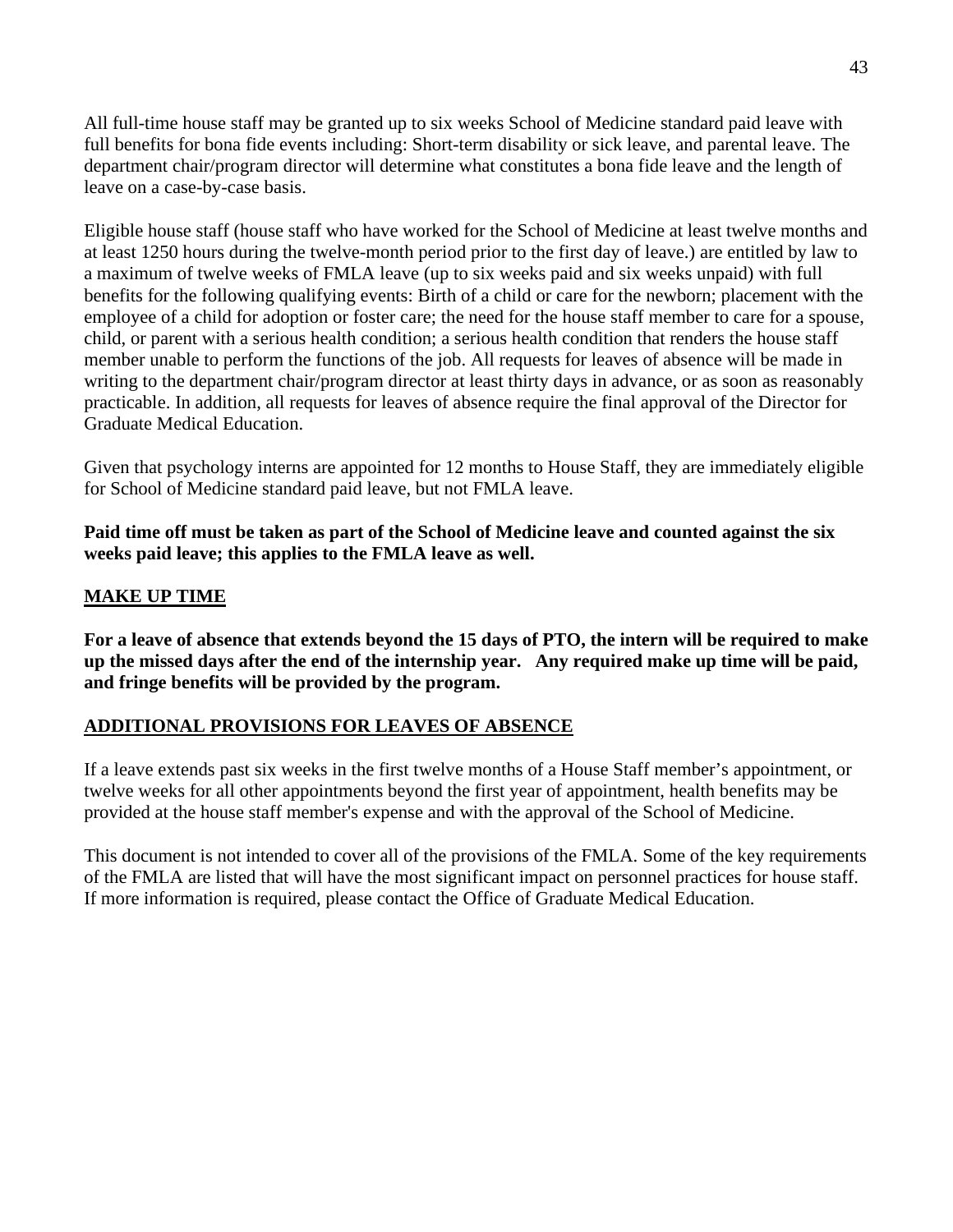All full-time house staff may be granted up to six weeks School of Medicine standard paid leave with full benefits for bona fide events including: Short-term disability or sick leave, and parental leave. The department chair/program director will determine what constitutes a bona fide leave and the length of leave on a case-by-case basis.

Eligible house staff (house staff who have worked for the School of Medicine at least twelve months and at least 1250 hours during the twelve-month period prior to the first day of leave.) are entitled by law to a maximum of twelve weeks of FMLA leave (up to six weeks paid and six weeks unpaid) with full benefits for the following qualifying events: Birth of a child or care for the newborn; placement with the employee of a child for adoption or foster care; the need for the house staff member to care for a spouse, child, or parent with a serious health condition; a serious health condition that renders the house staff member unable to perform the functions of the job. All requests for leaves of absence will be made in writing to the department chair/program director at least thirty days in advance, or as soon as reasonably practicable. In addition, all requests for leaves of absence require the final approval of the Director for Graduate Medical Education.

Given that psychology interns are appointed for 12 months to House Staff, they are immediately eligible for School of Medicine standard paid leave, but not FMLA leave.

**Paid time off must be taken as part of the School of Medicine leave and counted against the six weeks paid leave; this applies to the FMLA leave as well.**

## MAKE UP TIME

**For a leave of absence that extends beyond the 15 days of PTO, the intern will be required to make up the missed days after the end of the internship year. Any required make up time will be paid, and fringe benefits will be provided by the program.**

## ADDITIONAL PROVISIONS FOR LEAVES OF ABSENCE

If a leave extends past six weeks in the first twelve months of a House Staff member's appointment, or twelve weeks for all other appointments beyond the first year of appointment, health benefits may be provided at the house staff member's expense and with the approval of the School of Medicine.

This document is not intended to cover all of the provisions of the FMLA. Some of the key requirements of the FMLA are listed that will have the most significant impact on personnel practices for house staff. If more information is required, please contact the Office of Graduate Medical Education.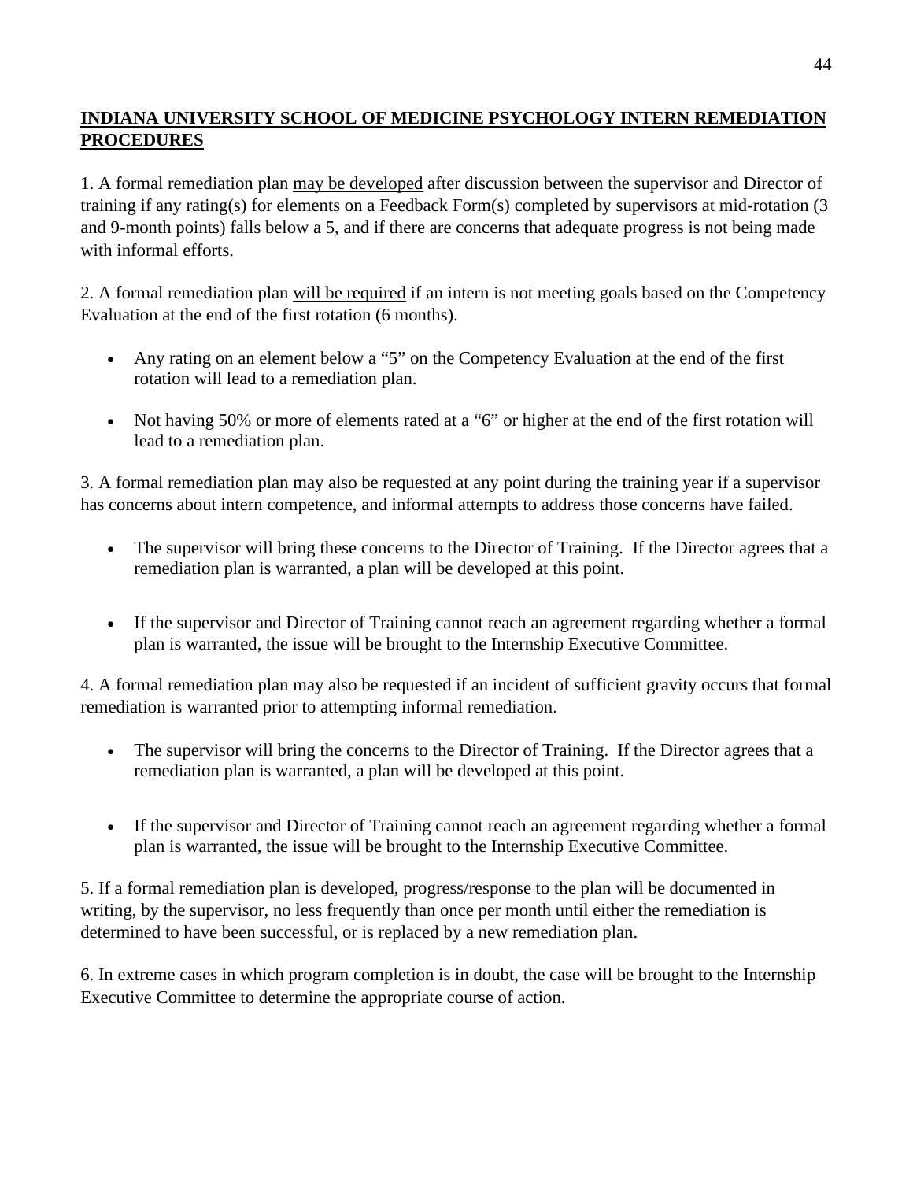## **INDIANA UNIVERSITY SCHOOL OF MEDICINE PSYCHOLOGY INTERN REMEDIATION PROCEDURES**

1. A formal remediation plan <u>may be developed</u> after discussion between the supervisor and Director of training if any rating(s) for elements on a Feedback Form(s) completed by supervisors at mid-rotation (3 and 9-month points) falls below a 5, and if there are concerns that adequate progress is not being made with informal efforts.

2. A formal remediation plan <u>will be required</u> if an intern is not meeting goals based on the Competency Evaluation at the end of the first rotation (6 months).

- Any rating on an element below a "5" on the Competency Evaluation at the end of the first rotation will lead to a remediation plan.
- Not having 50% or more of elements rated at a "6" or higher at the end of the first rotation will lead to a remediation plan.

3. A formal remediation plan may also be requested at any point during the training year if a supervisor has concerns about intern competence, and informal attempts to address those concerns have failed.

- The supervisor will bring these concerns to the Director of Training. If the Director agrees that a remediation plan is warranted, a plan will be developed at this point.
- If the supervisor and Director of Training cannot reach an agreement regarding whether a formal plan is warranted, the issue will be brought to the Internship Executive Committee.

4. A formal remediation plan may also be requested if an incident of sufficient gravity occurs that formal remediation is warranted prior to attempting informal remediation.

- The supervisor will bring the concerns to the Director of Training. If the Director agrees that a remediation plan is warranted, a plan will be developed at this point.
- If the supervisor and Director of Training cannot reach an agreement regarding whether a formal plan is warranted, the issue will be brought to the Internship Executive Committee.

5. If a formal remediation plan is developed, progress/response to the plan will be documented in writing, by the supervisor, no less frequently than once per month until either the remediation is determined to have been successful, or is replaced by a new remediation plan.

6. In extreme cases in which program completion is in doubt, the case will be brought to the Internship Executive Committee to determine the appropriate course of action.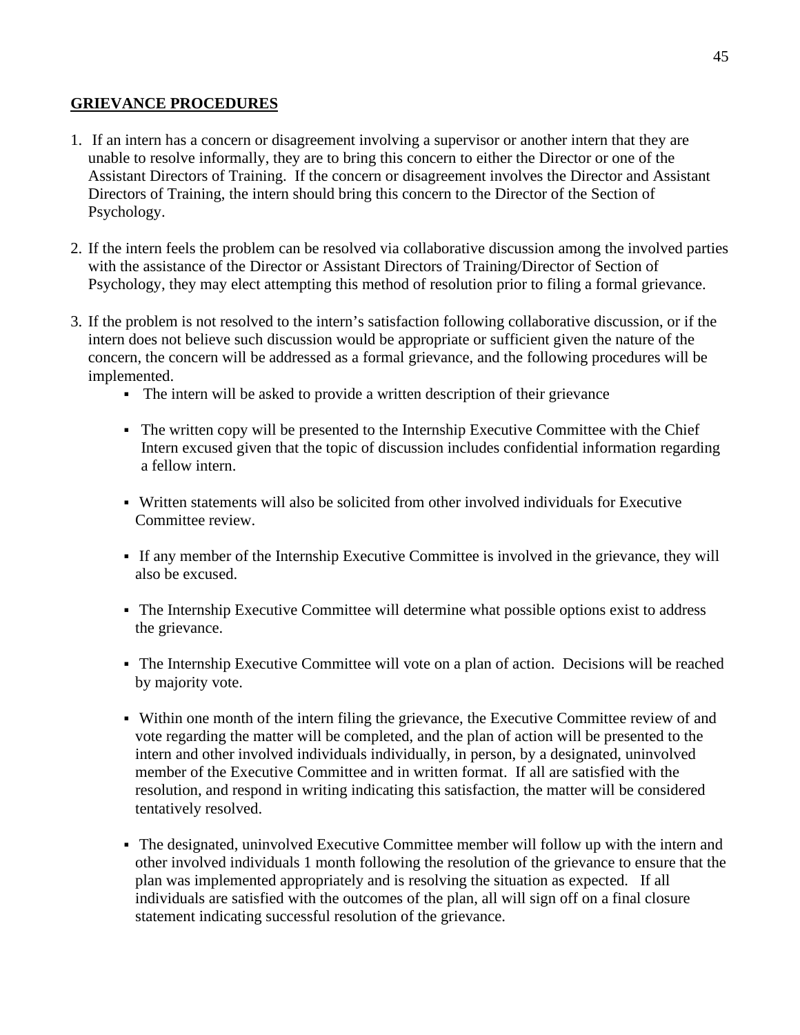## GRIEVANCE PROCEDURES

1. If an intern has a concern or disagreement involving a supervisor or another intern that they are unable to resolve informally, they are to bring this concern to either the Director or one of the Assistant Directors of Training. If the concern or disagreement involves the Director and Assistant Directors of Training, the intern should bring this concern to the Director of the Section of Psychology.

2. If the intern feels the problem can be resolved via collaborative discussion among the involved parties with the assistance of the Director or Assistant Directors of Training/Director of Section of Psychology, they may elect attempting this method of resolution prior to filing a formal grievance.

3. If the problem is not resolved to the intern's satisfaction following collaborative discussion, or if the intern does not believe such discussion would be appropriate or sufficient given the nature of the concern, the concern will be addressed as a formal grievance, and the following procedures will be implemented.
   - The intern will be asked to provide a written description of their grievance
   - The written copy will be presented to the Internship Executive Committee with the Chief Intern excused given that the topic of discussion includes confidential information regarding a fellow intern.
   - Written statements will also be solicited from other involved individuals for Executive Committee review.
   - If any member of the Internship Executive Committee is involved in the grievance, they will also be excused.
   - The Internship Executive Committee will determine what possible options exist to address the grievance.
   - The Internship Executive Committee will vote on a plan of action. Decisions will be reached by majority vote.
   - Within one month of the intern filing the grievance, the Executive Committee review of and vote regarding the matter will be completed, and the plan of action will be presented to the intern and other involved individuals individually, in person, by a designated, uninvolved member of the Executive Committee and in written format. If all are satisfied with the resolution, and respond in writing indicating this satisfaction, the matter will be considered tentatively resolved.
   - The designated, uninvolved Executive Committee member will follow up with the intern and other involved individuals 1 month following the resolution of the grievance to ensure that the plan was implemented appropriately and is resolving the situation as expected. If all individuals are satisfied with the outcomes of the plan, all will sign off on a final closure statement indicating successful resolution of the grievance.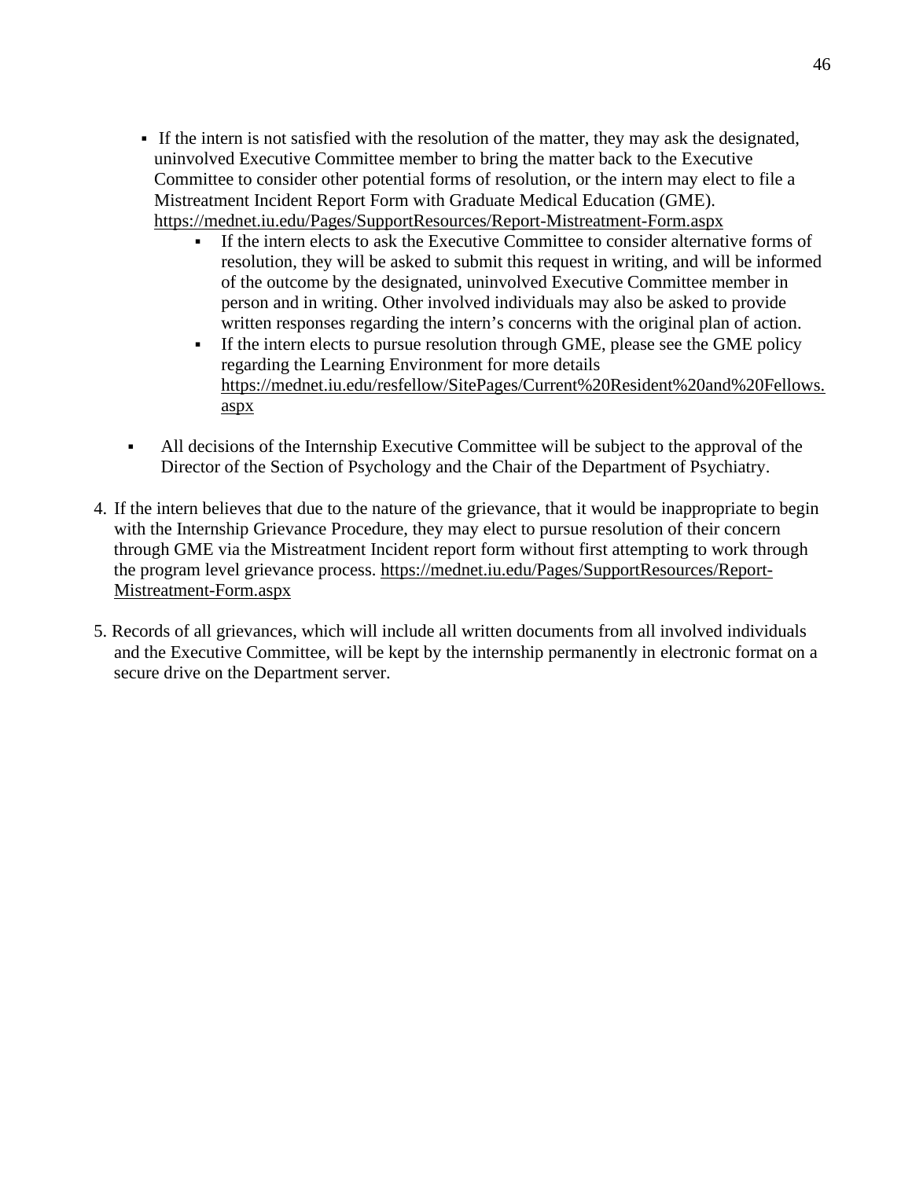- If the intern is not satisfied with the resolution of the matter, they may ask the designated, uninvolved Executive Committee member to bring the matter back to the Executive Committee to consider other potential forms of resolution, or the intern may elect to file a Mistreatment Incident Report Form with Graduate Medical Education (GME). https://mednet.iu.edu/Pages/SupportResources/Report-Mistreatment-Form.aspx
    - If the intern elects to ask the Executive Committee to consider alternative forms of resolution, they will be asked to submit this request in writing, and will be informed of the outcome by the designated, uninvolved Executive Committee member in person and in writing. Other involved individuals may also be asked to provide written responses regarding the intern's concerns with the original plan of action.
    - If the intern elects to pursue resolution through GME, please see the GME policy regarding the Learning Environment for more details https://mednet.iu.edu/resfellow/SitePages/Current%20Resident%20and%20Fellows.aspx

- All decisions of the Internship Executive Committee will be subject to the approval of the Director of the Section of Psychology and the Chair of the Department of Psychiatry.

4. If the intern believes that due to the nature of the grievance, that it would be inappropriate to begin with the Internship Grievance Procedure, they may elect to pursue resolution of their concern through GME via the Mistreatment Incident report form without first attempting to work through the program level grievance process. https://mednet.iu.edu/Pages/SupportResources/Report-Mistreatment-Form.aspx

5. Records of all grievances, which will include all written documents from all involved individuals and the Executive Committee, will be kept by the internship permanently in electronic format on a secure drive on the Department server.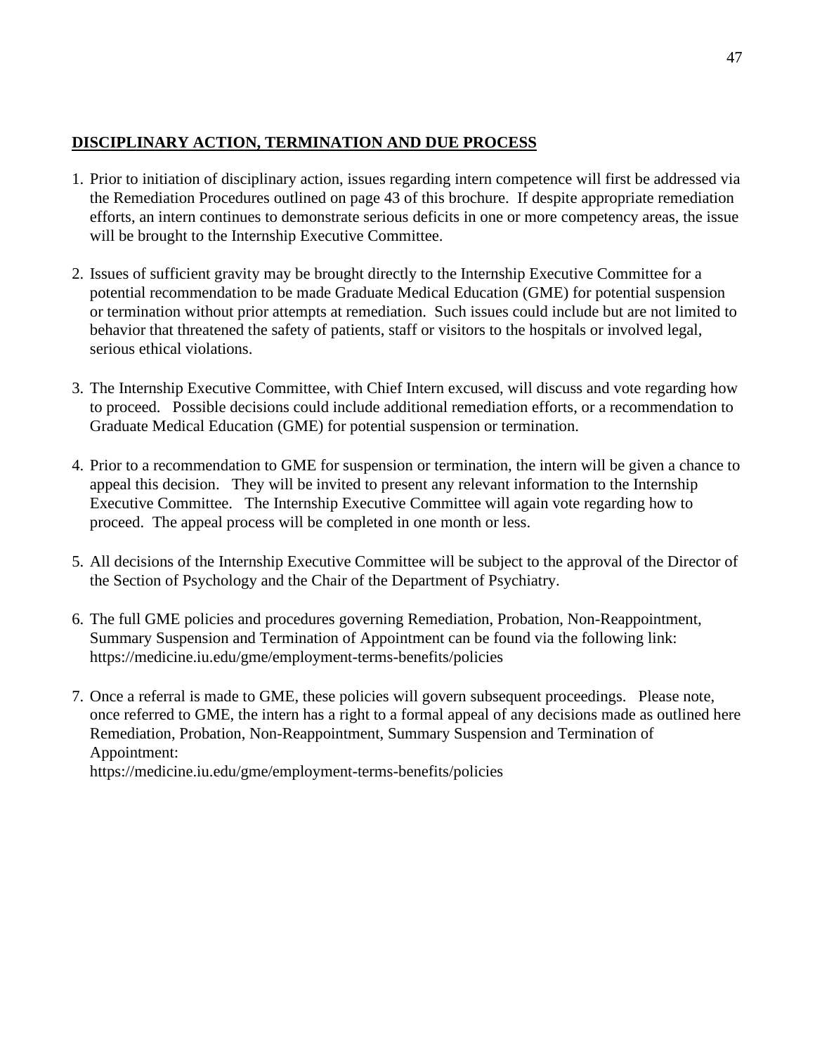## DISCIPLINARY ACTION, TERMINATION AND DUE PROCESS

1. Prior to initiation of disciplinary action, issues regarding intern competence will first be addressed via the Remediation Procedures outlined on page 43 of this brochure. If despite appropriate remediation efforts, an intern continues to demonstrate serious deficits in one or more competency areas, the issue will be brought to the Internship Executive Committee.

2. Issues of sufficient gravity may be brought directly to the Internship Executive Committee for a potential recommendation to be made Graduate Medical Education (GME) for potential suspension or termination without prior attempts at remediation. Such issues could include but are not limited to behavior that threatened the safety of patients, staff or visitors to the hospitals or involved legal, serious ethical violations.

3. The Internship Executive Committee, with Chief Intern excused, will discuss and vote regarding how to proceed. Possible decisions could include additional remediation efforts, or a recommendation to Graduate Medical Education (GME) for potential suspension or termination.

4. Prior to a recommendation to GME for suspension or termination, the intern will be given a chance to appeal this decision. They will be invited to present any relevant information to the Internship Executive Committee. The Internship Executive Committee will again vote regarding how to proceed. The appeal process will be completed in one month or less.

5. All decisions of the Internship Executive Committee will be subject to the approval of the Director of the Section of Psychology and the Chair of the Department of Psychiatry.

6. The full GME policies and procedures governing Remediation, Probation, Non-Reappointment, Summary Suspension and Termination of Appointment can be found via the following link: https://medicine.iu.edu/gme/employment-terms-benefits/policies

7. Once a referral is made to GME, these policies will govern subsequent proceedings. Please note, once referred to GME, the intern has a right to a formal appeal of any decisions made as outlined here Remediation, Probation, Non-Reappointment, Summary Suspension and Termination of Appointment:
   https://medicine.iu.edu/gme/employment-terms-benefits/policies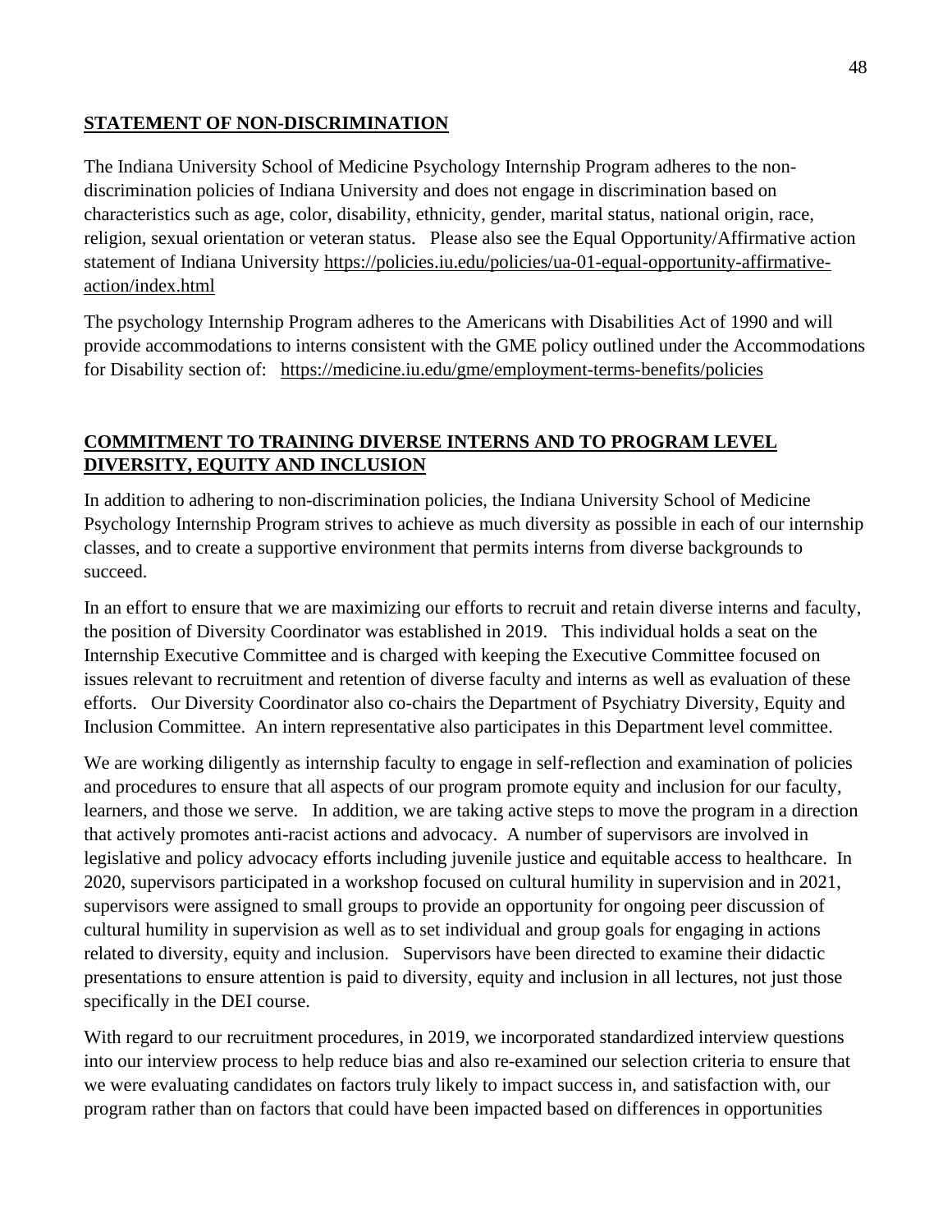## STATEMENT OF NON-DISCRIMINATION

The Indiana University School of Medicine Psychology Internship Program adheres to the non-discrimination policies of Indiana University and does not engage in discrimination based on characteristics such as age, color, disability, ethnicity, gender, marital status, national origin, race, religion, sexual orientation or veteran status. Please also see the Equal Opportunity/Affirmative action statement of Indiana University https://policies.iu.edu/policies/ua-01-equal-opportunity-affirmative-action/index.html

The psychology Internship Program adheres to the Americans with Disabilities Act of 1990 and will provide accommodations to interns consistent with the GME policy outlined under the Accommodations for Disability section of: https://medicine.iu.edu/gme/employment-terms-benefits/policies

## COMMITMENT TO TRAINING DIVERSE INTERNS AND TO PROGRAM LEVEL DIVERSITY, EQUITY AND INCLUSION

In addition to adhering to non-discrimination policies, the Indiana University School of Medicine Psychology Internship Program strives to achieve as much diversity as possible in each of our internship classes, and to create a supportive environment that permits interns from diverse backgrounds to succeed.

In an effort to ensure that we are maximizing our efforts to recruit and retain diverse interns and faculty, the position of Diversity Coordinator was established in 2019. This individual holds a seat on the Internship Executive Committee and is charged with keeping the Executive Committee focused on issues relevant to recruitment and retention of diverse faculty and interns as well as evaluation of these efforts. Our Diversity Coordinator also co-chairs the Department of Psychiatry Diversity, Equity and Inclusion Committee. An intern representative also participates in this Department level committee.

We are working diligently as internship faculty to engage in self-reflection and examination of policies and procedures to ensure that all aspects of our program promote equity and inclusion for our faculty, learners, and those we serve. In addition, we are taking active steps to move the program in a direction that actively promotes anti-racist actions and advocacy. A number of supervisors are involved in legislative and policy advocacy efforts including juvenile justice and equitable access to healthcare. In 2020, supervisors participated in a workshop focused on cultural humility in supervision and in 2021, supervisors were assigned to small groups to provide an opportunity for ongoing peer discussion of cultural humility in supervision as well as to set individual and group goals for engaging in actions related to diversity, equity and inclusion. Supervisors have been directed to examine their didactic presentations to ensure attention is paid to diversity, equity and inclusion in all lectures, not just those specifically in the DEI course.

With regard to our recruitment procedures, in 2019, we incorporated standardized interview questions into our interview process to help reduce bias and also re-examined our selection criteria to ensure that we were evaluating candidates on factors truly likely to impact success in, and satisfaction with, our program rather than on factors that could have been impacted based on differences in opportunities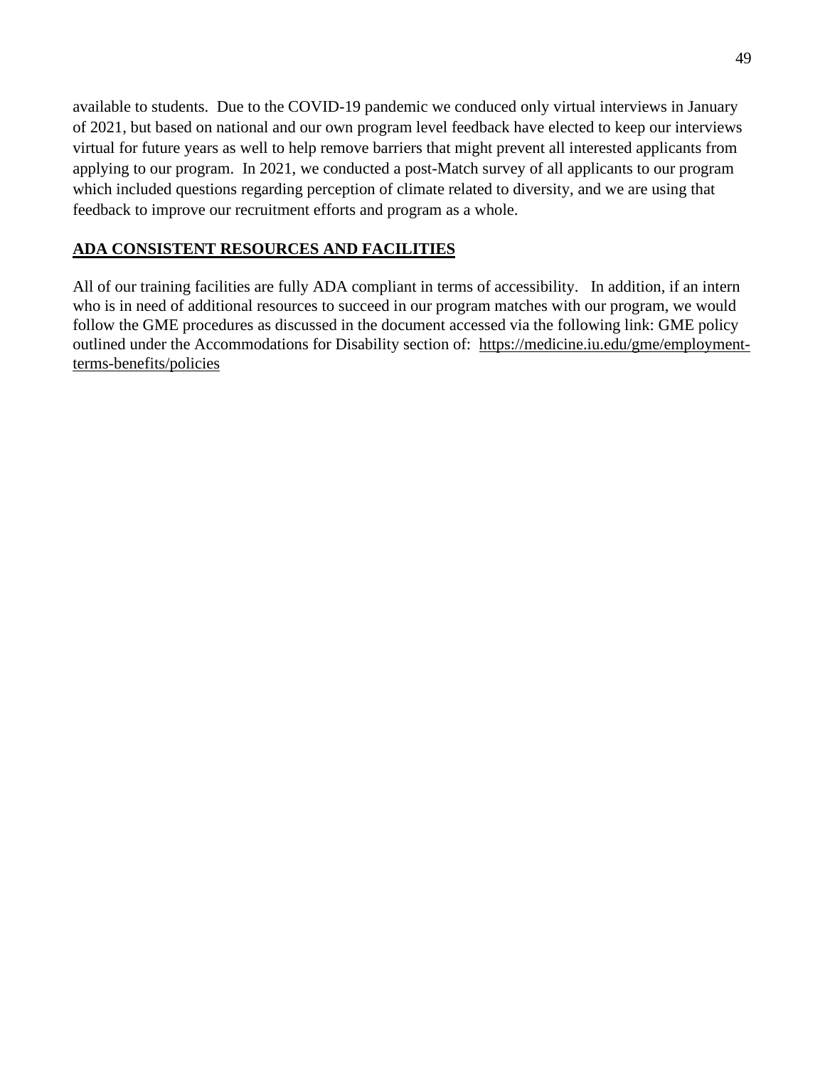available to students. Due to the COVID-19 pandemic we conduced only virtual interviews in January of 2021, but based on national and our own program level feedback have elected to keep our interviews virtual for future years as well to help remove barriers that might prevent all interested applicants from applying to our program. In 2021, we conducted a post-Match survey of all applicants to our program which included questions regarding perception of climate related to diversity, and we are using that feedback to improve our recruitment efforts and program as a whole.

## ADA CONSISTENT RESOURCES AND FACILITIES

All of our training facilities are fully ADA compliant in terms of accessibility. In addition, if an intern who is in need of additional resources to succeed in our program matches with our program, we would follow the GME procedures as discussed in the document accessed via the following link: GME policy outlined under the Accommodations for Disability section of: https://medicine.iu.edu/gme/employment-terms-benefits/policies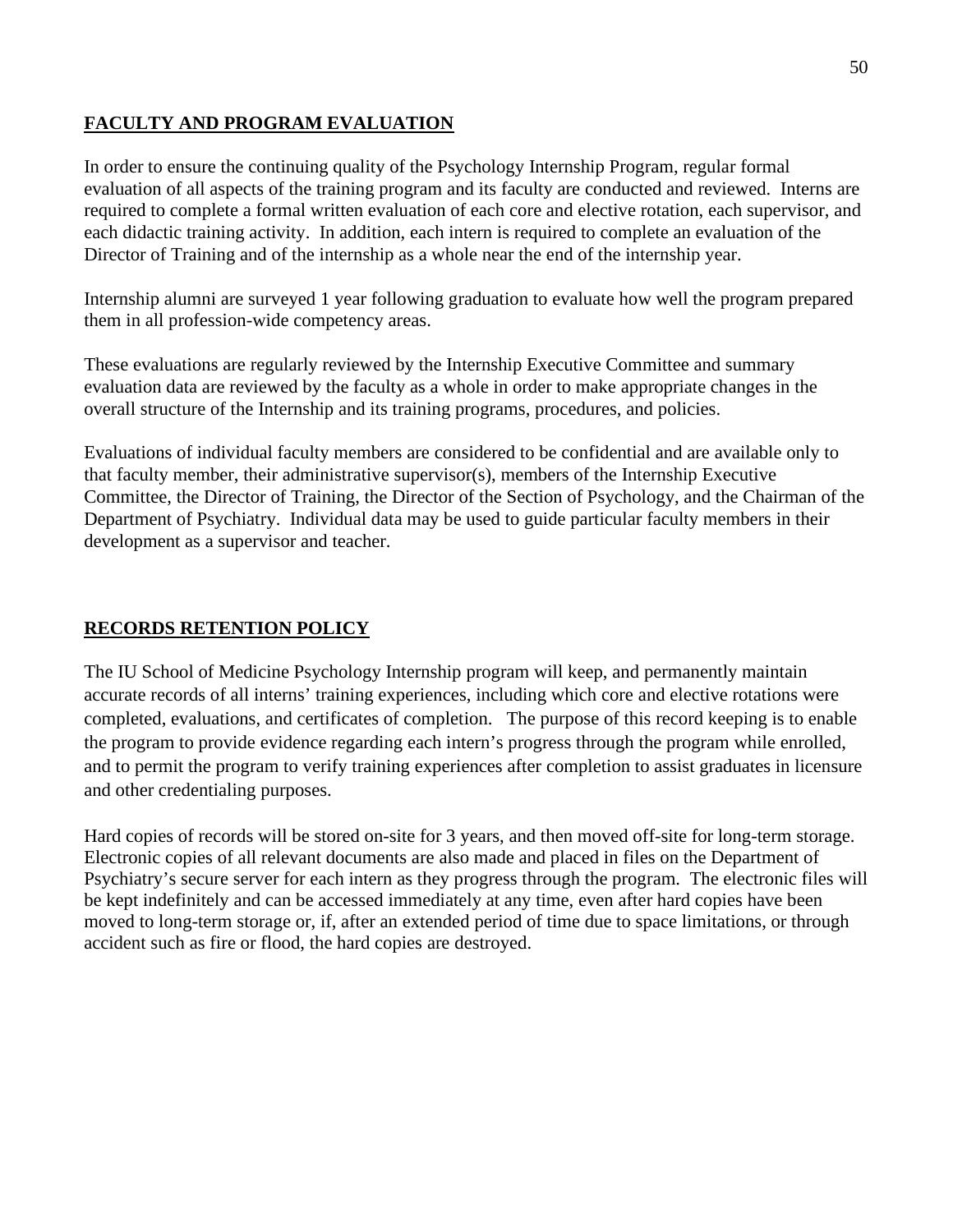## FACULTY AND PROGRAM EVALUATION

In order to ensure the continuing quality of the Psychology Internship Program, regular formal evaluation of all aspects of the training program and its faculty are conducted and reviewed. Interns are required to complete a formal written evaluation of each core and elective rotation, each supervisor, and each didactic training activity. In addition, each intern is required to complete an evaluation of the Director of Training and of the internship as a whole near the end of the internship year.

Internship alumni are surveyed 1 year following graduation to evaluate how well the program prepared them in all profession-wide competency areas.

These evaluations are regularly reviewed by the Internship Executive Committee and summary evaluation data are reviewed by the faculty as a whole in order to make appropriate changes in the overall structure of the Internship and its training programs, procedures, and policies.

Evaluations of individual faculty members are considered to be confidential and are available only to that faculty member, their administrative supervisor(s), members of the Internship Executive Committee, the Director of Training, the Director of the Section of Psychology, and the Chairman of the Department of Psychiatry. Individual data may be used to guide particular faculty members in their development as a supervisor and teacher.

## RECORDS RETENTION POLICY

The IU School of Medicine Psychology Internship program will keep, and permanently maintain accurate records of all interns' training experiences, including which core and elective rotations were completed, evaluations, and certificates of completion. The purpose of this record keeping is to enable the program to provide evidence regarding each intern's progress through the program while enrolled, and to permit the program to verify training experiences after completion to assist graduates in licensure and other credentialing purposes.

Hard copies of records will be stored on-site for 3 years, and then moved off-site for long-term storage. Electronic copies of all relevant documents are also made and placed in files on the Department of Psychiatry's secure server for each intern as they progress through the program. The electronic files will be kept indefinitely and can be accessed immediately at any time, even after hard copies have been moved to long-term storage or, if, after an extended period of time due to space limitations, or through accident such as fire or flood, the hard copies are destroyed.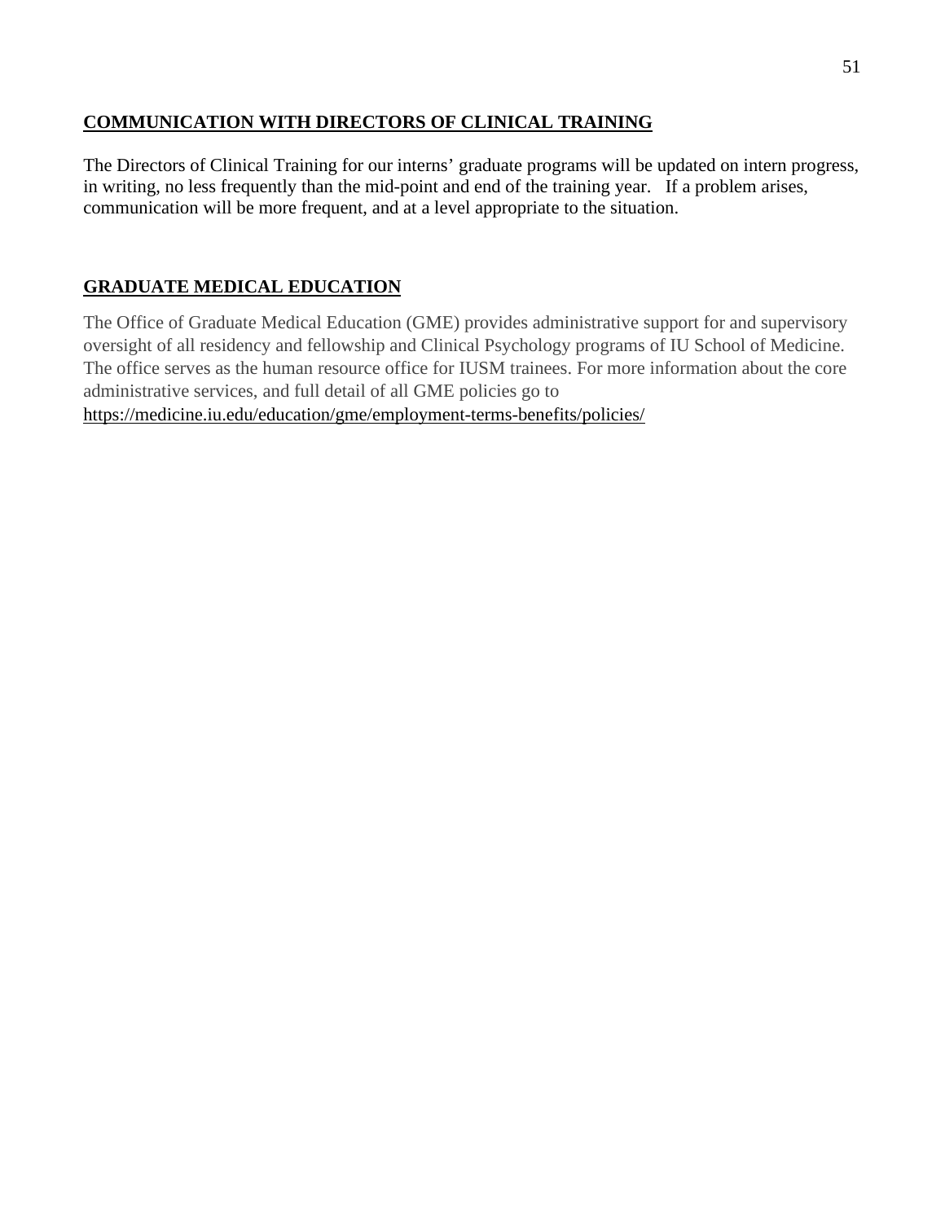## COMMUNICATION WITH DIRECTORS OF CLINICAL TRAINING

The Directors of Clinical Training for our interns' graduate programs will be updated on intern progress, in writing, no less frequently than the mid-point and end of the training year. If a problem arises, communication will be more frequent, and at a level appropriate to the situation.

## GRADUATE MEDICAL EDUCATION

The Office of Graduate Medical Education (GME) provides administrative support for and supervisory oversight of all residency and fellowship and Clinical Psychology programs of IU School of Medicine. The office serves as the human resource office for IUSM trainees. For more information about the core administrative services, and full detail of all GME policies go to https://medicine.iu.edu/education/gme/employment-terms-benefits/policies/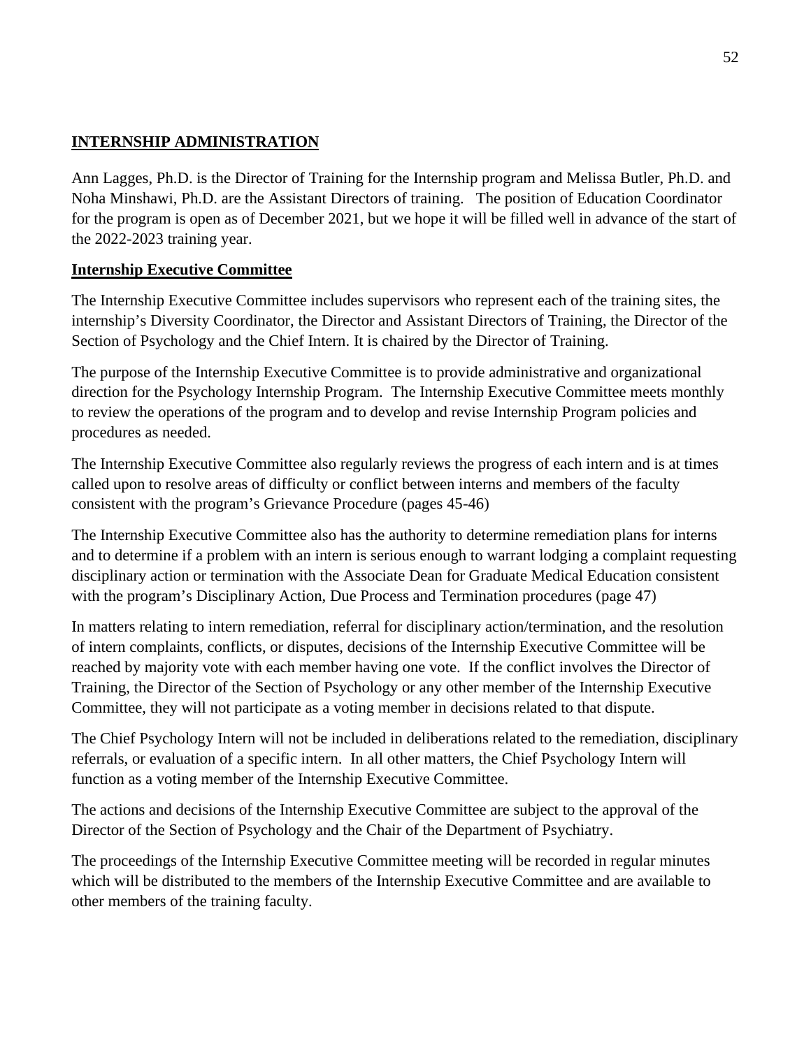## INTERNSHIP ADMINISTRATION

Ann Lagges, Ph.D. is the Director of Training for the Internship program and Melissa Butler, Ph.D. and Noha Minshawi, Ph.D. are the Assistant Directors of training. The position of Education Coordinator for the program is open as of December 2021, but we hope it will be filled well in advance of the start of the 2022-2023 training year.

### Internship Executive Committee

The Internship Executive Committee includes supervisors who represent each of the training sites, the internship's Diversity Coordinator, the Director and Assistant Directors of Training, the Director of the Section of Psychology and the Chief Intern. It is chaired by the Director of Training.

The purpose of the Internship Executive Committee is to provide administrative and organizational direction for the Psychology Internship Program. The Internship Executive Committee meets monthly to review the operations of the program and to develop and revise Internship Program policies and procedures as needed.

The Internship Executive Committee also regularly reviews the progress of each intern and is at times called upon to resolve areas of difficulty or conflict between interns and members of the faculty consistent with the program's Grievance Procedure (pages 45-46)

The Internship Executive Committee also has the authority to determine remediation plans for interns and to determine if a problem with an intern is serious enough to warrant lodging a complaint requesting disciplinary action or termination with the Associate Dean for Graduate Medical Education consistent with the program's Disciplinary Action, Due Process and Termination procedures (page 47)

In matters relating to intern remediation, referral for disciplinary action/termination, and the resolution of intern complaints, conflicts, or disputes, decisions of the Internship Executive Committee will be reached by majority vote with each member having one vote. If the conflict involves the Director of Training, the Director of the Section of Psychology or any other member of the Internship Executive Committee, they will not participate as a voting member in decisions related to that dispute.

The Chief Psychology Intern will not be included in deliberations related to the remediation, disciplinary referrals, or evaluation of a specific intern. In all other matters, the Chief Psychology Intern will function as a voting member of the Internship Executive Committee.

The actions and decisions of the Internship Executive Committee are subject to the approval of the Director of the Section of Psychology and the Chair of the Department of Psychiatry.

The proceedings of the Internship Executive Committee meeting will be recorded in regular minutes which will be distributed to the members of the Internship Executive Committee and are available to other members of the training faculty.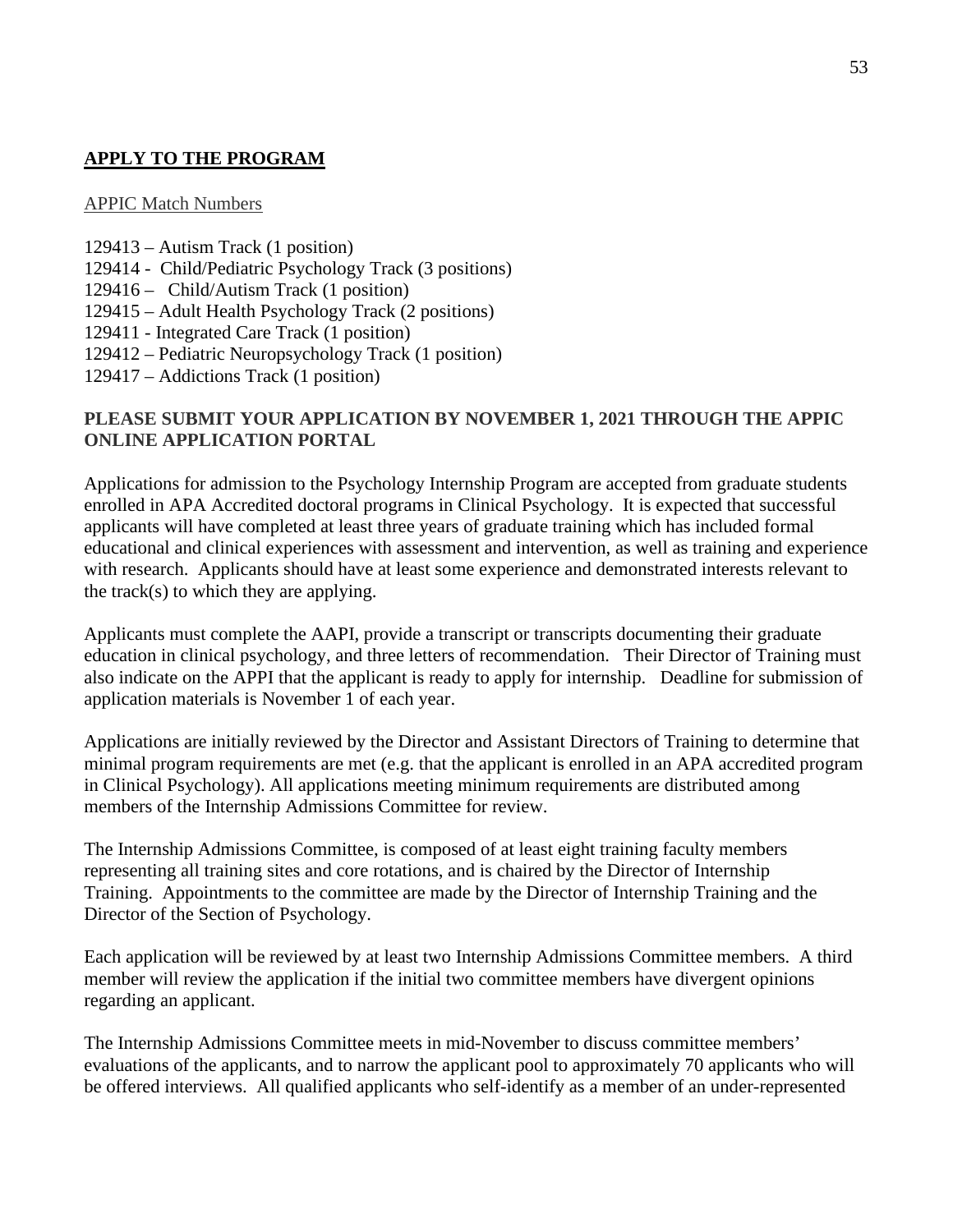## **APPLY TO THE PROGRAM**

APPIC Match Numbers

129413 – Autism Track (1 position)
129414 - Child/Pediatric Psychology Track (3 positions)
129416 – Child/Autism Track (1 position)
129415 – Adult Health Psychology Track (2 positions)
129411 - Integrated Care Track (1 position)
129412 – Pediatric Neuropsychology Track (1 position)
129417 – Addictions Track (1 position)

**PLEASE SUBMIT YOUR APPLICATION BY NOVEMBER 1, 2021 THROUGH THE APPIC ONLINE APPLICATION PORTAL**

Applications for admission to the Psychology Internship Program are accepted from graduate students enrolled in APA Accredited doctoral programs in Clinical Psychology. It is expected that successful applicants will have completed at least three years of graduate training which has included formal educational and clinical experiences with assessment and intervention, as well as training and experience with research. Applicants should have at least some experience and demonstrated interests relevant to the track(s) to which they are applying.

Applicants must complete the AAPI, provide a transcript or transcripts documenting their graduate education in clinical psychology, and three letters of recommendation. Their Director of Training must also indicate on the APPI that the applicant is ready to apply for internship. Deadline for submission of application materials is November 1 of each year.

Applications are initially reviewed by the Director and Assistant Directors of Training to determine that minimal program requirements are met (e.g. that the applicant is enrolled in an APA accredited program in Clinical Psychology). All applications meeting minimum requirements are distributed among members of the Internship Admissions Committee for review.

The Internship Admissions Committee, is composed of at least eight training faculty members representing all training sites and core rotations, and is chaired by the Director of Internship Training. Appointments to the committee are made by the Director of Internship Training and the Director of the Section of Psychology.

Each application will be reviewed by at least two Internship Admissions Committee members. A third member will review the application if the initial two committee members have divergent opinions regarding an applicant.

The Internship Admissions Committee meets in mid-November to discuss committee members' evaluations of the applicants, and to narrow the applicant pool to approximately 70 applicants who will be offered interviews. All qualified applicants who self-identify as a member of an under-represented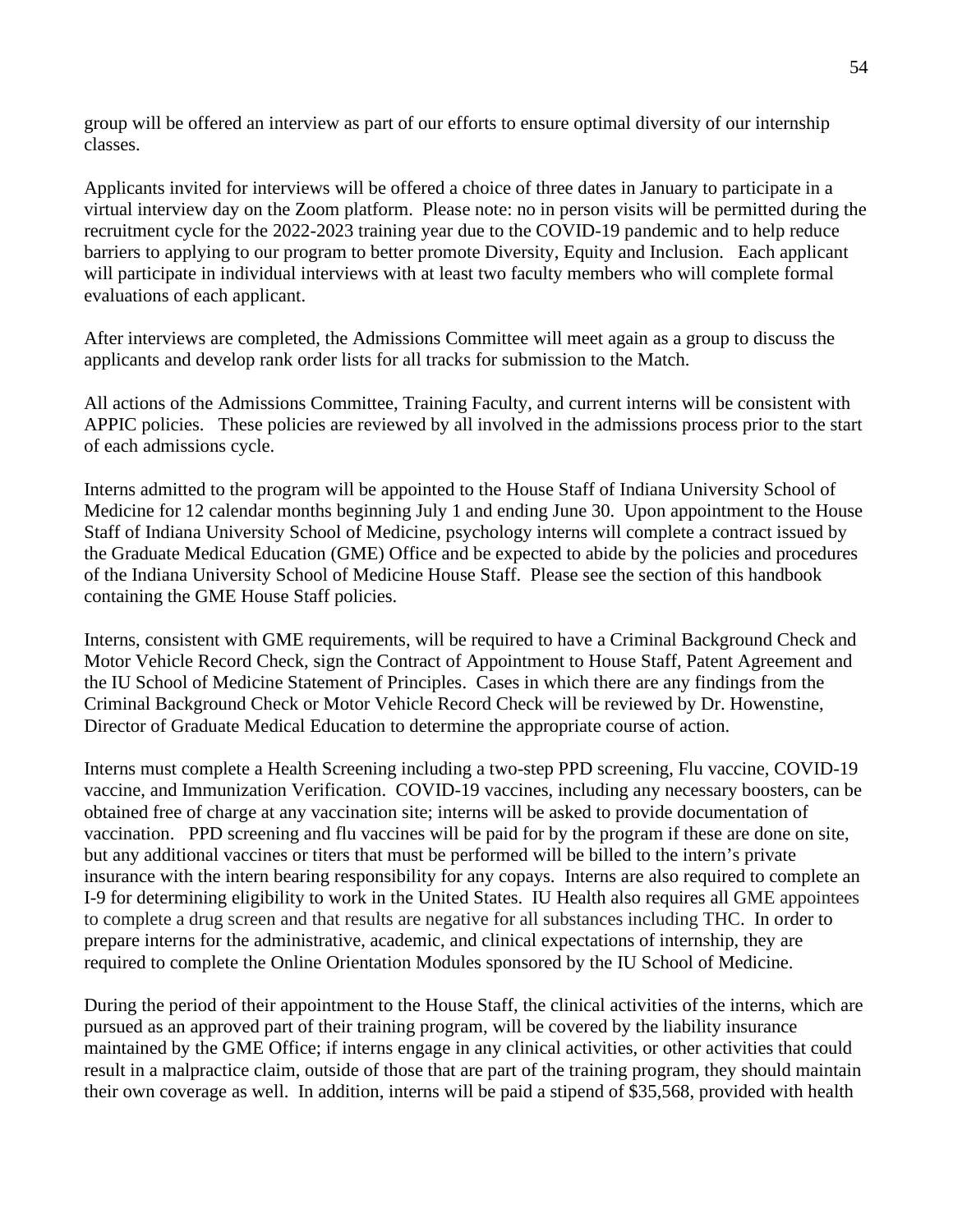group will be offered an interview as part of our efforts to ensure optimal diversity of our internship classes.

Applicants invited for interviews will be offered a choice of three dates in January to participate in a virtual interview day on the Zoom platform. Please note: no in person visits will be permitted during the recruitment cycle for the 2022-2023 training year due to the COVID-19 pandemic and to help reduce barriers to applying to our program to better promote Diversity, Equity and Inclusion. Each applicant will participate in individual interviews with at least two faculty members who will complete formal evaluations of each applicant.

After interviews are completed, the Admissions Committee will meet again as a group to discuss the applicants and develop rank order lists for all tracks for submission to the Match.

All actions of the Admissions Committee, Training Faculty, and current interns will be consistent with APPIC policies. These policies are reviewed by all involved in the admissions process prior to the start of each admissions cycle.

Interns admitted to the program will be appointed to the House Staff of Indiana University School of Medicine for 12 calendar months beginning July 1 and ending June 30. Upon appointment to the House Staff of Indiana University School of Medicine, psychology interns will complete a contract issued by the Graduate Medical Education (GME) Office and be expected to abide by the policies and procedures of the Indiana University School of Medicine House Staff. Please see the section of this handbook containing the GME House Staff policies.

Interns, consistent with GME requirements, will be required to have a Criminal Background Check and Motor Vehicle Record Check, sign the Contract of Appointment to House Staff, Patent Agreement and the IU School of Medicine Statement of Principles. Cases in which there are any findings from the Criminal Background Check or Motor Vehicle Record Check will be reviewed by Dr. Howenstine, Director of Graduate Medical Education to determine the appropriate course of action.

Interns must complete a Health Screening including a two-step PPD screening, Flu vaccine, COVID-19 vaccine, and Immunization Verification. COVID-19 vaccines, including any necessary boosters, can be obtained free of charge at any vaccination site; interns will be asked to provide documentation of vaccination. PPD screening and flu vaccines will be paid for by the program if these are done on site, but any additional vaccines or titers that must be performed will be billed to the intern's private insurance with the intern bearing responsibility for any copays. Interns are also required to complete an I-9 for determining eligibility to work in the United States. IU Health also requires all GME appointees to complete a drug screen and that results are negative for all substances including THC. In order to prepare interns for the administrative, academic, and clinical expectations of internship, they are required to complete the Online Orientation Modules sponsored by the IU School of Medicine.

During the period of their appointment to the House Staff, the clinical activities of the interns, which are pursued as an approved part of their training program, will be covered by the liability insurance maintained by the GME Office; if interns engage in any clinical activities, or other activities that could result in a malpractice claim, outside of those that are part of the training program, they should maintain their own coverage as well. In addition, interns will be paid a stipend of $35,568, provided with health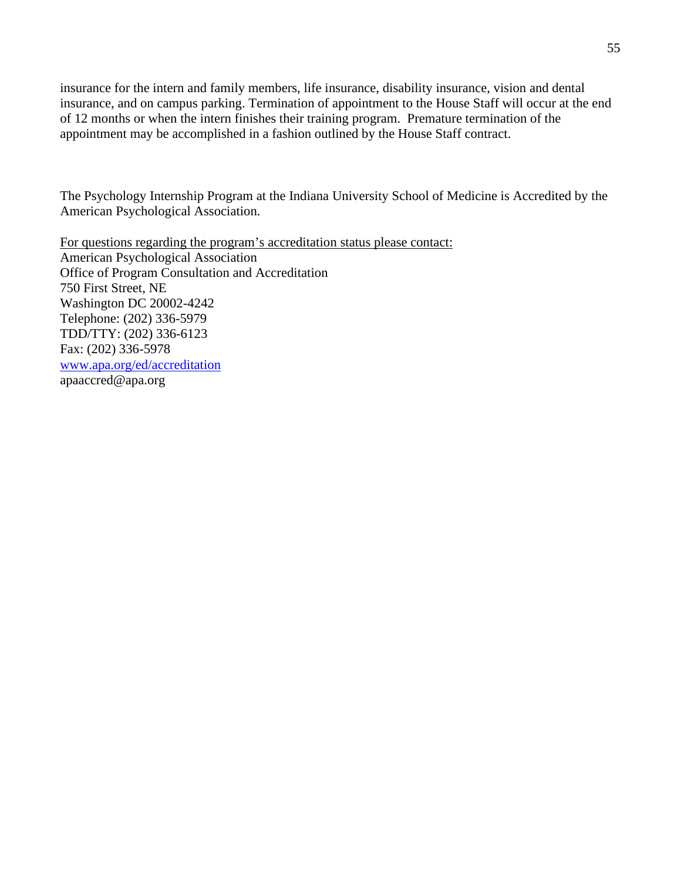insurance for the intern and family members, life insurance, disability insurance, vision and dental insurance, and on campus parking. Termination of appointment to the House Staff will occur at the end of 12 months or when the intern finishes their training program. Premature termination of the appointment may be accomplished in a fashion outlined by the House Staff contract.

The Psychology Internship Program at the Indiana University School of Medicine is Accredited by the American Psychological Association.

For questions regarding the program's accreditation status please contact:
American Psychological Association
Office of Program Consultation and Accreditation
750 First Street, NE
Washington DC 20002-4242
Telephone: (202) 336-5979
TDD/TTY: (202) 336-6123
Fax: (202) 336-5978
www.apa.org/ed/accreditation
apaaccred@apa.org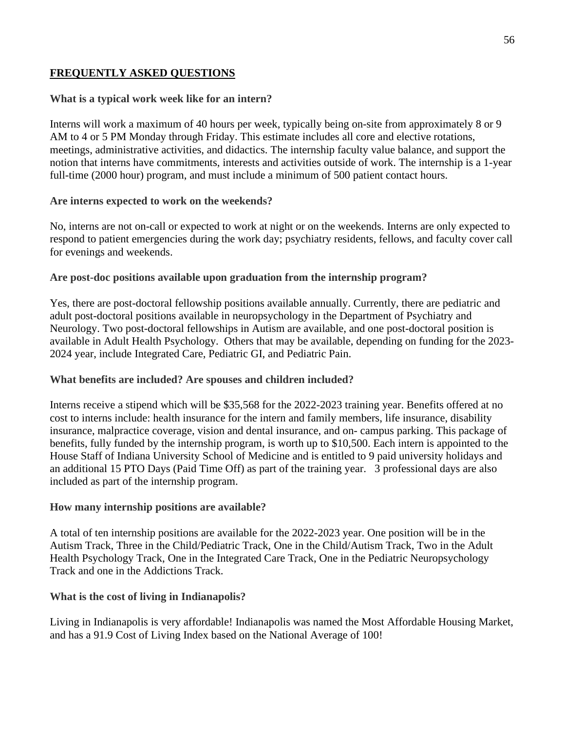## FREQUENTLY ASKED QUESTIONS

**What is a typical work week like for an intern?**

Interns will work a maximum of 40 hours per week, typically being on-site from approximately 8 or 9 AM to 4 or 5 PM Monday through Friday. This estimate includes all core and elective rotations, meetings, administrative activities, and didactics. The internship faculty value balance, and support the notion that interns have commitments, interests and activities outside of work. The internship is a 1-year full-time (2000 hour) program, and must include a minimum of 500 patient contact hours.

**Are interns expected to work on the weekends?**

No, interns are not on-call or expected to work at night or on the weekends. Interns are only expected to respond to patient emergencies during the work day; psychiatry residents, fellows, and faculty cover call for evenings and weekends.

**Are post-doc positions available upon graduation from the internship program?**

Yes, there are post-doctoral fellowship positions available annually. Currently, there are pediatric and adult post-doctoral positions available in neuropsychology in the Department of Psychiatry and Neurology. Two post-doctoral fellowships in Autism are available, and one post-doctoral position is available in Adult Health Psychology. Others that may be available, depending on funding for the 2023-2024 year, include Integrated Care, Pediatric GI, and Pediatric Pain.

**What benefits are included? Are spouses and children included?**

Interns receive a stipend which will be $35,568 for the 2022-2023 training year. Benefits offered at no cost to interns include: health insurance for the intern and family members, life insurance, disability insurance, malpractice coverage, vision and dental insurance, and on- campus parking. This package of benefits, fully funded by the internship program, is worth up to $10,500. Each intern is appointed to the House Staff of Indiana University School of Medicine and is entitled to 9 paid university holidays and an additional 15 PTO Days (Paid Time Off) as part of the training year. 3 professional days are also included as part of the internship program.

**How many internship positions are available?**

A total of ten internship positions are available for the 2022-2023 year. One position will be in the Autism Track, Three in the Child/Pediatric Track, One in the Child/Autism Track, Two in the Adult Health Psychology Track, One in the Integrated Care Track, One in the Pediatric Neuropsychology Track and one in the Addictions Track.

**What is the cost of living in Indianapolis?**

Living in Indianapolis is very affordable! Indianapolis was named the Most Affordable Housing Market, and has a 91.9 Cost of Living Index based on the National Average of 100!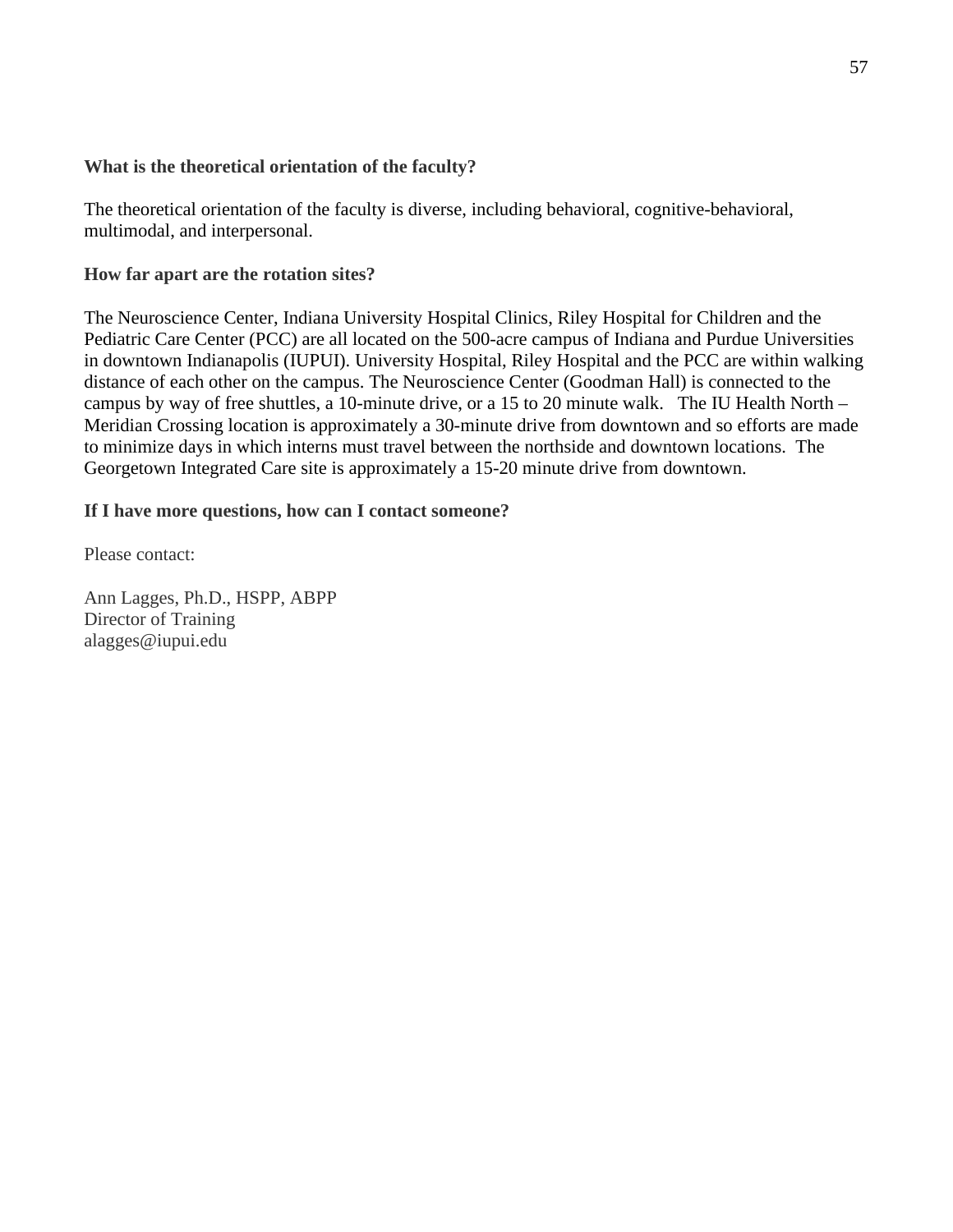**What is the theoretical orientation of the faculty?**

The theoretical orientation of the faculty is diverse, including behavioral, cognitive-behavioral, multimodal, and interpersonal.

**How far apart are the rotation sites?**

The Neuroscience Center, Indiana University Hospital Clinics, Riley Hospital for Children and the Pediatric Care Center (PCC) are all located on the 500-acre campus of Indiana and Purdue Universities in downtown Indianapolis (IUPUI). University Hospital, Riley Hospital and the PCC are within walking distance of each other on the campus. The Neuroscience Center (Goodman Hall) is connected to the campus by way of free shuttles, a 10-minute drive, or a 15 to 20 minute walk. The IU Health North – Meridian Crossing location is approximately a 30-minute drive from downtown and so efforts are made to minimize days in which interns must travel between the northside and downtown locations. The Georgetown Integrated Care site is approximately a 15-20 minute drive from downtown.

**If I have more questions, how can I contact someone?**

Please contact:

Ann Lagges, Ph.D., HSPP, ABPP
Director of Training
alagges@iupui.edu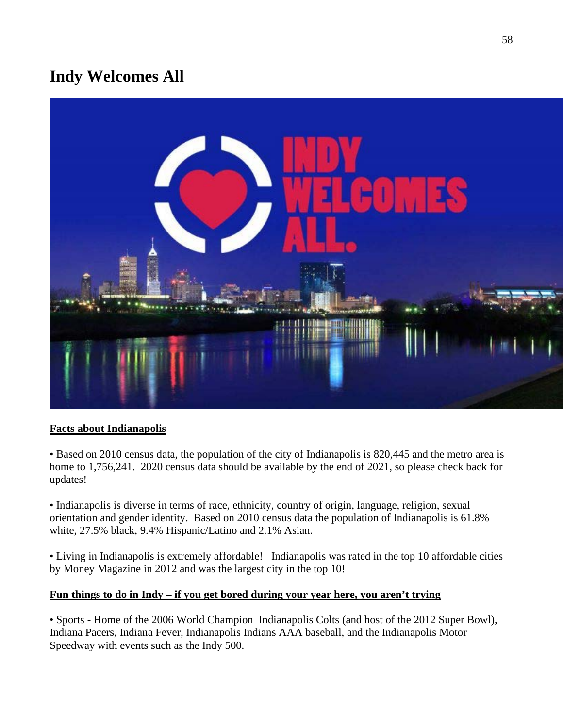# Indy Welcomes All

**Facts about Indianapolis**

• Based on 2010 census data, the population of the city of Indianapolis is 820,445 and the metro area is home to 1,756,241. 2020 census data should be available by the end of 2021, so please check back for updates!

• Indianapolis is diverse in terms of race, ethnicity, country of origin, language, religion, sexual orientation and gender identity. Based on 2010 census data the population of Indianapolis is 61.8% white, 27.5% black, 9.4% Hispanic/Latino and 2.1% Asian.

• Living in Indianapolis is extremely affordable! Indianapolis was rated in the top 10 affordable cities by Money Magazine in 2012 and was the largest city in the top 10!

**Fun things to do in Indy – if you get bored during your year here, you aren't trying**

• Sports - Home of the 2006 World Champion Indianapolis Colts (and host of the 2012 Super Bowl), Indiana Pacers, Indiana Fever, Indianapolis Indians AAA baseball, and the Indianapolis Motor Speedway with events such as the Indy 500.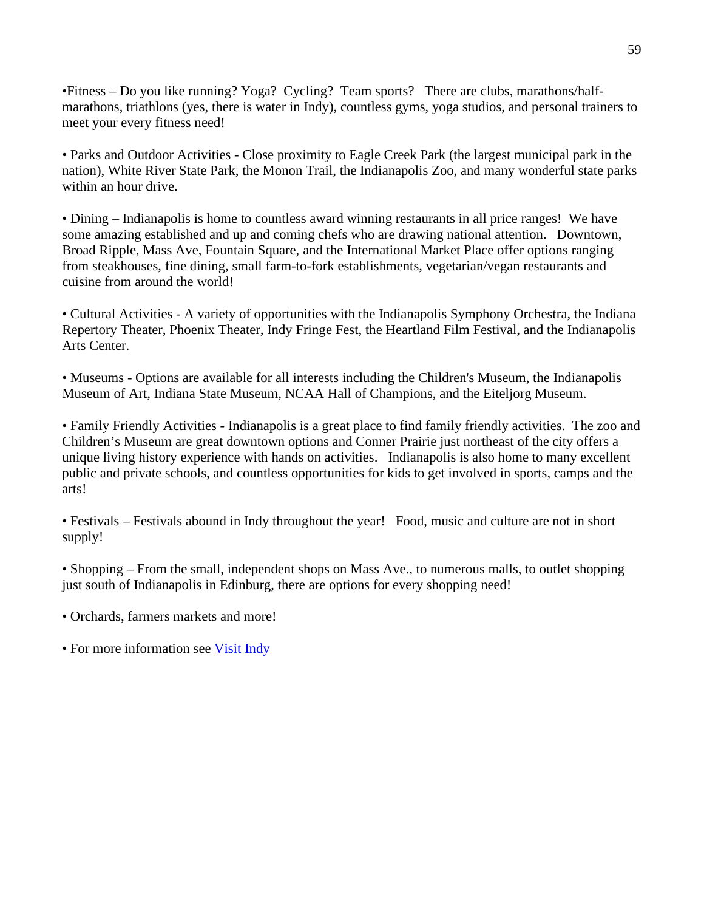•Fitness – Do you like running? Yoga? Cycling? Team sports? There are clubs, marathons/half-marathons, triathlons (yes, there is water in Indy), countless gyms, yoga studios, and personal trainers to meet your every fitness need!

• Parks and Outdoor Activities - Close proximity to Eagle Creek Park (the largest municipal park in the nation), White River State Park, the Monon Trail, the Indianapolis Zoo, and many wonderful state parks within an hour drive.

• Dining – Indianapolis is home to countless award winning restaurants in all price ranges! We have some amazing established and up and coming chefs who are drawing national attention. Downtown, Broad Ripple, Mass Ave, Fountain Square, and the International Market Place offer options ranging from steakhouses, fine dining, small farm-to-fork establishments, vegetarian/vegan restaurants and cuisine from around the world!

• Cultural Activities - A variety of opportunities with the Indianapolis Symphony Orchestra, the Indiana Repertory Theater, Phoenix Theater, Indy Fringe Fest, the Heartland Film Festival, and the Indianapolis Arts Center.

• Museums - Options are available for all interests including the Children's Museum, the Indianapolis Museum of Art, Indiana State Museum, NCAA Hall of Champions, and the Eiteljorg Museum.

• Family Friendly Activities - Indianapolis is a great place to find family friendly activities. The zoo and Children's Museum are great downtown options and Conner Prairie just northeast of the city offers a unique living history experience with hands on activities. Indianapolis is also home to many excellent public and private schools, and countless opportunities for kids to get involved in sports, camps and the arts!

• Festivals – Festivals abound in Indy throughout the year! Food, music and culture are not in short supply!

• Shopping – From the small, independent shops on Mass Ave., to numerous malls, to outlet shopping just south of Indianapolis in Edinburg, there are options for every shopping need!

• Orchards, farmers markets and more!

• For more information see Visit Indy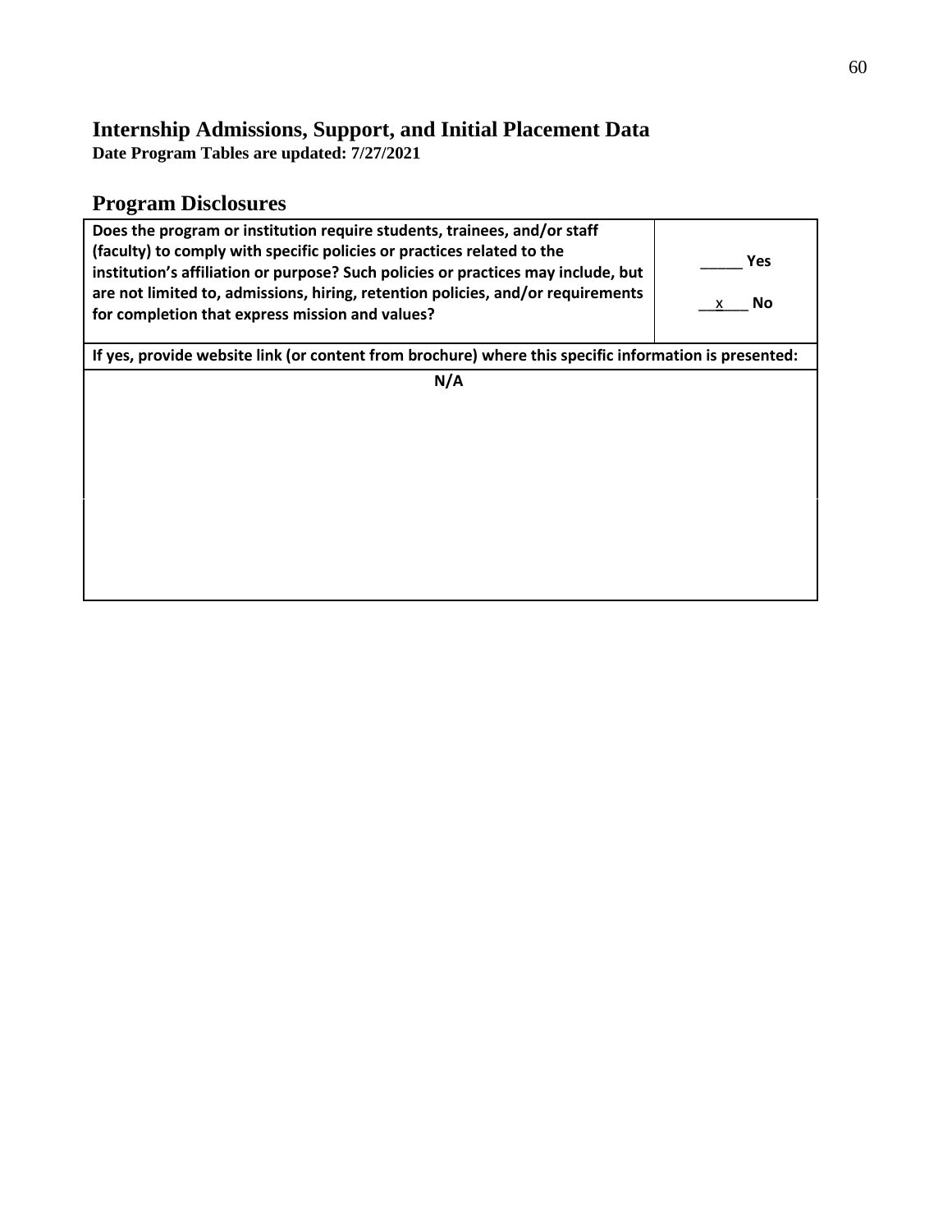## Internship Admissions, Support, and Initial Placement Data

**Date Program Tables are updated: 7/27/2021**

## Program Disclosures

| **Does the program or institution require students, trainees, and/or staff (faculty) to comply with specific policies or practices related to the institution's affiliation or purpose? Such policies or practices may include, but are not limited to, admissions, hiring, retention policies, and/or requirements for completion that express mission and values?** | _____ **Yes**<br><br>__x___ **No** |
|---|---|
| **If yes, provide website link (or content from brochure) where this specific information is presented:** | |
| **N/A** | |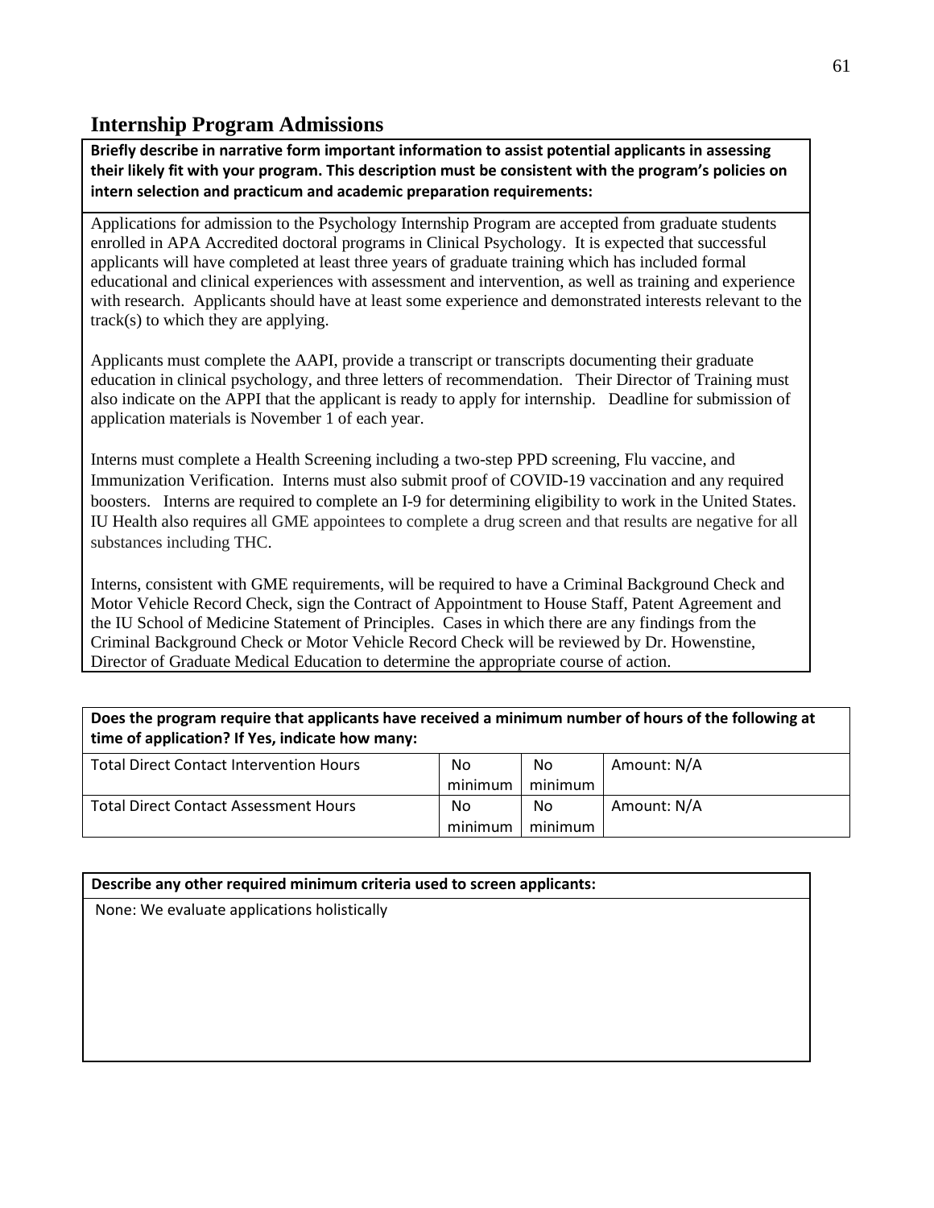## Internship Program Admissions

**Briefly describe in narrative form important information to assist potential applicants in assessing their likely fit with your program. This description must be consistent with the program's policies on intern selection and practicum and academic preparation requirements:**

Applications for admission to the Psychology Internship Program are accepted from graduate students enrolled in APA Accredited doctoral programs in Clinical Psychology. It is expected that successful applicants will have completed at least three years of graduate training which has included formal educational and clinical experiences with assessment and intervention, as well as training and experience with research. Applicants should have at least some experience and demonstrated interests relevant to the track(s) to which they are applying.

Applicants must complete the AAPI, provide a transcript or transcripts documenting their graduate education in clinical psychology, and three letters of recommendation. Their Director of Training must also indicate on the APPI that the applicant is ready to apply for internship. Deadline for submission of application materials is November 1 of each year.

Interns must complete a Health Screening including a two-step PPD screening, Flu vaccine, and Immunization Verification. Interns must also submit proof of COVID-19 vaccination and any required boosters. Interns are required to complete an I-9 for determining eligibility to work in the United States. IU Health also requires all GME appointees to complete a drug screen and that results are negative for all substances including THC.

Interns, consistent with GME requirements, will be required to have a Criminal Background Check and Motor Vehicle Record Check, sign the Contract of Appointment to House Staff, Patent Agreement and the IU School of Medicine Statement of Principles. Cases in which there are any findings from the Criminal Background Check or Motor Vehicle Record Check will be reviewed by Dr. Howenstine, Director of Graduate Medical Education to determine the appropriate course of action.

**Does the program require that applicants have received a minimum number of hours of the following at time of application? If Yes, indicate how many:**

| | | | |
|---|---|---|---|
| Total Direct Contact Intervention Hours | No minimum | No minimum | Amount: N/A |
| Total Direct Contact Assessment Hours | No minimum | No minimum | Amount: N/A |

**Describe any other required minimum criteria used to screen applicants:**

None: We evaluate applications holistically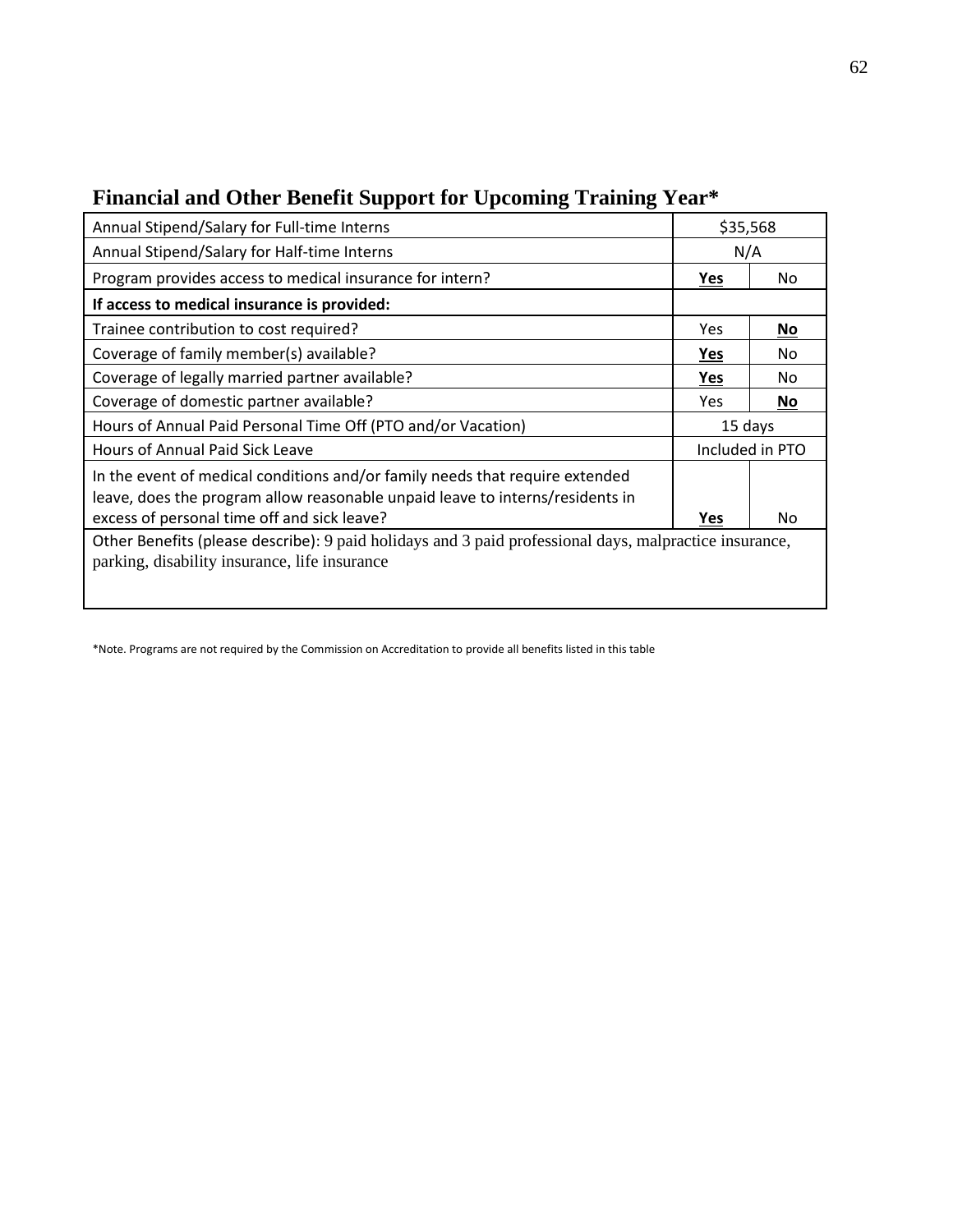## Financial and Other Benefit Support for Upcoming Training Year*

| | | |
|---|---|---|
| Annual Stipend/Salary for Full-time Interns | $35,568 | |
| Annual Stipend/Salary for Half-time Interns | N/A | |
| Program provides access to medical insurance for intern? | **Yes** | No |
| **If access to medical insurance is provided:** | | |
| Trainee contribution to cost required? | Yes | **No** |
| Coverage of family member(s) available? | **Yes** | No |
| Coverage of legally married partner available? | **Yes** | No |
| Coverage of domestic partner available? | Yes | **No** |
| Hours of Annual Paid Personal Time Off (PTO and/or Vacation) | 15 days | |
| Hours of Annual Paid Sick Leave | Included in PTO | |
| In the event of medical conditions and/or family needs that require extended leave, does the program allow reasonable unpaid leave to interns/residents in excess of personal time off and sick leave? | **Yes** | No |
| Other Benefits (please describe): 9 paid holidays and 3 paid professional days, malpractice insurance, parking, disability insurance, life insurance | | |

*Note. Programs are not required by the Commission on Accreditation to provide all benefits listed in this table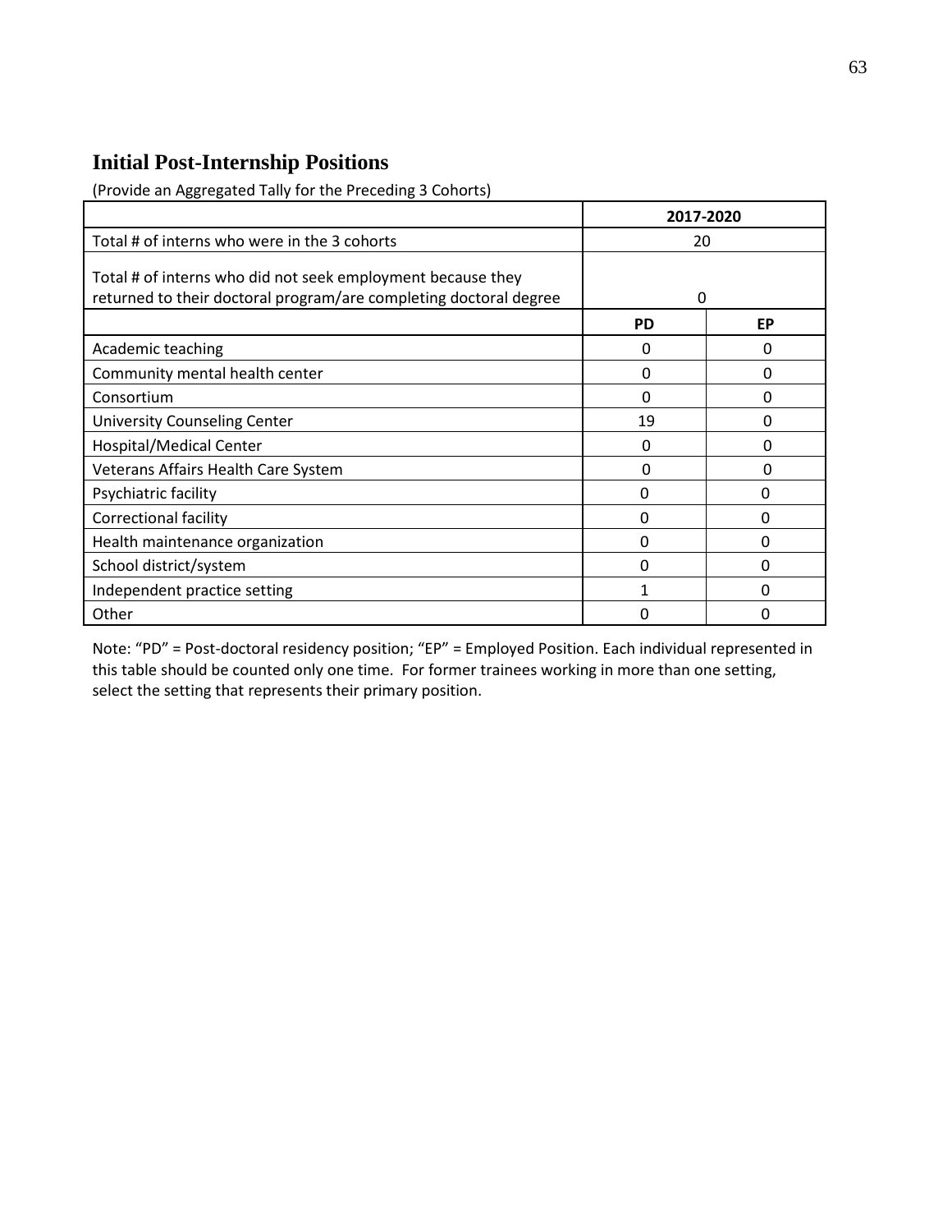## Initial Post-Internship Positions

(Provide an Aggregated Tally for the Preceding 3 Cohorts)

| | 2017-2020 | |
|---|---|---|
| Total # of interns who were in the 3 cohorts | 20 | |
| Total # of interns who did not seek employment because they returned to their doctoral program/are completing doctoral degree | 0 | |
| | **PD** | **EP** |
| Academic teaching | 0 | 0 |
| Community mental health center | 0 | 0 |
| Consortium | 0 | 0 |
| University Counseling Center | 19 | 0 |
| Hospital/Medical Center | 0 | 0 |
| Veterans Affairs Health Care System | 0 | 0 |
| Psychiatric facility | 0 | 0 |
| Correctional facility | 0 | 0 |
| Health maintenance organization | 0 | 0 |
| School district/system | 0 | 0 |
| Independent practice setting | 1 | 0 |
| Other | 0 | 0 |

Note: “PD” = Post-doctoral residency position; “EP” = Employed Position. Each individual represented in this table should be counted only one time. For former trainees working in more than one setting, select the setting that represents their primary position.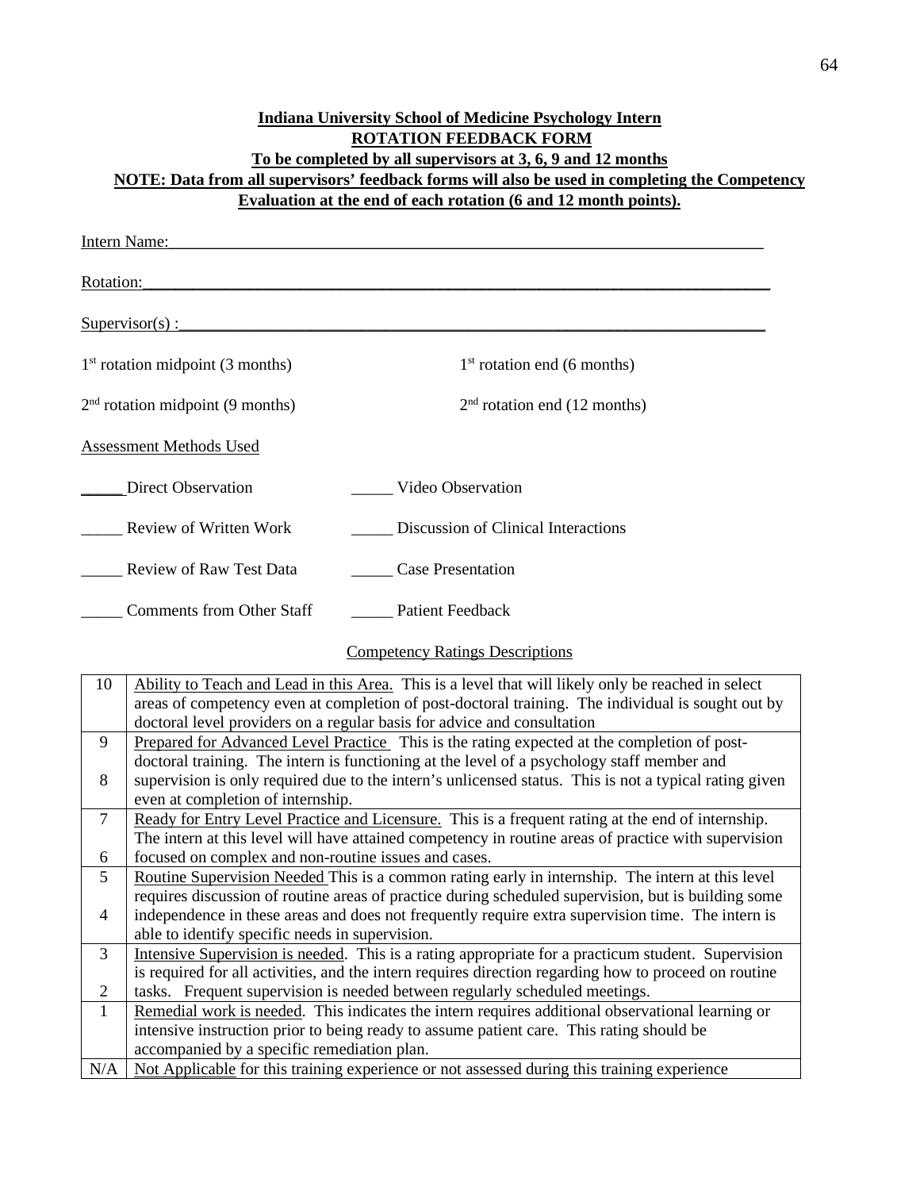**Indiana University School of Medicine Psychology Intern**
**ROTATION FEEDBACK FORM**
**To be completed by all supervisors at 3, 6, 9 and 12 months**
**NOTE: Data from all supervisors' feedback forms will also be used in completing the Competency Evaluation at the end of each rotation (6 and 12 month points).**

Intern Name:___________________________________________________________________________

Rotation:_______________________________________________________________________________

Supervisor(s) :__________________________________________________________________________

1st rotation midpoint (3 months) 1st rotation end (6 months)

2nd rotation midpoint (9 months) 2nd rotation end (12 months)

Assessment Methods Used

_____ Direct Observation _____ Video Observation

_____ Review of Written Work _____ Discussion of Clinical Interactions

_____ Review of Raw Test Data _____ Case Presentation

_____ Comments from Other Staff _____ Patient Feedback

Competency Ratings Descriptions

| | |
|---|---|
| 10 | Ability to Teach and Lead in this Area. This is a level that will likely only be reached in select areas of competency even at completion of post-doctoral training. The individual is sought out by doctoral level providers on a regular basis for advice and consultation |
| 9<br>8 | Prepared for Advanced Level Practice This is the rating expected at the completion of post-doctoral training. The intern is functioning at the level of a psychology staff member and supervision is only required due to the intern's unlicensed status. This is not a typical rating given even at completion of internship. |
| 7<br>6 | Ready for Entry Level Practice and Licensure. This is a frequent rating at the end of internship. The intern at this level will have attained competency in routine areas of practice with supervision focused on complex and non-routine issues and cases. |
| 5<br>4 | Routine Supervision Needed This is a common rating early in internship. The intern at this level requires discussion of routine areas of practice during scheduled supervision, but is building some independence in these areas and does not frequently require extra supervision time. The intern is able to identify specific needs in supervision. |
| 3<br>2 | Intensive Supervision is needed. This is a rating appropriate for a practicum student. Supervision is required for all activities, and the intern requires direction regarding how to proceed on routine tasks. Frequent supervision is needed between regularly scheduled meetings. |
| 1 | Remedial work is needed. This indicates the intern requires additional observational learning or intensive instruction prior to being ready to assume patient care. This rating should be accompanied by a specific remediation plan. |
| N/A | Not Applicable for this training experience or not assessed during this training experience |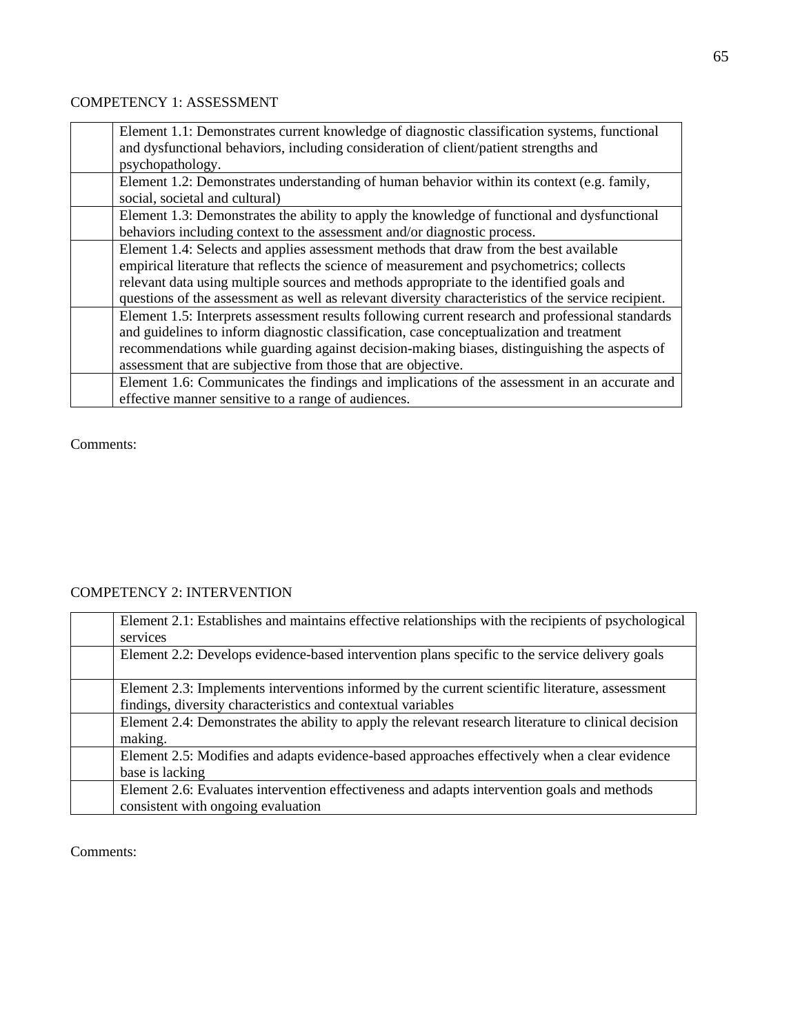COMPETENCY 1: ASSESSMENT

| | |
|---|---|
| | Element 1.1: Demonstrates current knowledge of diagnostic classification systems, functional and dysfunctional behaviors, including consideration of client/patient strengths and psychopathology. |
| | Element 1.2: Demonstrates understanding of human behavior within its context (e.g. family, social, societal and cultural) |
| | Element 1.3: Demonstrates the ability to apply the knowledge of functional and dysfunctional behaviors including context to the assessment and/or diagnostic process. |
| | Element 1.4: Selects and applies assessment methods that draw from the best available empirical literature that reflects the science of measurement and psychometrics; collects relevant data using multiple sources and methods appropriate to the identified goals and questions of the assessment as well as relevant diversity characteristics of the service recipient. |
| | Element 1.5: Interprets assessment results following current research and professional standards and guidelines to inform diagnostic classification, case conceptualization and treatment recommendations while guarding against decision-making biases, distinguishing the aspects of assessment that are subjective from those that are objective. |
| | Element 1.6: Communicates the findings and implications of the assessment in an accurate and effective manner sensitive to a range of audiences. |

Comments:

COMPETENCY 2: INTERVENTION

| | |
|---|---|
| | Element 2.1: Establishes and maintains effective relationships with the recipients of psychological services |
| | Element 2.2: Develops evidence-based intervention plans specific to the service delivery goals |
| | Element 2.3: Implements interventions informed by the current scientific literature, assessment findings, diversity characteristics and contextual variables |
| | Element 2.4: Demonstrates the ability to apply the relevant research literature to clinical decision making. |
| | Element 2.5: Modifies and adapts evidence-based approaches effectively when a clear evidence base is lacking |
| | Element 2.6: Evaluates intervention effectiveness and adapts intervention goals and methods consistent with ongoing evaluation |

Comments: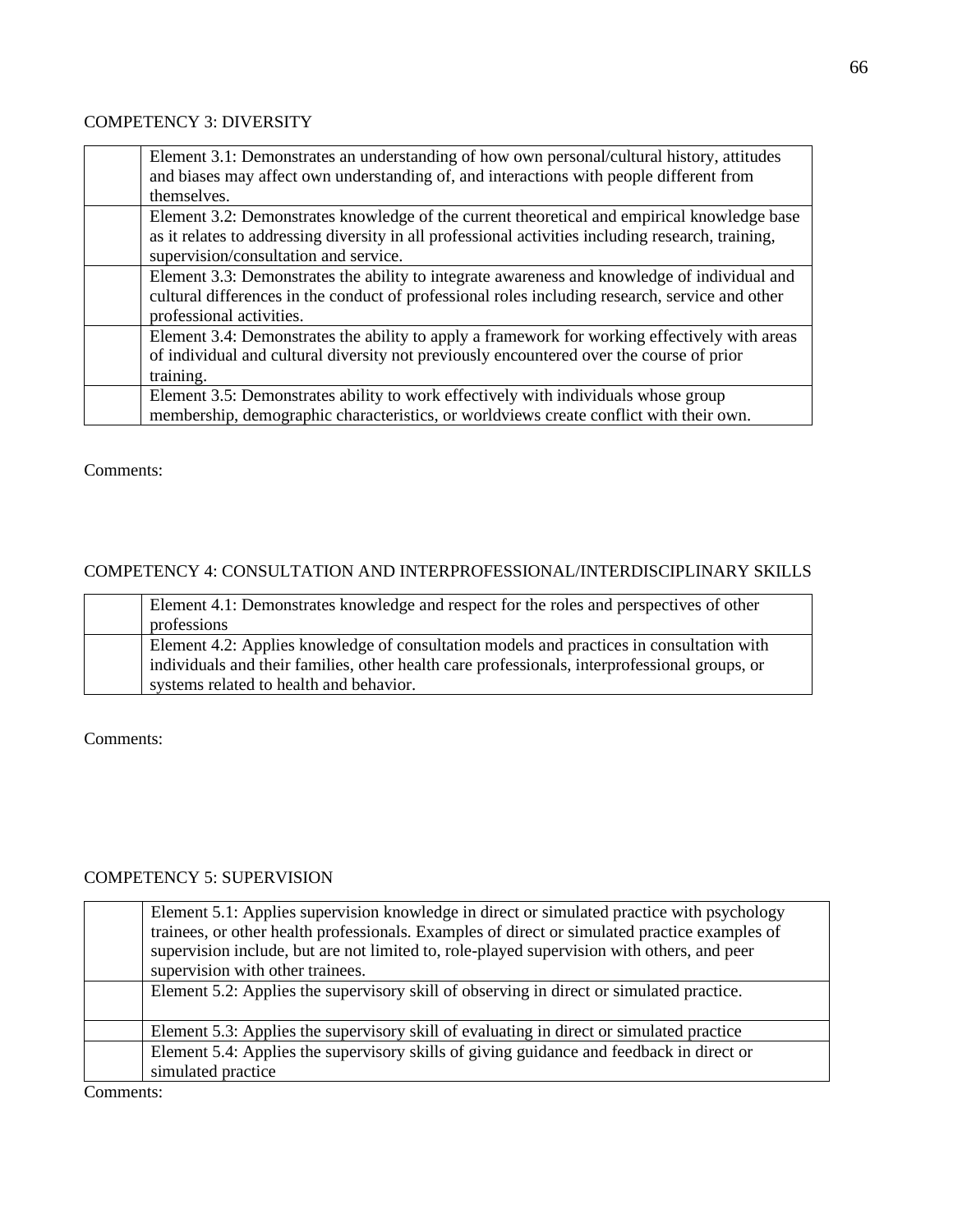COMPETENCY 3: DIVERSITY

| | |
|---|---|
| | Element 3.1: Demonstrates an understanding of how own personal/cultural history, attitudes and biases may affect own understanding of, and interactions with people different from themselves. |
| | Element 3.2: Demonstrates knowledge of the current theoretical and empirical knowledge base as it relates to addressing diversity in all professional activities including research, training, supervision/consultation and service. |
| | Element 3.3: Demonstrates the ability to integrate awareness and knowledge of individual and cultural differences in the conduct of professional roles including research, service and other professional activities. |
| | Element 3.4: Demonstrates the ability to apply a framework for working effectively with areas of individual and cultural diversity not previously encountered over the course of prior training. |
| | Element 3.5: Demonstrates ability to work effectively with individuals whose group membership, demographic characteristics, or worldviews create conflict with their own. |

Comments:

COMPETENCY 4: CONSULTATION AND INTERPROFESSIONAL/INTERDISCIPLINARY SKILLS

| | |
|---|---|
| | Element 4.1: Demonstrates knowledge and respect for the roles and perspectives of other professions |
| | Element 4.2: Applies knowledge of consultation models and practices in consultation with individuals and their families, other health care professionals, interprofessional groups, or systems related to health and behavior. |

Comments:

COMPETENCY 5: SUPERVISION

| | |
|---|---|
| | Element 5.1: Applies supervision knowledge in direct or simulated practice with psychology trainees, or other health professionals. Examples of direct or simulated practice examples of supervision include, but are not limited to, role-played supervision with others, and peer supervision with other trainees. |
| | Element 5.2: Applies the supervisory skill of observing in direct or simulated practice. |
| | Element 5.3: Applies the supervisory skill of evaluating in direct or simulated practice |
| | Element 5.4: Applies the supervisory skills of giving guidance and feedback in direct or simulated practice |

Comments: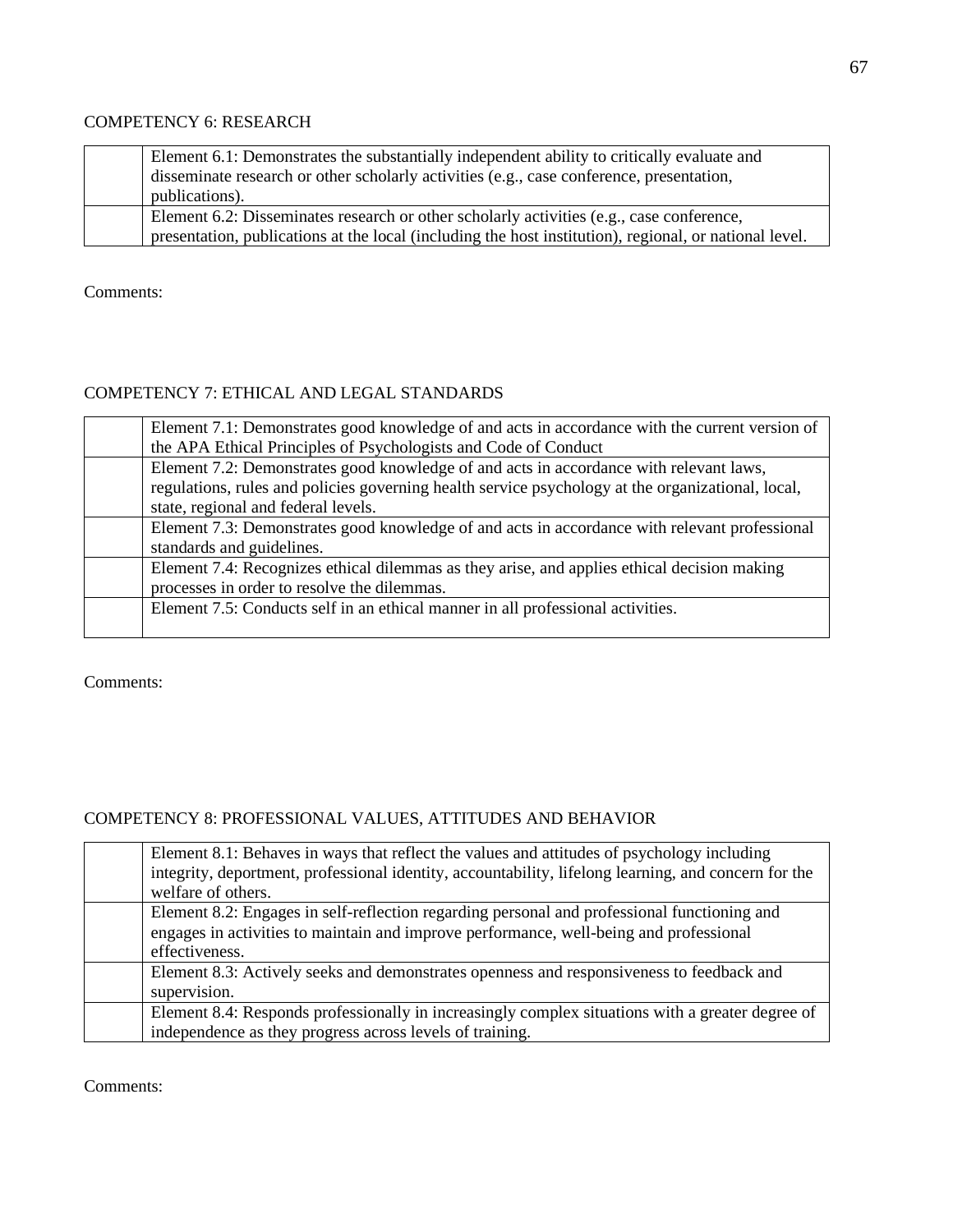COMPETENCY 6: RESEARCH

| | |
|---|---|
| | Element 6.1: Demonstrates the substantially independent ability to critically evaluate and disseminate research or other scholarly activities (e.g., case conference, presentation, publications). |
| | Element 6.2: Disseminates research or other scholarly activities (e.g., case conference, presentation, publications at the local (including the host institution), regional, or national level. |

Comments:

COMPETENCY 7: ETHICAL AND LEGAL STANDARDS

| | |
|---|---|
| | Element 7.1: Demonstrates good knowledge of and acts in accordance with the current version of the APA Ethical Principles of Psychologists and Code of Conduct |
| | Element 7.2: Demonstrates good knowledge of and acts in accordance with relevant laws, regulations, rules and policies governing health service psychology at the organizational, local, state, regional and federal levels. |
| | Element 7.3: Demonstrates good knowledge of and acts in accordance with relevant professional standards and guidelines. |
| | Element 7.4: Recognizes ethical dilemmas as they arise, and applies ethical decision making processes in order to resolve the dilemmas. |
| | Element 7.5: Conducts self in an ethical manner in all professional activities. |

Comments:

COMPETENCY 8: PROFESSIONAL VALUES, ATTITUDES AND BEHAVIOR

| | |
|---|---|
| | Element 8.1: Behaves in ways that reflect the values and attitudes of psychology including integrity, deportment, professional identity, accountability, lifelong learning, and concern for the welfare of others. |
| | Element 8.2: Engages in self-reflection regarding personal and professional functioning and engages in activities to maintain and improve performance, well-being and professional effectiveness. |
| | Element 8.3: Actively seeks and demonstrates openness and responsiveness to feedback and supervision. |
| | Element 8.4: Responds professionally in increasingly complex situations with a greater degree of independence as they progress across levels of training. |

Comments: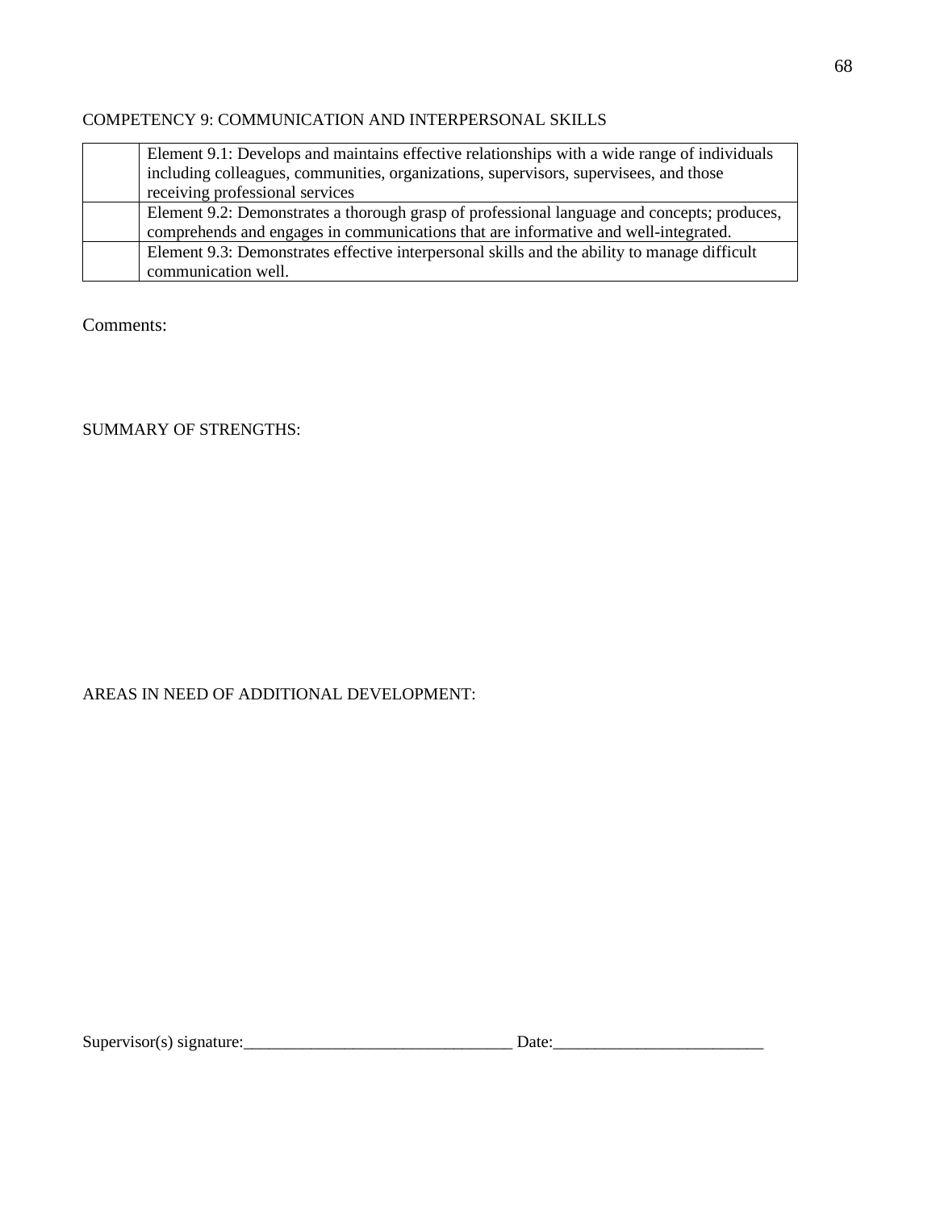COMPETENCY 9: COMMUNICATION AND INTERPERSONAL SKILLS

| | |
|---|---|
| | Element 9.1: Develops and maintains effective relationships with a wide range of individuals including colleagues, communities, organizations, supervisors, supervisees, and those receiving professional services |
| | Element 9.2: Demonstrates a thorough grasp of professional language and concepts; produces, comprehends and engages in communications that are informative and well-integrated. |
| | Element 9.3: Demonstrates effective interpersonal skills and the ability to manage difficult communication well. |

Comments:

SUMMARY OF STRENGTHS:

AREAS IN NEED OF ADDITIONAL DEVELOPMENT:

Supervisor(s) signature:________________________________ Date:_________________________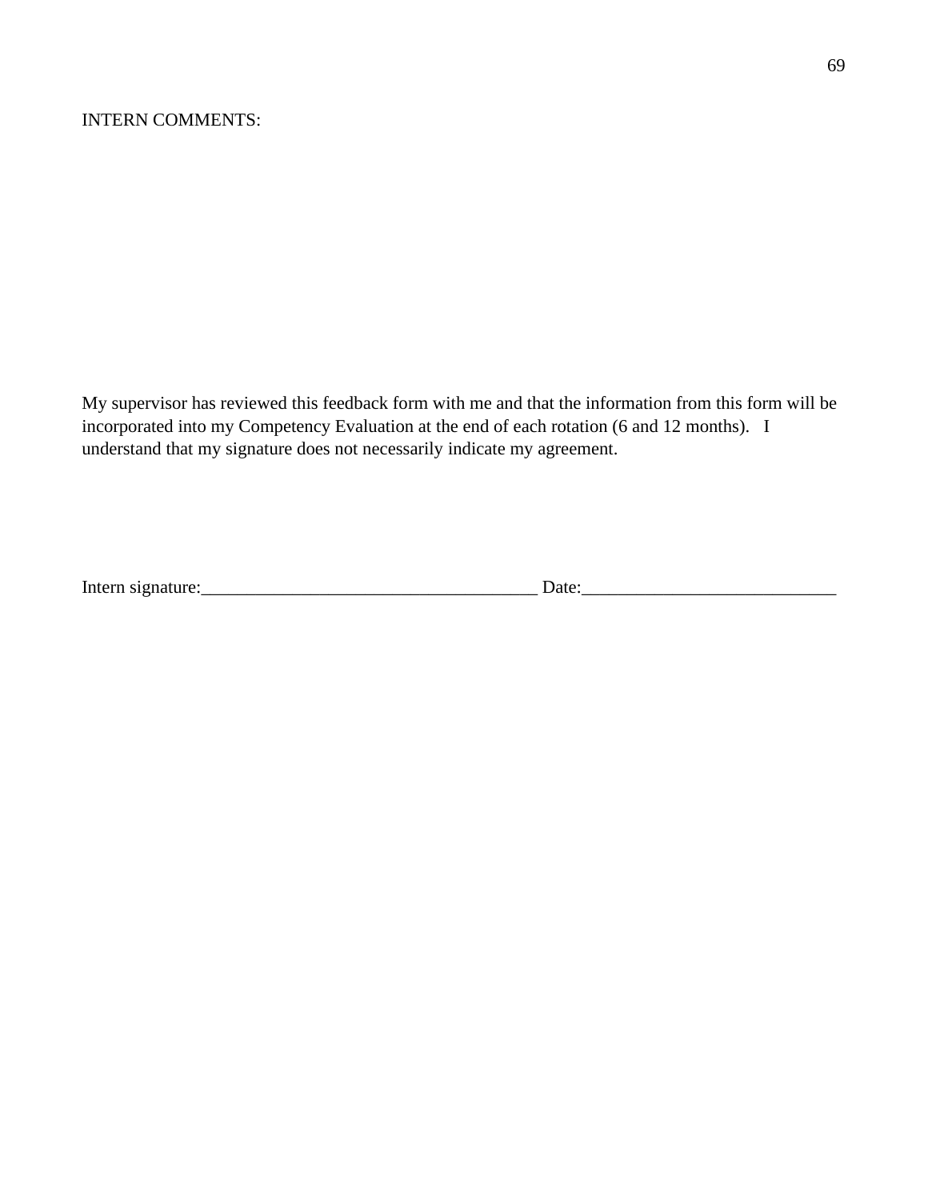INTERN COMMENTS:

My supervisor has reviewed this feedback form with me and that the information from this form will be incorporated into my Competency Evaluation at the end of each rotation (6 and 12 months). I understand that my signature does not necessarily indicate my agreement.

Intern signature:_____________________________________ Date:____________________________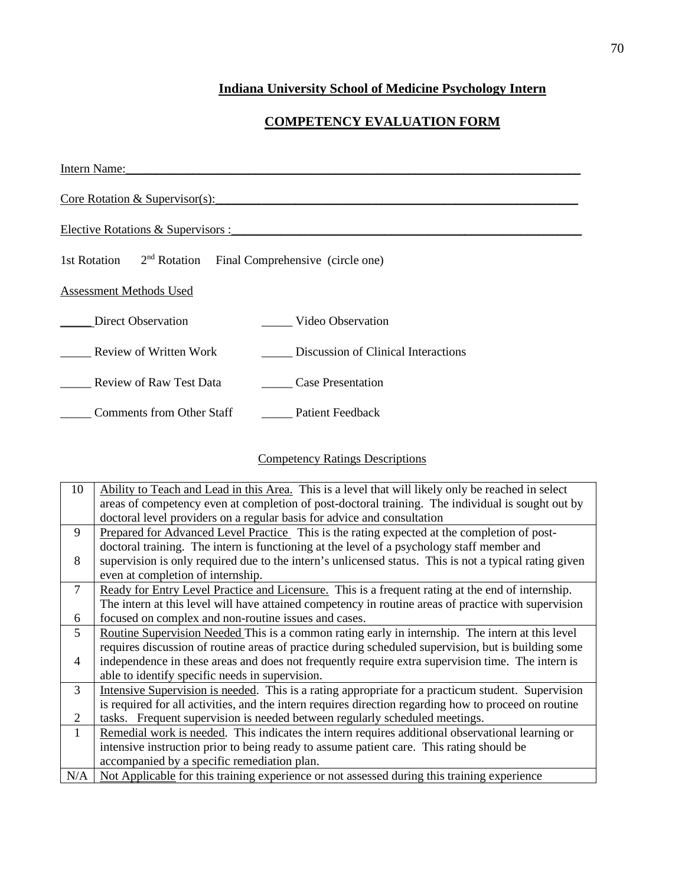# Indiana University School of Medicine Psychology Intern

## COMPETENCY EVALUATION FORM

Intern Name:___________________________________________________________________________

Core Rotation & Supervisor(s):____________________________________________________________

Elective Rotations & Supervisors :__________________________________________________________

1st Rotation     2nd Rotation     Final Comprehensive (circle one)

Assessment Methods Used

_____ Direct Observation          _____ Video Observation

_____ Review of Written Work          _____ Discussion of Clinical Interactions

_____ Review of Raw Test Data          _____ Case Presentation

_____ Comments from Other Staff          _____ Patient Feedback

Competency Ratings Descriptions

| Rating | Description |
|---|---|
| 10 | Ability to Teach and Lead in this Area. This is a level that will likely only be reached in select areas of competency even at completion of post-doctoral training. The individual is sought out by doctoral level providers on a regular basis for advice and consultation |
| 9<br>8 | Prepared for Advanced Level Practice This is the rating expected at the completion of post-doctoral training. The intern is functioning at the level of a psychology staff member and supervision is only required due to the intern's unlicensed status. This is not a typical rating given even at completion of internship. |
| 7<br>6 | Ready for Entry Level Practice and Licensure. This is a frequent rating at the end of internship. The intern at this level will have attained competency in routine areas of practice with supervision focused on complex and non-routine issues and cases. |
| 5<br>4 | Routine Supervision Needed This is a common rating early in internship. The intern at this level requires discussion of routine areas of practice during scheduled supervision, but is building some independence in these areas and does not frequently require extra supervision time. The intern is able to identify specific needs in supervision. |
| 3<br>2 | Intensive Supervision is needed. This is a rating appropriate for a practicum student. Supervision is required for all activities, and the intern requires direction regarding how to proceed on routine tasks. Frequent supervision is needed between regularly scheduled meetings. |
| 1 | Remedial work is needed. This indicates the intern requires additional observational learning or intensive instruction prior to being ready to assume patient care. This rating should be accompanied by a specific remediation plan. |
| N/A | Not Applicable for this training experience or not assessed during this training experience |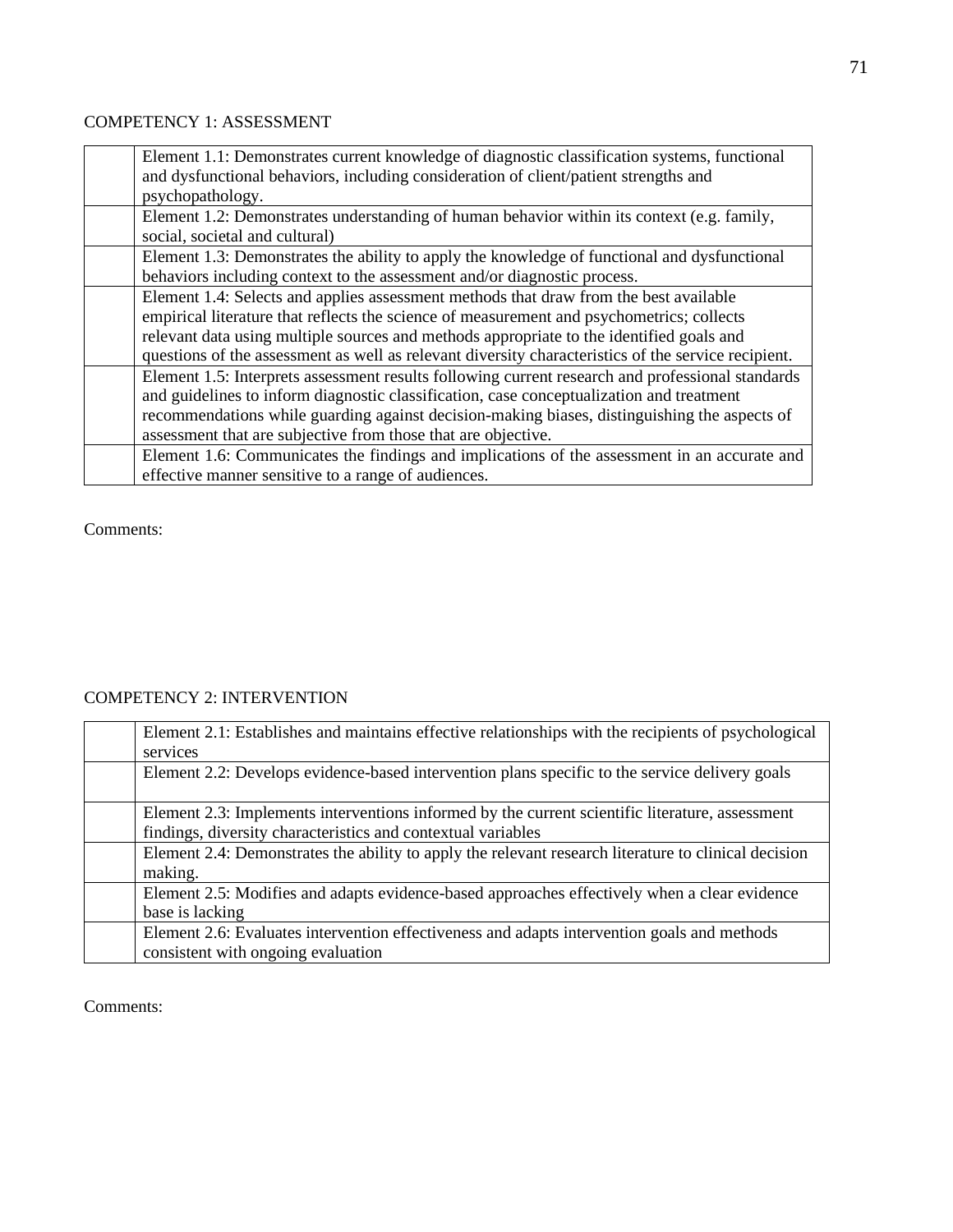COMPETENCY 1: ASSESSMENT

| | |
|---|---|
| | Element 1.1: Demonstrates current knowledge of diagnostic classification systems, functional and dysfunctional behaviors, including consideration of client/patient strengths and psychopathology. |
| | Element 1.2: Demonstrates understanding of human behavior within its context (e.g. family, social, societal and cultural) |
| | Element 1.3: Demonstrates the ability to apply the knowledge of functional and dysfunctional behaviors including context to the assessment and/or diagnostic process. |
| | Element 1.4: Selects and applies assessment methods that draw from the best available empirical literature that reflects the science of measurement and psychometrics; collects relevant data using multiple sources and methods appropriate to the identified goals and questions of the assessment as well as relevant diversity characteristics of the service recipient. |
| | Element 1.5: Interprets assessment results following current research and professional standards and guidelines to inform diagnostic classification, case conceptualization and treatment recommendations while guarding against decision-making biases, distinguishing the aspects of assessment that are subjective from those that are objective. |
| | Element 1.6: Communicates the findings and implications of the assessment in an accurate and effective manner sensitive to a range of audiences. |

Comments:

COMPETENCY 2: INTERVENTION

| | |
|---|---|
| | Element 2.1: Establishes and maintains effective relationships with the recipients of psychological services |
| | Element 2.2: Develops evidence-based intervention plans specific to the service delivery goals |
| | Element 2.3: Implements interventions informed by the current scientific literature, assessment findings, diversity characteristics and contextual variables |
| | Element 2.4: Demonstrates the ability to apply the relevant research literature to clinical decision making. |
| | Element 2.5: Modifies and adapts evidence-based approaches effectively when a clear evidence base is lacking |
| | Element 2.6: Evaluates intervention effectiveness and adapts intervention goals and methods consistent with ongoing evaluation |

Comments: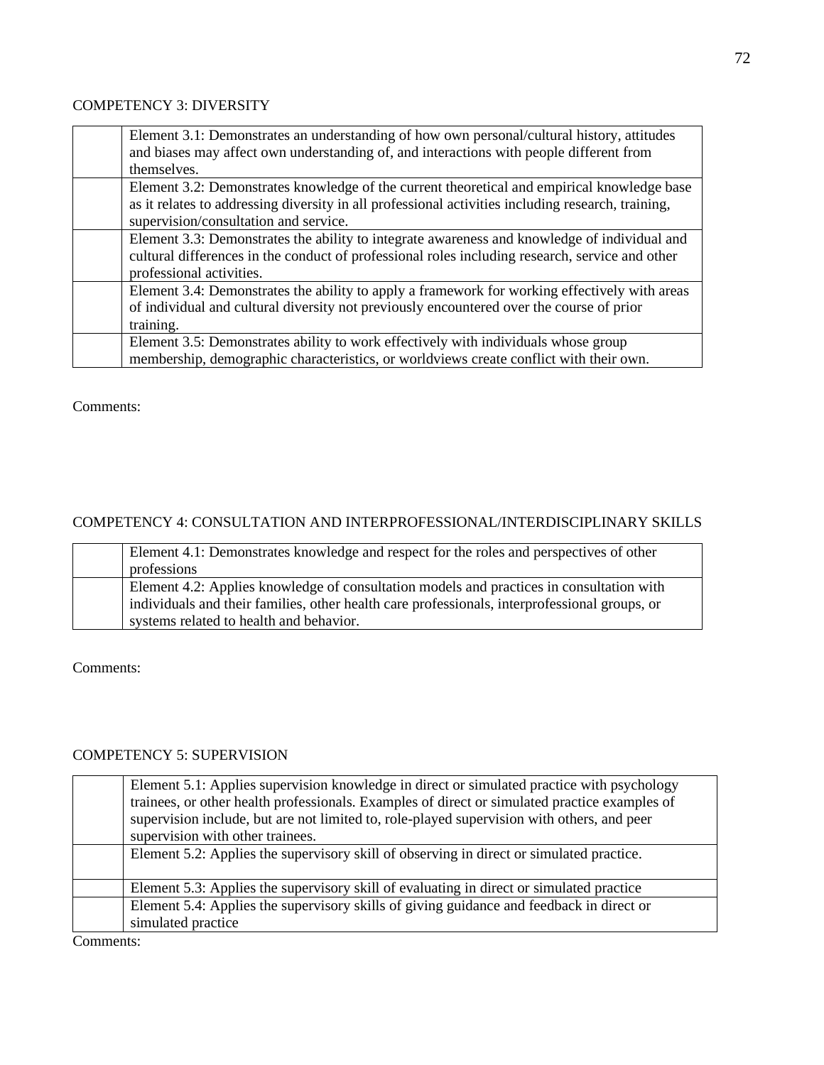## COMPETENCY 3: DIVERSITY

| | |
|---|---|
| | Element 3.1: Demonstrates an understanding of how own personal/cultural history, attitudes and biases may affect own understanding of, and interactions with people different from themselves. |
| | Element 3.2: Demonstrates knowledge of the current theoretical and empirical knowledge base as it relates to addressing diversity in all professional activities including research, training, supervision/consultation and service. |
| | Element 3.3: Demonstrates the ability to integrate awareness and knowledge of individual and cultural differences in the conduct of professional roles including research, service and other professional activities. |
| | Element 3.4: Demonstrates the ability to apply a framework for working effectively with areas of individual and cultural diversity not previously encountered over the course of prior training. |
| | Element 3.5: Demonstrates ability to work effectively with individuals whose group membership, demographic characteristics, or worldviews create conflict with their own. |

Comments:

## COMPETENCY 4: CONSULTATION AND INTERPROFESSIONAL/INTERDISCIPLINARY SKILLS

| | |
|---|---|
| | Element 4.1: Demonstrates knowledge and respect for the roles and perspectives of other professions |
| | Element 4.2: Applies knowledge of consultation models and practices in consultation with individuals and their families, other health care professionals, interprofessional groups, or systems related to health and behavior. |

Comments:

## COMPETENCY 5: SUPERVISION

| | |
|---|---|
| | Element 5.1: Applies supervision knowledge in direct or simulated practice with psychology trainees, or other health professionals. Examples of direct or simulated practice examples of supervision include, but are not limited to, role-played supervision with others, and peer supervision with other trainees. |
| | Element 5.2: Applies the supervisory skill of observing in direct or simulated practice. |
| | Element 5.3: Applies the supervisory skill of evaluating in direct or simulated practice |
| | Element 5.4: Applies the supervisory skills of giving guidance and feedback in direct or simulated practice |

Comments: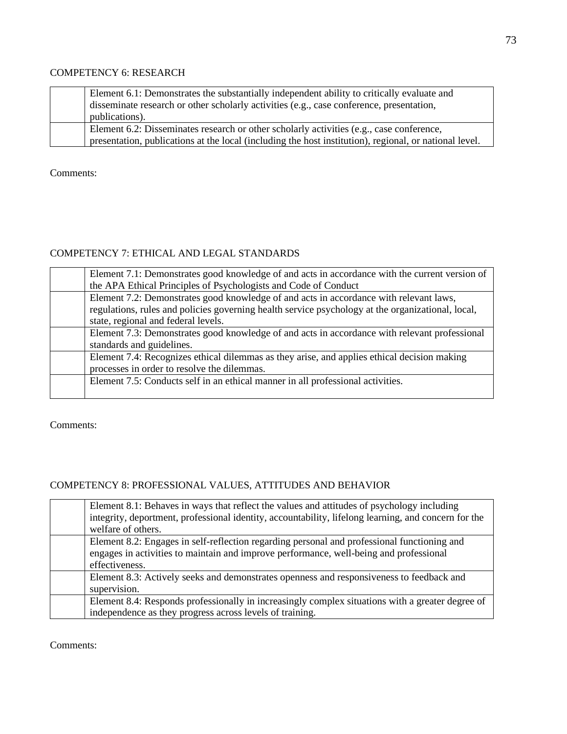COMPETENCY 6: RESEARCH

| | |
|---|---|
| | Element 6.1: Demonstrates the substantially independent ability to critically evaluate and disseminate research or other scholarly activities (e.g., case conference, presentation, publications). |
| | Element 6.2: Disseminates research or other scholarly activities (e.g., case conference, presentation, publications at the local (including the host institution), regional, or national level. |

Comments:

COMPETENCY 7: ETHICAL AND LEGAL STANDARDS

| | |
|---|---|
| | Element 7.1: Demonstrates good knowledge of and acts in accordance with the current version of the APA Ethical Principles of Psychologists and Code of Conduct |
| | Element 7.2: Demonstrates good knowledge of and acts in accordance with relevant laws, regulations, rules and policies governing health service psychology at the organizational, local, state, regional and federal levels. |
| | Element 7.3: Demonstrates good knowledge of and acts in accordance with relevant professional standards and guidelines. |
| | Element 7.4: Recognizes ethical dilemmas as they arise, and applies ethical decision making processes in order to resolve the dilemmas. |
| | Element 7.5: Conducts self in an ethical manner in all professional activities. |

Comments:

COMPETENCY 8: PROFESSIONAL VALUES, ATTITUDES AND BEHAVIOR

| | |
|---|---|
| | Element 8.1: Behaves in ways that reflect the values and attitudes of psychology including integrity, deportment, professional identity, accountability, lifelong learning, and concern for the welfare of others. |
| | Element 8.2: Engages in self-reflection regarding personal and professional functioning and engages in activities to maintain and improve performance, well-being and professional effectiveness. |
| | Element 8.3: Actively seeks and demonstrates openness and responsiveness to feedback and supervision. |
| | Element 8.4: Responds professionally in increasingly complex situations with a greater degree of independence as they progress across levels of training. |

Comments: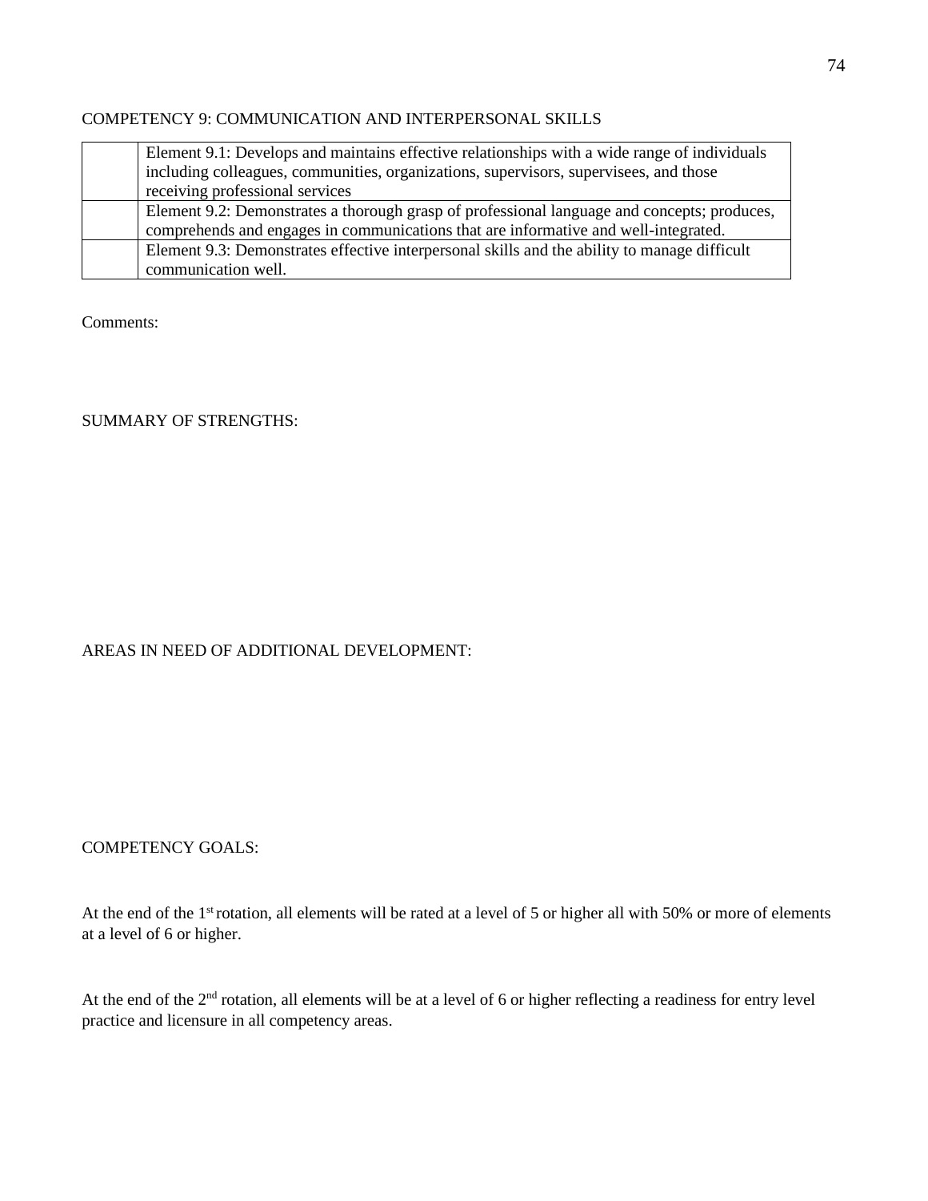## COMPETENCY 9: COMMUNICATION AND INTERPERSONAL SKILLS

| | |
|---|---|
| | Element 9.1: Develops and maintains effective relationships with a wide range of individuals including colleagues, communities, organizations, supervisors, supervisees, and those receiving professional services |
| | Element 9.2: Demonstrates a thorough grasp of professional language and concepts; produces, comprehends and engages in communications that are informative and well-integrated. |
| | Element 9.3: Demonstrates effective interpersonal skills and the ability to manage difficult communication well. |

Comments:

SUMMARY OF STRENGTHS:

AREAS IN NEED OF ADDITIONAL DEVELOPMENT:

COMPETENCY GOALS:

At the end of the 1st rotation, all elements will be rated at a level of 5 or higher all with 50% or more of elements at a level of 6 or higher.

At the end of the 2nd rotation, all elements will be at a level of 6 or higher reflecting a readiness for entry level practice and licensure in all competency areas.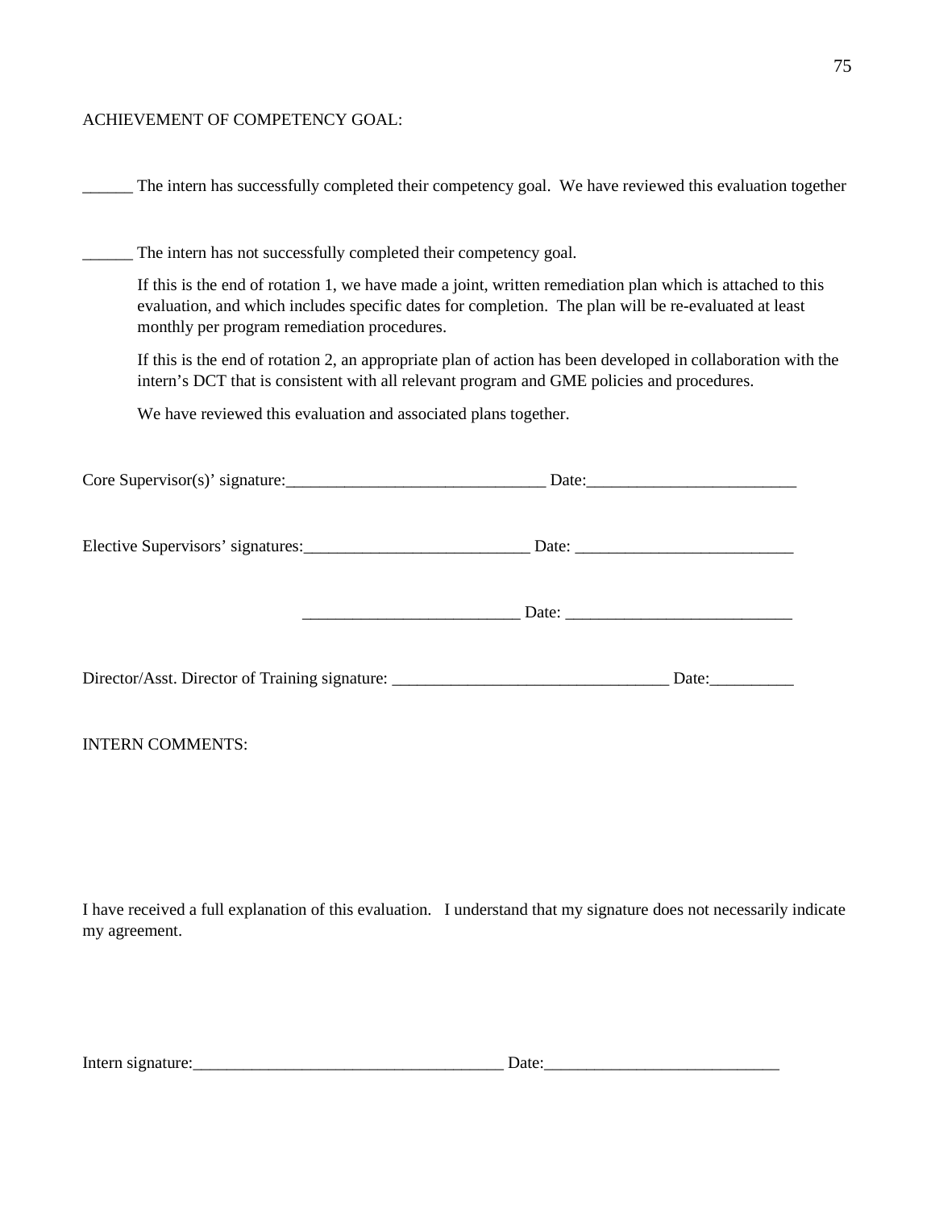ACHIEVEMENT OF COMPETENCY GOAL:

______ The intern has successfully completed their competency goal.  We have reviewed this evaluation together

______ The intern has not successfully completed their competency goal.

> If this is the end of rotation 1, we have made a joint, written remediation plan which is attached to this evaluation, and which includes specific dates for completion.  The plan will be re-evaluated at least monthly per program remediation procedures.
>
> If this is the end of rotation 2, an appropriate plan of action has been developed in collaboration with the intern's DCT that is consistent with all relevant program and GME policies and procedures.
>
> We have reviewed this evaluation and associated plans together.

Core Supervisor(s)' signature:_______________________________ Date:_________________________

Elective Supervisors' signatures:___________________________ Date: __________________________

__________________________ Date: ___________________________

Director/Asst. Director of Training signature: ________________________________ Date:__________

INTERN COMMENTS:

I have received a full explanation of this evaluation.   I understand that my signature does not necessarily indicate my agreement.

Intern signature:____________________________________ Date:___________________________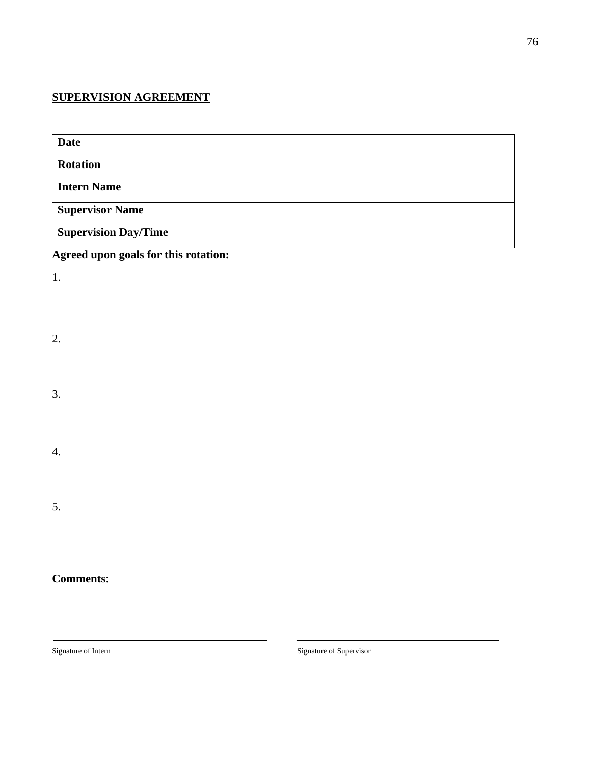**SUPERVISION AGREEMENT**

| | |
|---|---|
| **Date** | |
| **Rotation** | |
| **Intern Name** | |
| **Supervisor Name** | |
| **Supervision Day/Time** | |

**Agreed upon goals for this rotation:**

1.

2.

3.

4.

5.

**Comments**:

\_\_\_\_\_\_\_\_\_\_\_\_\_\_\_\_\_\_\_\_\_\_\_\_\_\_\_\_\_\_\_\_\_\_\_\_ \_\_\_\_\_\_\_\_\_\_\_\_\_\_\_\_\_\_\_\_\_\_\_\_\_\_\_\_\_\_\_\_\_\_\_\_

Signature of Intern Signature of Supervisor